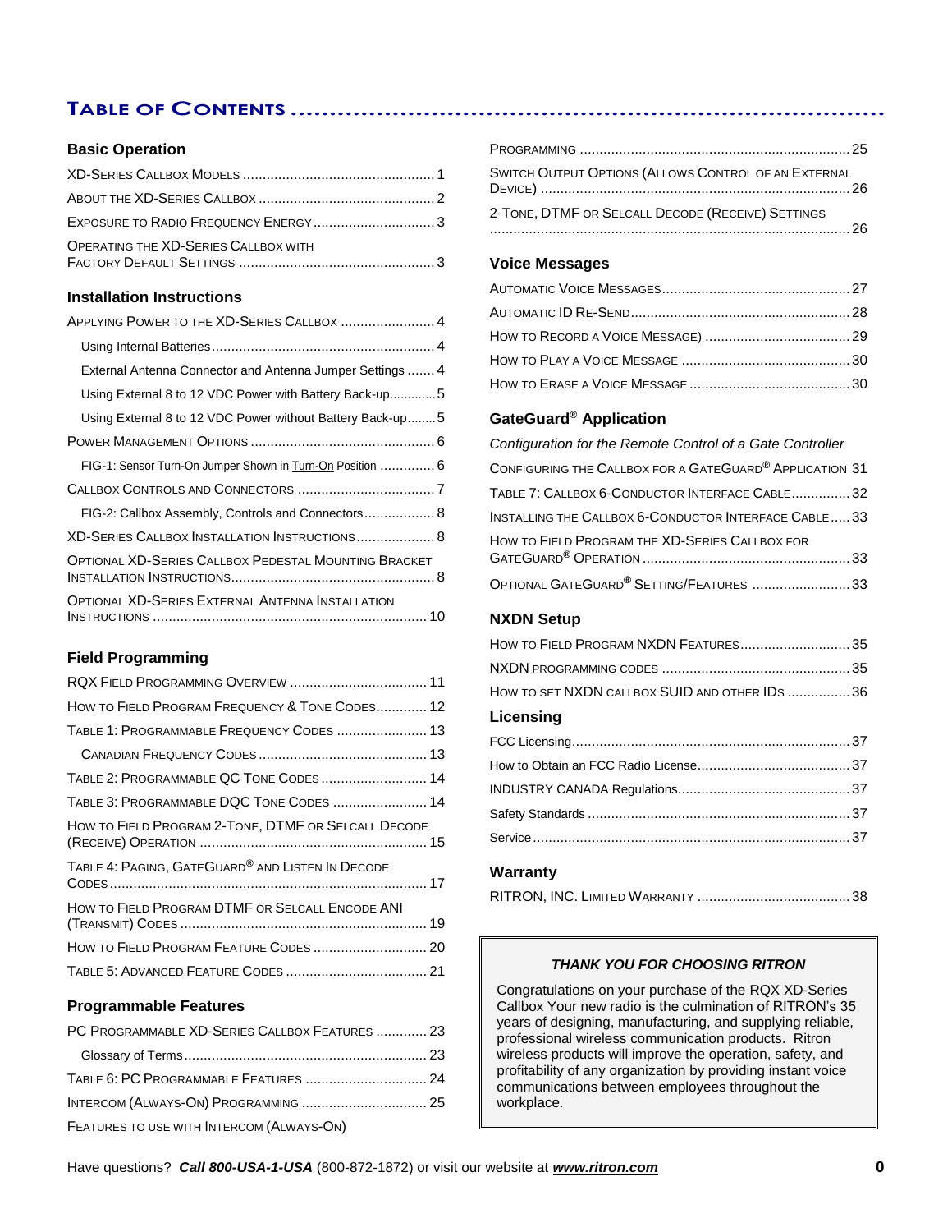# Table of Contents

## Basic Operation

- XD-Series Callbox Models ........ 1
- About the XD-Series Callbox ........ 2
- Exposure to Radio Frequency Energy ........ 3
- Operating the XD-Series Callbox with Factory Default Settings ........ 3

## Installation Instructions

- Applying Power to the XD-Series Callbox ........ 4
  - Using Internal Batteries ........ 4
  - External Antenna Connector and Antenna Jumper Settings ........ 4
  - Using External 8 to 12 VDC Power with Battery Back-up ........ 5
  - Using External 8 to 12 VDC Power without Battery Back-up ........ 5
- Power Management Options ........ 6
  - FIG-1: Sensor Turn-On Jumper Shown in Turn-On Position ........ 6
- Callbox Controls and Connectors ........ 7
  - FIG-2: Callbox Assembly, Controls and Connectors ........ 8
- XD-Series Callbox Installation Instructions ........ 8
- Optional XD-Series Callbox Pedestal Mounting Bracket Installation Instructions ........ 8
- Optional XD-Series External Antenna Installation Instructions ........ 10

## Field Programming

- RQX Field Programming Overview ........ 11
- How to Field Program Frequency & Tone Codes ........ 12
- Table 1: Programmable Frequency Codes ........ 13
  - Canadian Frequency Codes ........ 13
- Table 2: Programmable QC Tone Codes ........ 14
- Table 3: Programmable DQC Tone Codes ........ 14
- How to Field Program 2-Tone, DTMF or Selcall Decode (Receive) Operation ........ 15
- Table 4: Paging, GateGuard® and Listen In Decode Codes ........ 17
- How to Field Program DTMF or Selcall Encode ANI (Transmit) Codes ........ 19
- How to Field Program Feature Codes ........ 20
- Table 5: Advanced Feature Codes ........ 21

## Programmable Features

- PC Programmable XD-Series Callbox Features ........ 23
  - Glossary of Terms ........ 23
- Table 6: PC Programmable Features ........ 24
- Intercom (Always-On) Programming ........ 25
- Features to use with Intercom (Always-On) Programming ........ 25
- Switch Output Options (Allows Control of an External Device) ........ 26
- 2-Tone, DTMF or Selcall Decode (Receive) Settings ........ 26

## Voice Messages

- Automatic Voice Messages ........ 27
- Automatic ID Re-Send ........ 28
- How to Record a Voice Message) ........ 29
- How to Play a Voice Message ........ 30
- How to Erase a Voice Message ........ 30

## GateGuard® Application

*Configuration for the Remote Control of a Gate Controller*

- Configuring the Callbox for a GateGuard® Application ........ 31
- Table 7: Callbox 6-Conductor Interface Cable ........ 32
- Installing the Callbox 6-Conductor Interface Cable ........ 33
- How to Field Program the XD-Series Callbox for GateGuard® Operation ........ 33
- Optional GateGuard® Setting/Features ........ 33

## NXDN Setup

- How to Field Program NXDN Features ........ 35
- NXDN programming codes ........ 35
- How to set NXDN callbox SUID and other IDs ........ 36

## Licensing

- FCC Licensing ........ 37
- How to Obtain an FCC Radio License ........ 37
- INDUSTRY CANADA Regulations ........ 37
- Safety Standards ........ 37
- Service ........ 37

## Warranty

- RITRON, INC. Limited Warranty ........ 38

---

***THANK YOU FOR CHOOSING RITRON***

Congratulations on your purchase of the RQX XD-Series Callbox Your new radio is the culmination of RITRON's 35 years of designing, manufacturing, and supplying reliable, professional wireless communication products. Ritron wireless products will improve the operation, safety, and profitability of any organization by providing instant voice communications between employees throughout the workplace.

---

Have questions? ***Call 800-USA-1-USA*** (800-872-1872) or visit our website at ***www.ritron.com***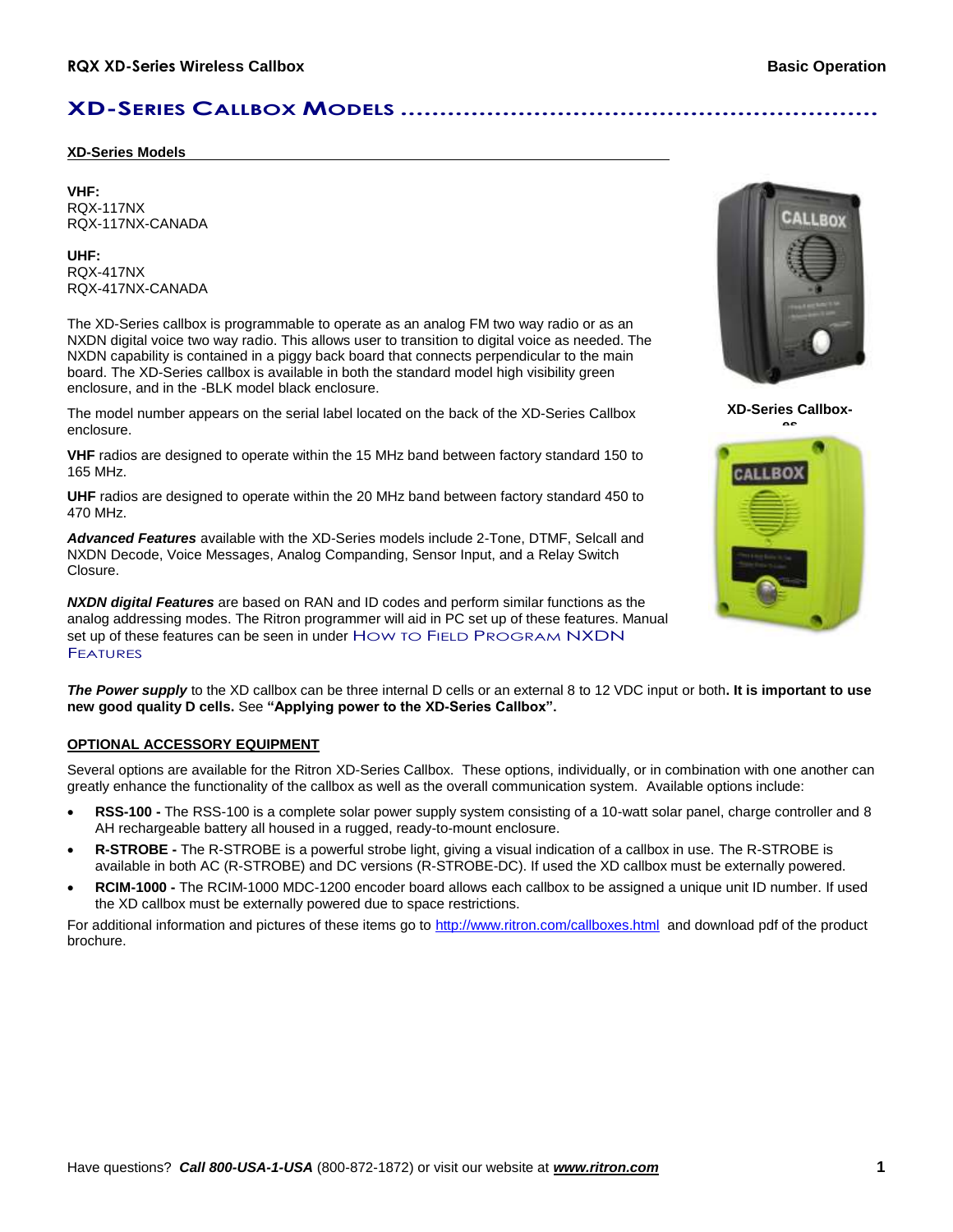# XD-Series Callbox Models

**XD-Series Models**

**VHF:**
RQX-117NX
RQX-117NX-CANADA

**UHF:**
RQX-417NX
RQX-417NX-CANADA

The XD-Series callbox is programmable to operate as an analog FM two way radio or as an NXDN digital voice two way radio. This allows user to transition to digital voice as needed. The NXDN capability is contained in a piggy back board that connects perpendicular to the main board. The XD-Series callbox is available in both the standard model high visibility green enclosure, and in the -BLK model black enclosure.

The model number appears on the serial label located on the back of the XD-Series Callbox enclosure.

**VHF** radios are designed to operate within the 15 MHz band between factory standard 150 to 165 MHz.

**UHF** radios are designed to operate within the 20 MHz band between factory standard 450 to 470 MHz.

***Advanced Features*** available with the XD-Series models include 2-Tone, DTMF, Selcall and NXDN Decode, Voice Messages, Analog Companding, Sensor Input, and a Relay Switch Closure.

***NXDN digital Features*** are based on RAN and ID codes and perform similar functions as the analog addressing modes. The Ritron programmer will aid in PC set up of these features. Manual set up of these features can be seen in under HOW TO FIELD PROGRAM NXDN FEATURES

**XD-Series Callboxes**

***The Power supply*** to the XD callbox can be three internal D cells or an external 8 to 12 VDC input or both**. It is important to use new good quality D cells.** See **"Applying power to the XD-Series Callbox".**

**OPTIONAL ACCESSORY EQUIPMENT**

Several options are available for the Ritron XD-Series Callbox. These options, individually, or in combination with one another can greatly enhance the functionality of the callbox as well as the overall communication system. Available options include:

- **RSS-100 -** The RSS-100 is a complete solar power supply system consisting of a 10-watt solar panel, charge controller and 8 AH rechargeable battery all housed in a rugged, ready-to-mount enclosure.
- **R-STROBE -** The R-STROBE is a powerful strobe light, giving a visual indication of a callbox in use. The R-STROBE is available in both AC (R-STROBE) and DC versions (R-STROBE-DC). If used the XD callbox must be externally powered.
- **RCIM-1000 -** The RCIM-1000 MDC-1200 encoder board allows each callbox to be assigned a unique unit ID number. If used the XD callbox must be externally powered due to space restrictions.

For additional information and pictures of these items go to http://www.ritron.com/callboxes.html and download pdf of the product brochure.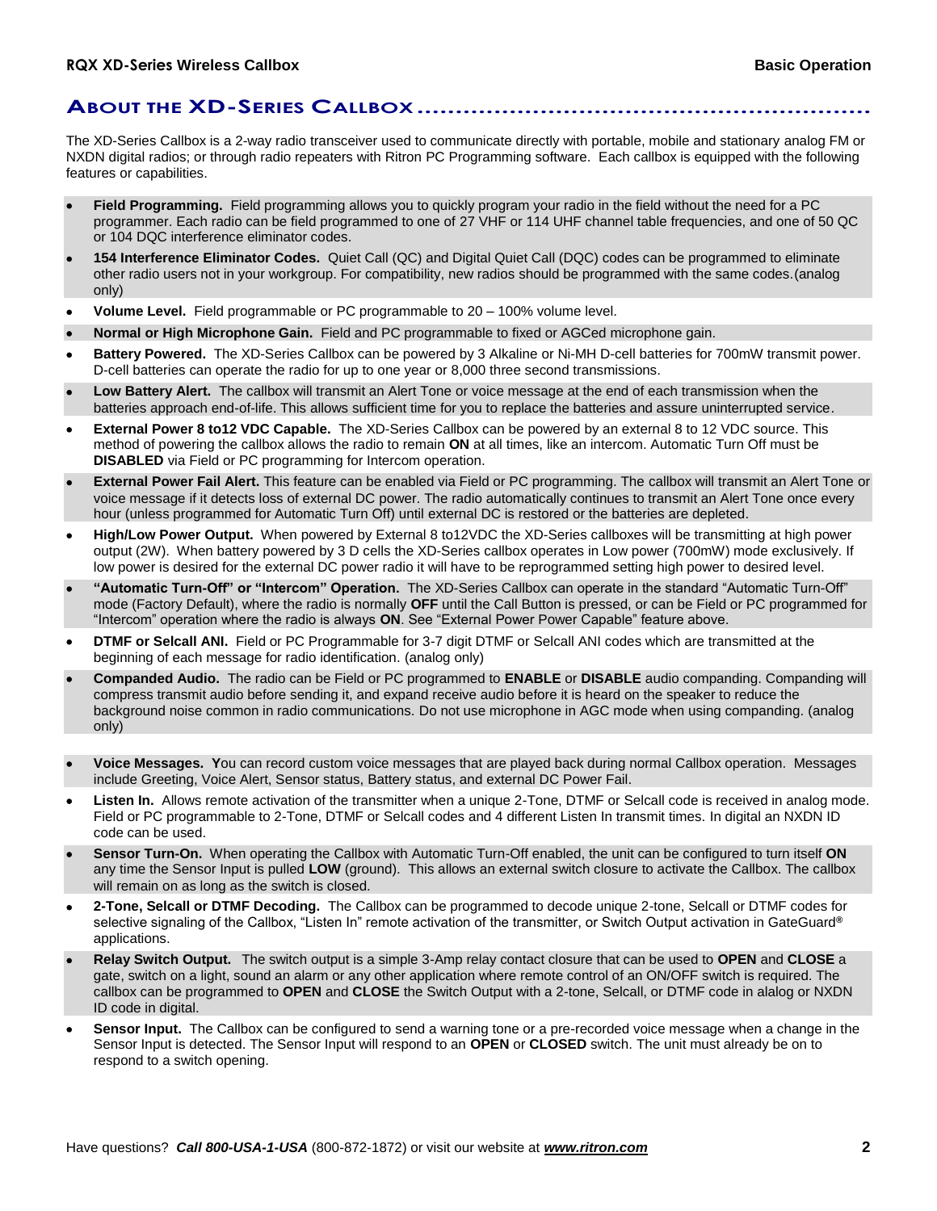## About the XD-Series Callbox

The XD-Series Callbox is a 2-way radio transceiver used to communicate directly with portable, mobile and stationary analog FM or NXDN digital radios; or through radio repeaters with Ritron PC Programming software. Each callbox is equipped with the following features or capabilities.

- **Field Programming.** Field programming allows you to quickly program your radio in the field without the need for a PC programmer. Each radio can be field programmed to one of 27 VHF or 114 UHF channel table frequencies, and one of 50 QC or 104 DQC interference eliminator codes.
- **154 Interference Eliminator Codes.** Quiet Call (QC) and Digital Quiet Call (DQC) codes can be programmed to eliminate other radio users not in your workgroup. For compatibility, new radios should be programmed with the same codes.(analog only)
- **Volume Level.** Field programmable or PC programmable to 20 – 100% volume level.
- **Normal or High Microphone Gain.** Field and PC programmable to fixed or AGCed microphone gain.
- **Battery Powered.** The XD-Series Callbox can be powered by 3 Alkaline or Ni-MH D-cell batteries for 700mW transmit power. D-cell batteries can operate the radio for up to one year or 8,000 three second transmissions.
- **Low Battery Alert.** The callbox will transmit an Alert Tone or voice message at the end of each transmission when the batteries approach end-of-life. This allows sufficient time for you to replace the batteries and assure uninterrupted service.
- **External Power 8 to12 VDC Capable.** The XD-Series Callbox can be powered by an external 8 to 12 VDC source. This method of powering the callbox allows the radio to remain **ON** at all times, like an intercom. Automatic Turn Off must be **DISABLED** via Field or PC programming for Intercom operation.
- **External Power Fail Alert.** This feature can be enabled via Field or PC programming. The callbox will transmit an Alert Tone or voice message if it detects loss of external DC power. The radio automatically continues to transmit an Alert Tone once every hour (unless programmed for Automatic Turn Off) until external DC is restored or the batteries are depleted.
- **High/Low Power Output.** When powered by External 8 to12VDC the XD-Series callboxes will be transmitting at high power output (2W). When battery powered by 3 D cells the XD-Series callbox operates in Low power (700mW) mode exclusively. If low power is desired for the external DC power radio it will have to be reprogrammed setting high power to desired level.
- **"Automatic Turn-Off" or "Intercom" Operation.** The XD-Series Callbox can operate in the standard "Automatic Turn-Off" mode (Factory Default), where the radio is normally **OFF** until the Call Button is pressed, or can be Field or PC programmed for "Intercom" operation where the radio is always **ON**. See "External Power Power Capable" feature above.
- **DTMF or Selcall ANI.** Field or PC Programmable for 3-7 digit DTMF or Selcall ANI codes which are transmitted at the beginning of each message for radio identification. (analog only)
- **Companded Audio.** The radio can be Field or PC programmed to **ENABLE** or **DISABLE** audio companding. Companding will compress transmit audio before sending it, and expand receive audio before it is heard on the speaker to reduce the background noise common in radio communications. Do not use microphone in AGC mode when using companding. (analog only)
- **Voice Messages.** **Y**ou can record custom voice messages that are played back during normal Callbox operation. Messages include Greeting, Voice Alert, Sensor status, Battery status, and external DC Power Fail.
- **Listen In.** Allows remote activation of the transmitter when a unique 2-Tone, DTMF or Selcall code is received in analog mode. Field or PC programmable to 2-Tone, DTMF or Selcall codes and 4 different Listen In transmit times. In digital an NXDN ID code can be used.
- **Sensor Turn-On.** When operating the Callbox with Automatic Turn-Off enabled, the unit can be configured to turn itself **ON** any time the Sensor Input is pulled **LOW** (ground). This allows an external switch closure to activate the Callbox. The callbox will remain on as long as the switch is closed.
- **2-Tone, Selcall or DTMF Decoding.** The Callbox can be programmed to decode unique 2-tone, Selcall or DTMF codes for selective signaling of the Callbox, "Listen In" remote activation of the transmitter, or Switch Output activation in GateGuard® applications.
- **Relay Switch Output.** The switch output is a simple 3-Amp relay contact closure that can be used to **OPEN** and **CLOSE** a gate, switch on a light, sound an alarm or any other application where remote control of an ON/OFF switch is required. The callbox can be programmed to **OPEN** and **CLOSE** the Switch Output with a 2-tone, Selcall, or DTMF code in alalog or NXDN ID code in digital.
- **Sensor Input.** The Callbox can be configured to send a warning tone or a pre-recorded voice message when a change in the Sensor Input is detected. The Sensor Input will respond to an **OPEN** or **CLOSED** switch. The unit must already be on to respond to a switch opening.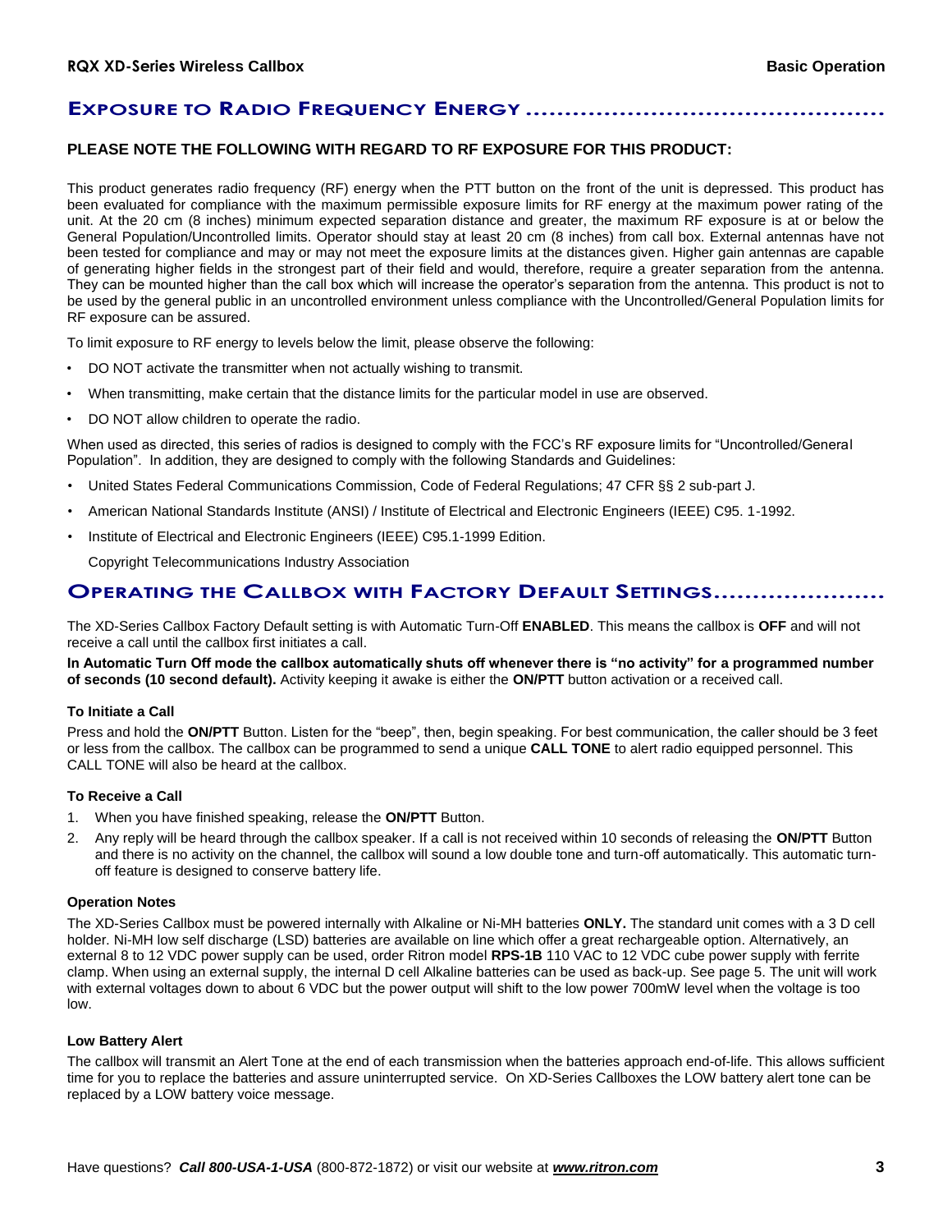## Exposure to Radio Frequency Energy

**PLEASE NOTE THE FOLLOWING WITH REGARD TO RF EXPOSURE FOR THIS PRODUCT:**

This product generates radio frequency (RF) energy when the PTT button on the front of the unit is depressed. This product has been evaluated for compliance with the maximum permissible exposure limits for RF energy at the maximum power rating of the unit. At the 20 cm (8 inches) minimum expected separation distance and greater, the maximum RF exposure is at or below the General Population/Uncontrolled limits. Operator should stay at least 20 cm (8 inches) from call box. External antennas have not been tested for compliance and may or may not meet the exposure limits at the distances given. Higher gain antennas are capable of generating higher fields in the strongest part of their field and would, therefore, require a greater separation from the antenna. They can be mounted higher than the call box which will increase the operator's separation from the antenna. This product is not to be used by the general public in an uncontrolled environment unless compliance with the Uncontrolled/General Population limits for RF exposure can be assured.

To limit exposure to RF energy to levels below the limit, please observe the following:

- DO NOT activate the transmitter when not actually wishing to transmit.
- When transmitting, make certain that the distance limits for the particular model in use are observed.
- DO NOT allow children to operate the radio.

When used as directed, this series of radios is designed to comply with the FCC's RF exposure limits for "Uncontrolled/General Population". In addition, they are designed to comply with the following Standards and Guidelines:

- United States Federal Communications Commission, Code of Federal Regulations; 47 CFR §§ 2 sub-part J.
- American National Standards Institute (ANSI) / Institute of Electrical and Electronic Engineers (IEEE) C95. 1-1992.
- Institute of Electrical and Electronic Engineers (IEEE) C95.1-1999 Edition.

  Copyright Telecommunications Industry Association

## Operating the Callbox with Factory Default Settings

The XD-Series Callbox Factory Default setting is with Automatic Turn-Off **ENABLED**. This means the callbox is **OFF** and will not receive a call until the callbox first initiates a call.

**In Automatic Turn Off mode the callbox automatically shuts off whenever there is "no activity" for a programmed number of seconds (10 second default).** Activity keeping it awake is either the **ON/PTT** button activation or a received call.

#### To Initiate a Call

Press and hold the **ON/PTT** Button. Listen for the "beep", then, begin speaking. For best communication, the caller should be 3 feet or less from the callbox. The callbox can be programmed to send a unique **CALL TONE** to alert radio equipped personnel. This CALL TONE will also be heard at the callbox.

#### To Receive a Call

1. When you have finished speaking, release the **ON/PTT** Button.
2. Any reply will be heard through the callbox speaker. If a call is not received within 10 seconds of releasing the **ON/PTT** Button and there is no activity on the channel, the callbox will sound a low double tone and turn-off automatically. This automatic turn-off feature is designed to conserve battery life.

#### Operation Notes

The XD-Series Callbox must be powered internally with Alkaline or Ni-MH batteries **ONLY.** The standard unit comes with a 3 D cell holder. Ni-MH low self discharge (LSD) batteries are available on line which offer a great rechargeable option. Alternatively, an external 8 to 12 VDC power supply can be used, order Ritron model **RPS-1B** 110 VAC to 12 VDC cube power supply with ferrite clamp. When using an external supply, the internal D cell Alkaline batteries can be used as back-up. See page 5. The unit will work with external voltages down to about 6 VDC but the power output will shift to the low power 700mW level when the voltage is too low.

#### Low Battery Alert

The callbox will transmit an Alert Tone at the end of each transmission when the batteries approach end-of-life. This allows sufficient time for you to replace the batteries and assure uninterrupted service. On XD-Series Callboxes the LOW battery alert tone can be replaced by a LOW battery voice message.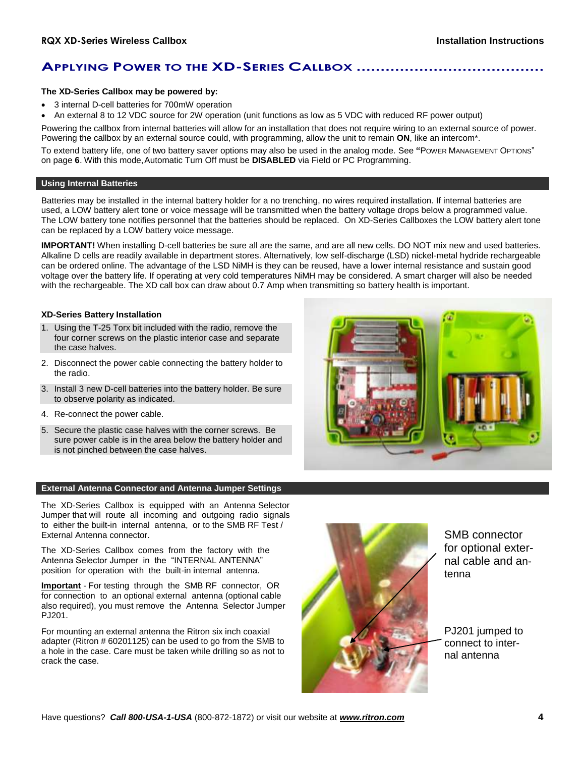## APPLYING POWER TO THE XD-SERIES CALLBOX

**The XD-Series Callbox may be powered by:**

- 3 internal D-cell batteries for 700mW operation
- An external 8 to 12 VDC source for 2W operation (unit functions as low as 5 VDC with reduced RF power output)

Powering the callbox from internal batteries will allow for an installation that does not require wiring to an external source of power. Powering the callbox by an external source could, with programming, allow the unit to remain **ON**, like an intercom*.

To extend battery life, one of two battery saver options may also be used in the analog mode. See **"**POWER MANAGEMENT OPTIONS" on page **6**. With this mode, Automatic Turn Off must be **DISABLED** via Field or PC Programming.

### Using Internal Batteries

Batteries may be installed in the internal battery holder for a no trenching, no wires required installation. If internal batteries are used, a LOW battery alert tone or voice message will be transmitted when the battery voltage drops below a programmed value. The LOW battery tone notifies personnel that the batteries should be replaced. On XD-Series Callboxes the LOW battery alert tone can be replaced by a LOW battery voice message.

**IMPORTANT!** When installing D-cell batteries be sure all are the same, and are all new cells. DO NOT mix new and used batteries. Alkaline D cells are readily available in department stores. Alternatively, low self-discharge (LSD) nickel-metal hydride rechargeable can be ordered online. The advantage of the LSD NiMH is they can be reused, have a lower internal resistance and sustain good voltage over the battery life. If operating at very cold temperatures NiMH may be considered. A smart charger will also be needed with the rechargeable. The XD call box can draw about 0.7 Amp when transmitting so battery health is important.

#### XD-Series Battery Installation

1. Using the T-25 Torx bit included with the radio, remove the four corner screws on the plastic interior case and separate the case halves.
2. Disconnect the power cable connecting the battery holder to the radio.
3. Install 3 new D-cell batteries into the battery holder. Be sure to observe polarity as indicated.
4. Re-connect the power cable.
5. Secure the plastic case halves with the corner screws. Be sure power cable is in the area below the battery holder and is not pinched between the case halves.

### External Antenna Connector and Antenna Jumper Settings

The XD-Series Callbox is equipped with an Antenna Selector Jumper that will route all incoming and outgoing radio signals to either the built-in internal antenna, or to the SMB RF Test / External Antenna connector.

The XD-Series Callbox comes from the factory with the Antenna Selector Jumper in the "INTERNAL ANTENNA" position for operation with the built-in internal antenna.

**Important** - For testing through the SMB RF connector, OR for connection to an optional external antenna (optional cable also required), you must remove the Antenna Selector Jumper PJ201.

For mounting an external antenna the Ritron six inch coaxial adapter (Ritron # 60201125) can be used to go from the SMB to a hole in the case. Care must be taken while drilling so as not to crack the case.

SMB connector for optional external cable and antenna

PJ201 jumped to connect to internal antenna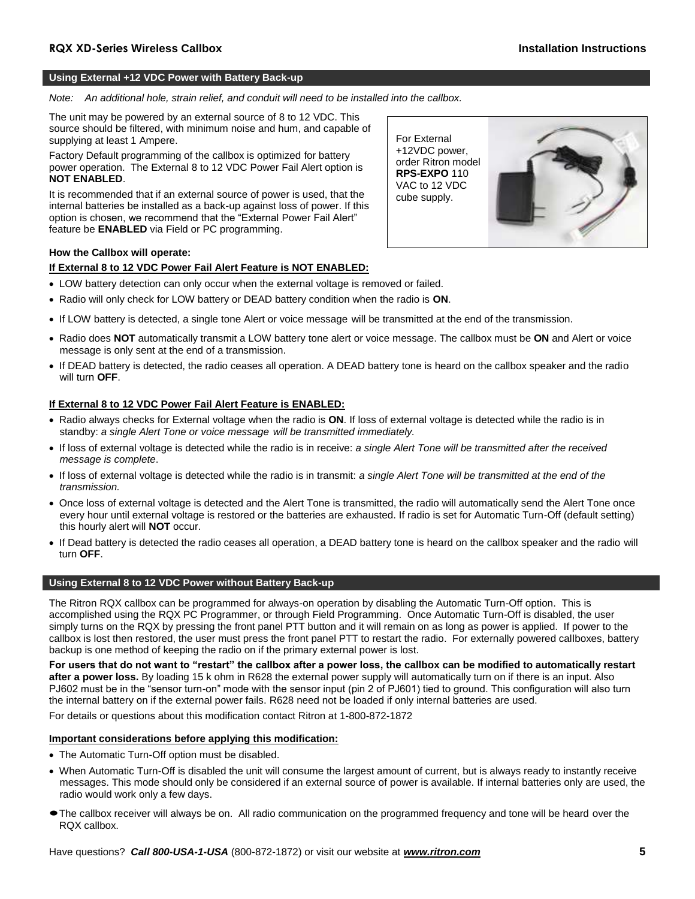## Using External +12 VDC Power with Battery Back-up

*Note: An additional hole, strain relief, and conduit will need to be installed into the callbox.*

The unit may be powered by an external source of 8 to 12 VDC. This source should be filtered, with minimum noise and hum, and capable of supplying at least 1 Ampere.

Factory Default programming of the callbox is optimized for battery power operation. The External 8 to 12 VDC Power Fail Alert option is **NOT ENABLED**.

It is recommended that if an external source of power is used, that the internal batteries be installed as a back-up against loss of power. If this option is chosen, we recommend that the "External Power Fail Alert" feature be **ENABLED** via Field or PC programming.

For External +12VDC power, order Ritron model **RPS-EXPO** 110 VAC to 12 VDC cube supply.

**How the Callbox will operate:**

**If External 8 to 12 VDC Power Fail Alert Feature is NOT ENABLED:**

- LOW battery detection can only occur when the external voltage is removed or failed.
- Radio will only check for LOW battery or DEAD battery condition when the radio is **ON**.
- If LOW battery is detected, a single tone Alert or voice message will be transmitted at the end of the transmission.
- Radio does **NOT** automatically transmit a LOW battery tone alert or voice message. The callbox must be **ON** and Alert or voice message is only sent at the end of a transmission.
- If DEAD battery is detected, the radio ceases all operation. A DEAD battery tone is heard on the callbox speaker and the radio will turn **OFF**.

**If External 8 to 12 VDC Power Fail Alert Feature is ENABLED:**

- Radio always checks for External voltage when the radio is **ON**. If loss of external voltage is detected while the radio is in standby: *a single Alert Tone or voice message will be transmitted immediately.*
- If loss of external voltage is detected while the radio is in receive: *a single Alert Tone will be transmitted after the received message is complete*.
- If loss of external voltage is detected while the radio is in transmit: *a single Alert Tone will be transmitted at the end of the transmission.*
- Once loss of external voltage is detected and the Alert Tone is transmitted, the radio will automatically send the Alert Tone once every hour until external voltage is restored or the batteries are exhausted. If radio is set for Automatic Turn-Off (default setting) this hourly alert will **NOT** occur.
- If Dead battery is detected the radio ceases all operation, a DEAD battery tone is heard on the callbox speaker and the radio will turn **OFF**.

## Using External 8 to 12 VDC Power without Battery Back-up

The Ritron RQX callbox can be programmed for always-on operation by disabling the Automatic Turn-Off option. This is accomplished using the RQX PC Programmer, or through Field Programming. Once Automatic Turn-Off is disabled, the user simply turns on the RQX by pressing the front panel PTT button and it will remain on as long as power is applied. If power to the callbox is lost then restored, the user must press the front panel PTT to restart the radio. For externally powered callboxes, battery backup is one method of keeping the radio on if the primary external power is lost.

**For users that do not want to "restart" the callbox after a power loss, the callbox can be modified to automatically restart after a power loss.** By loading 15 k ohm in R628 the external power supply will automatically turn on if there is an input. Also PJ602 must be in the "sensor turn-on" mode with the sensor input (pin 2 of PJ601) tied to ground. This configuration will also turn the internal battery on if the external power fails. R628 need not be loaded if only internal batteries are used.

For details or questions about this modification contact Ritron at 1-800-872-1872

**Important considerations before applying this modification:**

- The Automatic Turn-Off option must be disabled.
- When Automatic Turn-Off is disabled the unit will consume the largest amount of current, but is always ready to instantly receive messages. This mode should only be considered if an external source of power is available. If internal batteries only are used, the radio would work only a few days.
- The callbox receiver will always be on. All radio communication on the programmed frequency and tone will be heard over the RQX callbox.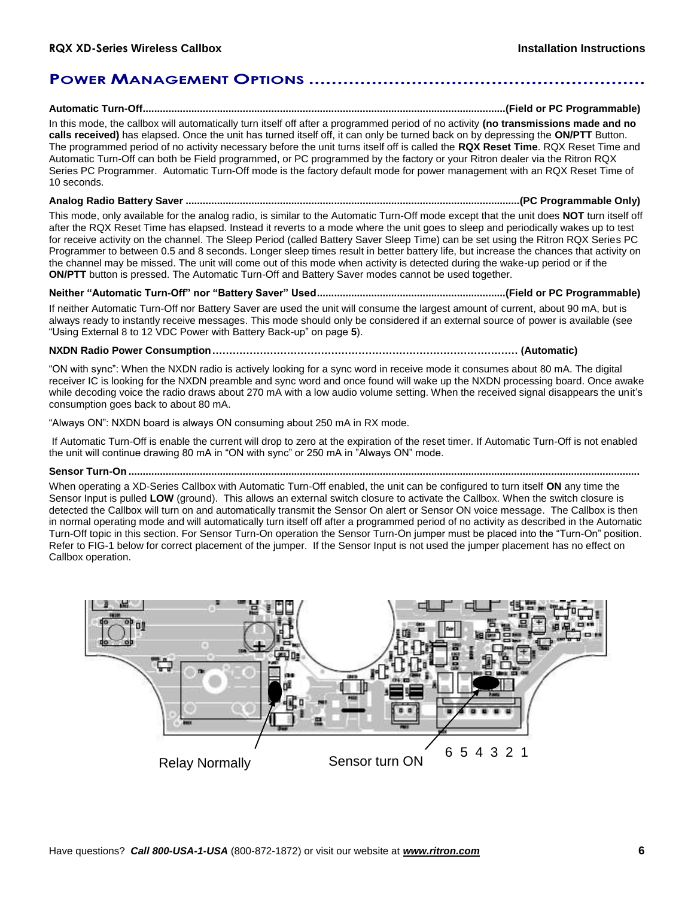## POWER MANAGEMENT OPTIONS

**Automatic Turn-Off...........................................................................................................................(Field or PC Programmable)**

In this mode, the callbox will automatically turn itself off after a programmed period of no activity **(no transmissions made and no calls received)** has elapsed. Once the unit has turned itself off, it can only be turned back on by depressing the **ON/PTT** Button. The programmed period of no activity necessary before the unit turns itself off is called the **RQX Reset Time**. RQX Reset Time and Automatic Turn-Off can both be Field programmed, or PC programmed by the factory or your Ritron dealer via the Ritron RQX Series PC Programmer. Automatic Turn-Off mode is the factory default mode for power management with an RQX Reset Time of 10 seconds.

**Analog Radio Battery Saver .................................................................................................................(PC Programmable Only)**

This mode, only available for the analog radio, is similar to the Automatic Turn-Off mode except that the unit does **NOT** turn itself off after the RQX Reset Time has elapsed. Instead it reverts to a mode where the unit goes to sleep and periodically wakes up to test for receive activity on the channel. The Sleep Period (called Battery Saver Sleep Time) can be set using the Ritron RQX Series PC Programmer to between 0.5 and 8 seconds. Longer sleep times result in better battery life, but increase the chances that activity on the channel may be missed. The unit will come out of this mode when activity is detected during the wake-up period or if the **ON/PTT** button is pressed. The Automatic Turn-Off and Battery Saver modes cannot be used together.

**Neither "Automatic Turn-Off" nor "Battery Saver" Used.................................................................(Field or PC Programmable)**

If neither Automatic Turn-Off nor Battery Saver are used the unit will consume the largest amount of current, about 90 mA, but is always ready to instantly receive messages. This mode should only be considered if an external source of power is available (see "Using External 8 to 12 VDC Power with Battery Back-up" on page **5**).

**NXDN Radio Power Consumption……………………………………………………………………………… (Automatic)**

"ON with sync": When the NXDN radio is actively looking for a sync word in receive mode it consumes about 80 mA. The digital receiver IC is looking for the NXDN preamble and sync word and once found will wake up the NXDN processing board. Once awake while decoding voice the radio draws about 270 mA with a low audio volume setting. When the received signal disappears the unit's consumption goes back to about 80 mA.

"Always ON": NXDN board is always ON consuming about 250 mA in RX mode.

If Automatic Turn-Off is enable the current will drop to zero at the expiration of the reset timer. If Automatic Turn-Off is not enabled the unit will continue drawing 80 mA in "ON with sync" or 250 mA in "Always ON" mode.

**Sensor Turn-On .....................................................................................................................................................................**

When operating a XD-Series Callbox with Automatic Turn-Off enabled, the unit can be configured to turn itself **ON** any time the Sensor Input is pulled **LOW** (ground). This allows an external switch closure to activate the Callbox. When the switch closure is detected the Callbox will turn on and automatically transmit the Sensor On alert or Sensor ON voice message. The Callbox is then in normal operating mode and will automatically turn itself off after a programmed period of no activity as described in the Automatic Turn-Off topic in this section. For Sensor Turn-On operation the Sensor Turn-On jumper must be placed into the "Turn-On" position. Refer to FIG-1 below for correct placement of the jumper. If the Sensor Input is not used the jumper placement has no effect on Callbox operation.

Relay Normally    Sensor turn ON    6 5 4 3 2 1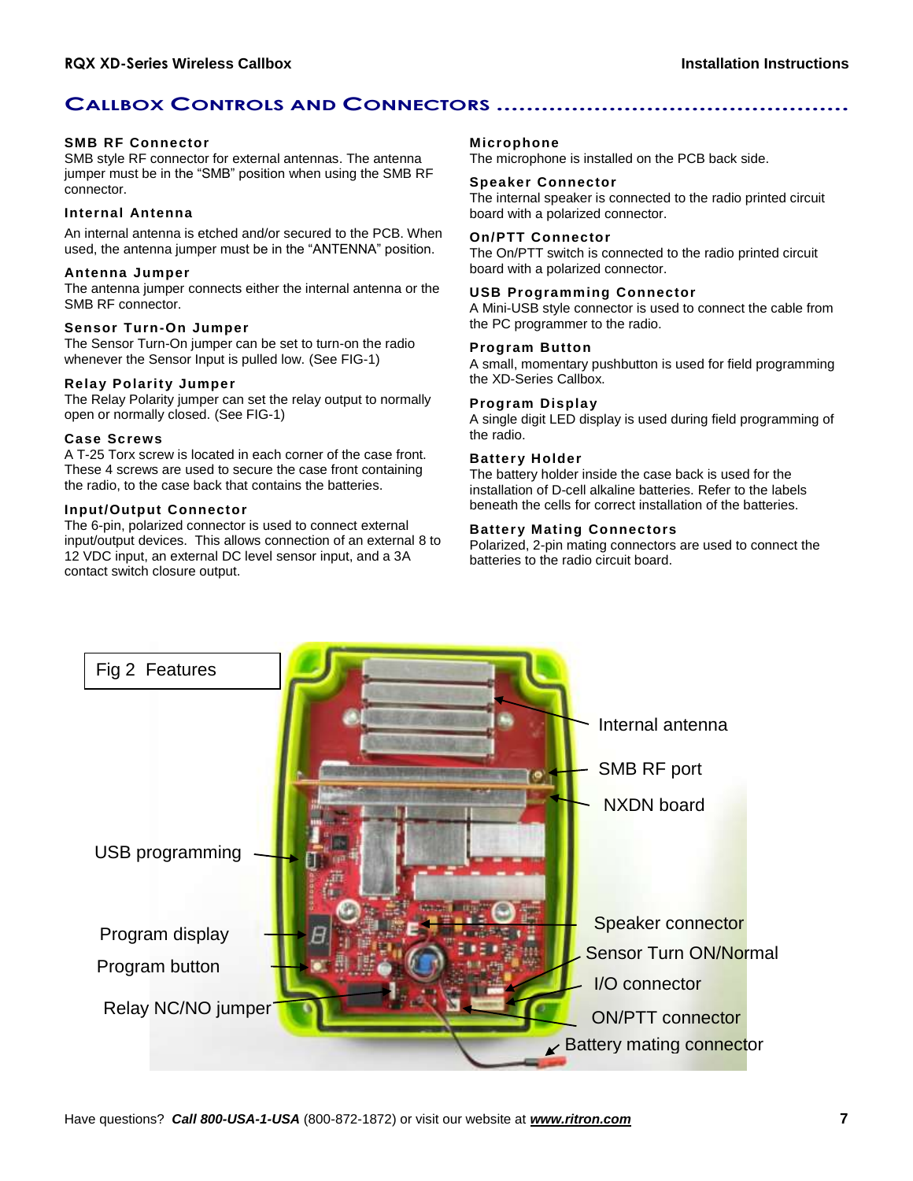## Callbox Controls and Connectors

### SMB RF Connector
SMB style RF connector for external antennas. The antenna jumper must be in the "SMB" position when using the SMB RF connector.

### Internal Antenna
An internal antenna is etched and/or secured to the PCB. When used, the antenna jumper must be in the "ANTENNA" position.

### Antenna Jumper
The antenna jumper connects either the internal antenna or the SMB RF connector.

### Sensor Turn-On Jumper
The Sensor Turn-On jumper can be set to turn-on the radio whenever the Sensor Input is pulled low. (See FIG-1)

### Relay Polarity Jumper
The Relay Polarity jumper can set the relay output to normally open or normally closed. (See FIG-1)

### Case Screws
A T-25 Torx screw is located in each corner of the case front. These 4 screws are used to secure the case front containing the radio, to the case back that contains the batteries.

### Input/Output Connector
The 6-pin, polarized connector is used to connect external input/output devices. This allows connection of an external 8 to 12 VDC input, an external DC level sensor input, and a 3A contact switch closure output.

### Microphone
The microphone is installed on the PCB back side.

### Speaker Connector
The internal speaker is connected to the radio printed circuit board with a polarized connector.

### On/PTT Connector
The On/PTT switch is connected to the radio printed circuit board with a polarized connector.

### USB Programming Connector
A Mini-USB style connector is used to connect the cable from the PC programmer to the radio.

### Program Button
A small, momentary pushbutton is used for field programming the XD-Series Callbox.

### Program Display
A single digit LED display is used during field programming of the radio.

### Battery Holder
The battery holder inside the case back is used for the installation of D-cell alkaline batteries. Refer to the labels beneath the cells for correct installation of the batteries.

### Battery Mating Connectors
Polarized, 2-pin mating connectors are used to connect the batteries to the radio circuit board.

Fig 2 Features

Internal antenna
SMB RF port
NXDN board
USB programming
Program display
Program button
Relay NC/NO jumper
Speaker connector
Sensor Turn ON/Normal
I/O connector
ON/PTT connector
Battery mating connector

Have questions? ***Call 800-USA-1-USA*** (800-872-1872) or visit our website at ***www.ritron.com***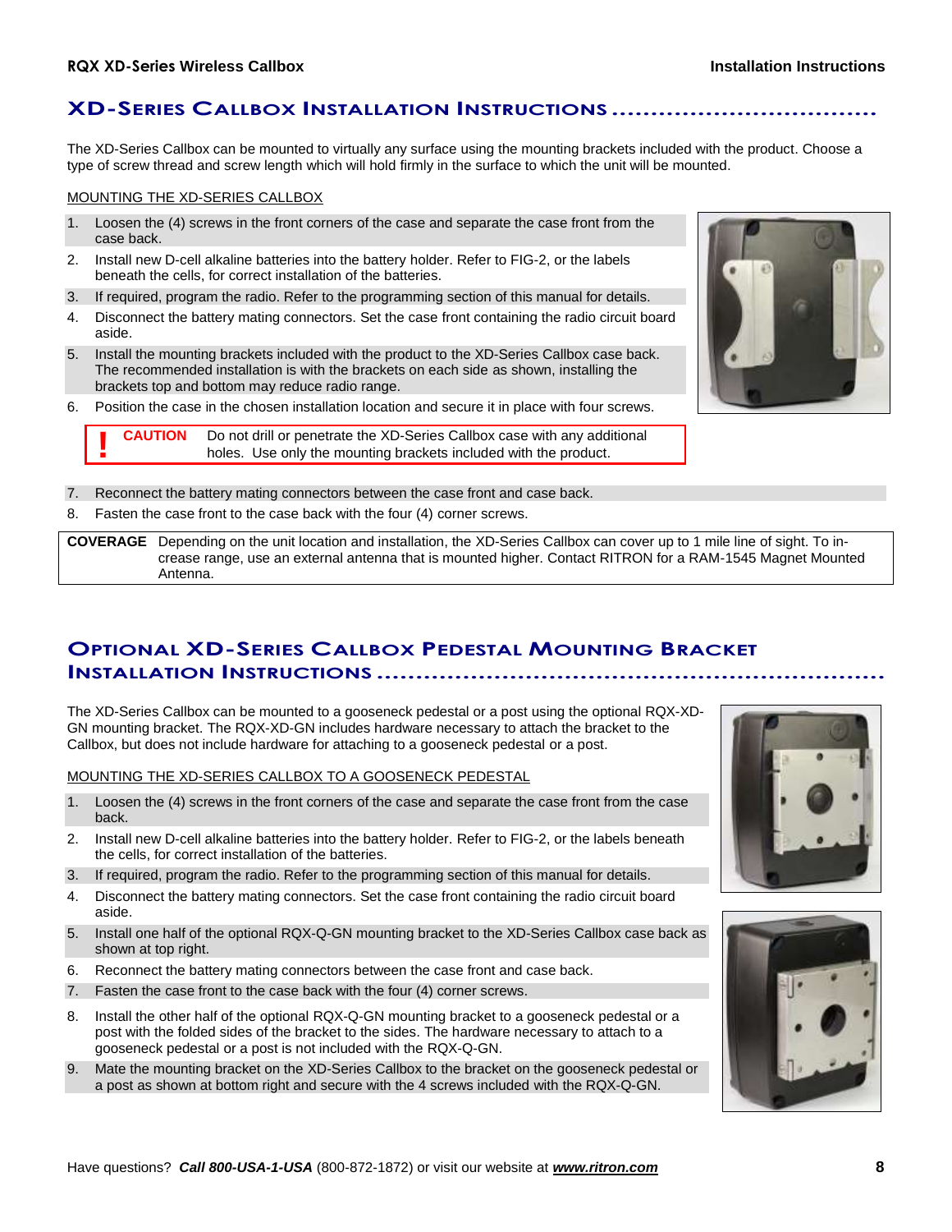## XD-Series Callbox Installation Instructions

The XD-Series Callbox can be mounted to virtually any surface using the mounting brackets included with the product. Choose a type of screw thread and screw length which will hold firmly in the surface to which the unit will be mounted.

MOUNTING THE XD-SERIES CALLBOX

1. Loosen the (4) screws in the front corners of the case and separate the case front from the case back.
2. Install new D-cell alkaline batteries into the battery holder. Refer to FIG-2, or the labels beneath the cells, for correct installation of the batteries.
3. If required, program the radio. Refer to the programming section of this manual for details.
4. Disconnect the battery mating connectors. Set the case front containing the radio circuit board aside.
5. Install the mounting brackets included with the product to the XD-Series Callbox case back. The recommended installation is with the brackets on each side as shown, installing the brackets top and bottom may reduce radio range.
6. Position the case in the chosen installation location and secure it in place with four screws.

> **! CAUTION** Do not drill or penetrate the XD-Series Callbox case with any additional holes. Use only the mounting brackets included with the product.

7. Reconnect the battery mating connectors between the case front and case back.
8. Fasten the case front to the case back with the four (4) corner screws.

**COVERAGE** Depending on the unit location and installation, the XD-Series Callbox can cover up to 1 mile line of sight. To increase range, use an external antenna that is mounted higher. Contact RITRON for a RAM-1545 Magnet Mounted Antenna.

## Optional XD-Series Callbox Pedestal Mounting Bracket Installation Instructions

The XD-Series Callbox can be mounted to a gooseneck pedestal or a post using the optional RQX-XD-GN mounting bracket. The RQX-XD-GN includes hardware necessary to attach the bracket to the Callbox, but does not include hardware for attaching to a gooseneck pedestal or a post.

MOUNTING THE XD-SERIES CALLBOX TO A GOOSENECK PEDESTAL

1. Loosen the (4) screws in the front corners of the case and separate the case front from the case back.
2. Install new D-cell alkaline batteries into the battery holder. Refer to FIG-2, or the labels beneath the cells, for correct installation of the batteries.
3. If required, program the radio. Refer to the programming section of this manual for details.
4. Disconnect the battery mating connectors. Set the case front containing the radio circuit board aside.
5. Install one half of the optional RQX-Q-GN mounting bracket to the XD-Series Callbox case back as shown at top right.
6. Reconnect the battery mating connectors between the case front and case back.
7. Fasten the case front to the case back with the four (4) corner screws.
8. Install the other half of the optional RQX-Q-GN mounting bracket to a gooseneck pedestal or a post with the folded sides of the bracket to the sides. The hardware necessary to attach to a gooseneck pedestal or a post is not included with the RQX-Q-GN.
9. Mate the mounting bracket on the XD-Series Callbox to the bracket on the gooseneck pedestal or a post as shown at bottom right and secure with the 4 screws included with the RQX-Q-GN.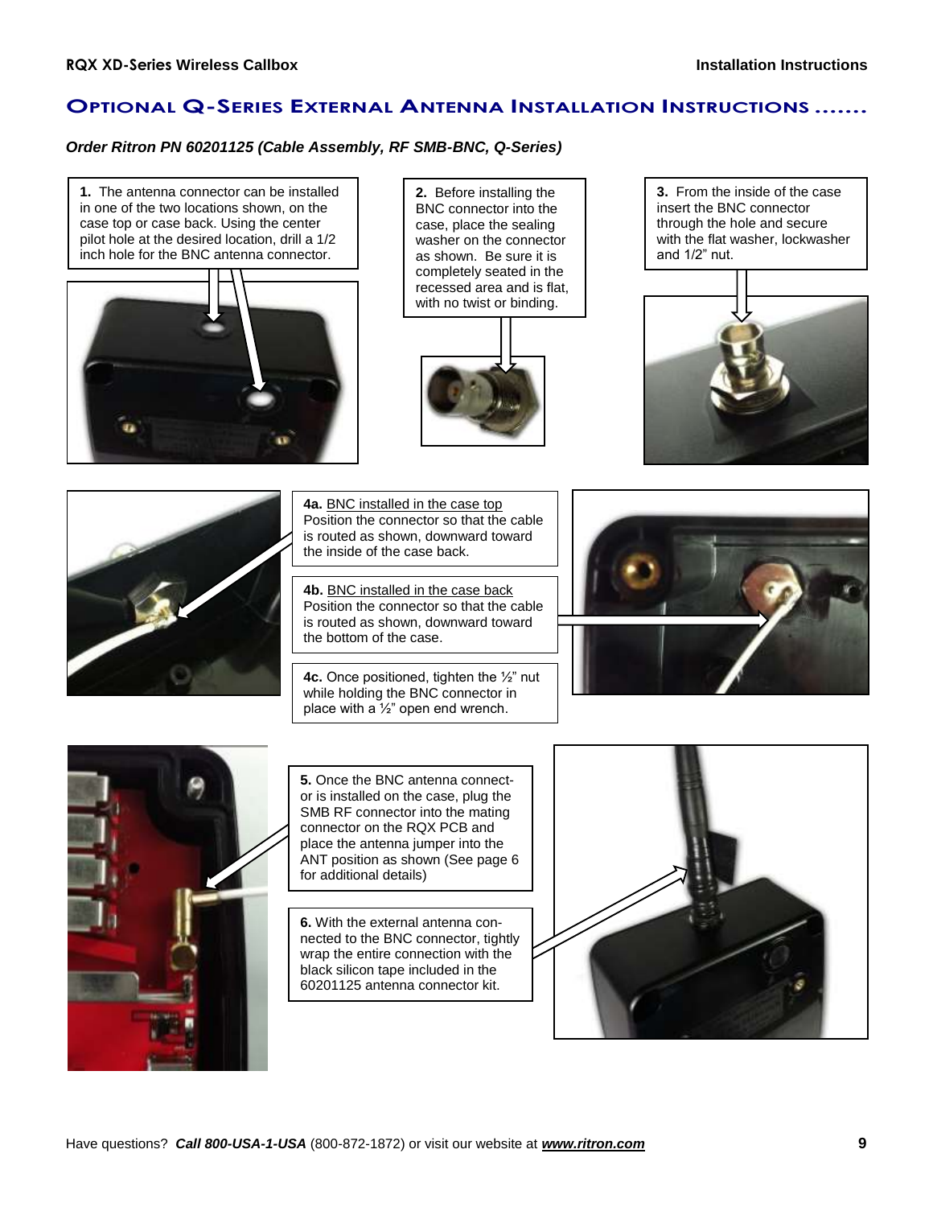## Optional Q-Series External Antenna Installation Instructions

***Order Ritron PN 60201125 (Cable Assembly, RF SMB-BNC, Q-Series)***

**1.** The antenna connector can be installed in one of the two locations shown, on the case top or case back. Using the center pilot hole at the desired location, drill a 1/2 inch hole for the BNC antenna connector.

**2.** Before installing the BNC connector into the case, place the sealing washer on the connector as shown. Be sure it is completely seated in the recessed area and is flat, with no twist or binding.

**3.** From the inside of the case insert the BNC connector through the hole and secure with the flat washer, lockwasher and 1/2" nut.

**4a.** BNC installed in the case top
Position the connector so that the cable is routed as shown, downward toward the inside of the case back.

**4b.** BNC installed in the case back
Position the connector so that the cable is routed as shown, downward toward the bottom of the case.

**4c.** Once positioned, tighten the ½" nut while holding the BNC connector in place with a ½" open end wrench.

**5.** Once the BNC antenna connector is installed on the case, plug the SMB RF connector into the mating connector on the RQX PCB and place the antenna jumper into the ANT position as shown (See page 6 for additional details)

**6.** With the external antenna connected to the BNC connector, tightly wrap the entire connection with the black silicon tape included in the 60201125 antenna connector kit.

Have questions? ***Call 800-USA-1-USA*** (800-872-1872) or visit our website at ***www.ritron.com***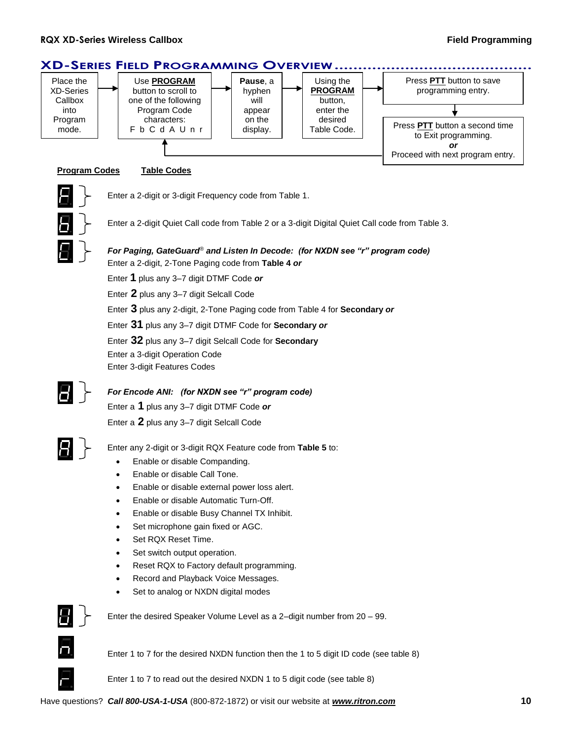# XD-Series Field Programming Overview

Place the XD-Series Callbox into Program mode. → Use **PROGRAM** button to scroll to one of the following Program Code characters: F b C d A U n r → **Pause**, a hyphen will appear on the display. → Using the **PROGRAM** button, enter the desired Table Code. → Press **PTT** button to save programming entry. → Press **PTT** button a second time to Exit programming. ***or*** Proceed with next program entry.

**Program Codes** **Table Codes**

**F** – Enter a 2-digit or 3-digit Frequency code from Table 1.

**b** – Enter a 2-digit Quiet Call code from Table 2 or a 3-digit Digital Quiet Call code from Table 3.

**C** – ***For Paging, GateGuard® and Listen In Decode: (for NXDN see "r" program code)***

Enter a 2-digit, 2-Tone Paging code from **Table 4** ***or***

Enter **1** plus any 3–7 digit DTMF Code ***or***

Enter **2** plus any 3–7 digit Selcall Code

Enter **3** plus any 2-digit, 2-Tone Paging code from Table 4 for **Secondary** ***or***

Enter **31** plus any 3–7 digit DTMF Code for **Secondary** ***or***

Enter **32** plus any 3–7 digit Selcall Code for **Secondary**

Enter a 3-digit Operation Code

Enter 3-digit Features Codes

**d** – ***For Encode ANI: (for NXDN see "r" program code)***

Enter a **1** plus any 3–7 digit DTMF Code ***or***

Enter a **2** plus any 3–7 digit Selcall Code

**A** – Enter any 2-digit or 3-digit RQX Feature code from **Table 5** to:

- Enable or disable Companding.
- Enable or disable Call Tone.
- Enable or disable external power loss alert.
- Enable or disable Automatic Turn-Off.
- Enable or disable Busy Channel TX Inhibit.
- Set microphone gain fixed or AGC.
- Set RQX Reset Time.
- Set switch output operation.
- Reset RQX to Factory default programming.
- Record and Playback Voice Messages.
- Set to analog or NXDN digital modes

**U** – Enter the desired Speaker Volume Level as a 2–digit number from 20 – 99.

**n** – Enter 1 to 7 for the desired NXDN function then the 1 to 5 digit ID code (see table 8)

**r** – Enter 1 to 7 to read out the desired NXDN 1 to 5 digit code (see table 8)

Have questions? ***Call 800-USA-1-USA*** (800-872-1872) or visit our website at ***www.ritron.com***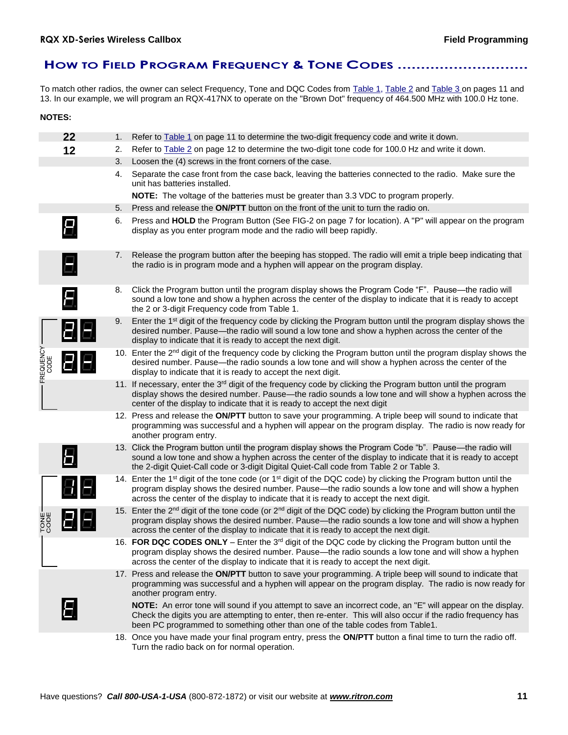## How to Field Program Frequency & Tone Codes

To match other radios, the owner can select Frequency, Tone and DQC Codes from Table 1, Table 2 and Table 3 on pages 11 and 13. In our example, we will program an RQX-417NX to operate on the "Brown Dot" frequency of 464.500 MHz with 100.0 Hz tone.

**NOTES:**

| | |
|---|---|
| **22** | 1. Refer to Table 1 on page 11 to determine the two-digit frequency code and write it down. |
| **12** | 2. Refer to Table 2 on page 12 to determine the two-digit tone code for 100.0 Hz and write it down. |
| | 3. Loosen the (4) screws in the front corners of the case. |
| | 4. Separate the case front from the case back, leaving the batteries connected to the radio. Make sure the unit has batteries installed.<br>**NOTE:** The voltage of the batteries must be greater than 3.3 VDC to program properly. |
| | 5. Press and release the **ON/PTT** button on the front of the unit to turn the radio on. |
| P | 6. Press and **HOLD** the Program Button (See FIG-2 on page 7 for location). A "P" will appear on the program display as you enter program mode and the radio will beep rapidly. |
| - | 7. Release the program button after the beeping has stopped. The radio will emit a triple beep indicating that the radio is in program mode and a hyphen will appear on the program display. |
| F | 8. Click the Program button until the program display shows the Program Code "F". Pause—the radio will sound a low tone and show a hyphen across the center of the display to indicate that it is ready to accept the 2 or 3-digit Frequency code from Table 1. |
| FREQUENCY CODE: 2 - | 9. Enter the 1st digit of the frequency code by clicking the Program button until the program display shows the desired number. Pause—the radio will sound a low tone and show a hyphen across the center of the display to indicate that it is ready to accept the next digit. |
| 2 8 | 10. Enter the 2nd digit of the frequency code by clicking the Program button until the program display shows the desired number. Pause—the radio sounds a low tone and will show a hyphen across the center of the display to indicate that it is ready to accept the next digit. |
| | 11. If necessary, enter the 3rd digit of the frequency code by clicking the Program button until the program display shows the desired number. Pause—the radio sounds a low tone and will show a hyphen across the center of the display to indicate that it is ready to accept the next digit |
| | 12. Press and release the **ON/PTT** button to save your programming. A triple beep will sound to indicate that programming was successful and a hyphen will appear on the program display. The radio is now ready for another program entry. |
| b | 13. Click the Program button until the program display shows the Program Code "b". Pause—the radio will sound a low tone and show a hyphen across the center of the display to indicate that it is ready to accept the 2-digit Quiet-Call code or 3-digit Digital Quiet-Call code from Table 2 or Table 3. |
| TONE CODE: 1 - | 14. Enter the 1st digit of the tone code (or 1st digit of the DQC code) by clicking the Program button until the program display shows the desired number. Pause—the radio sounds a low tone and will show a hyphen across the center of the display to indicate that it is ready to accept the next digit. |
| 2 8 | 15. Enter the 2nd digit of the tone code (or 2nd digit of the DQC code) by clicking the Program button until the program display shows the desired number. Pause—the radio sounds a low tone and will show a hyphen across the center of the display to indicate that it is ready to accept the next digit. |
| | 16. **FOR DQC CODES ONLY** – Enter the 3rd digit of the DQC code by clicking the Program button until the program display shows the desired number. Pause—the radio sounds a low tone and will show a hyphen across the center of the display to indicate that it is ready to accept the next digit. |
| E | 17. Press and release the **ON/PTT** button to save your programming. A triple beep will sound to indicate that programming was successful and a hyphen will appear on the program display. The radio is now ready for another program entry.<br>**NOTE:** An error tone will sound if you attempt to save an incorrect code, an "E" will appear on the display. Check the digits you are attempting to enter, then re-enter. This will also occur if the radio frequency has been PC programmed to something other than one of the table codes from Table1. |
| | 18. Once you have made your final program entry, press the **ON/PTT** button a final time to turn the radio off. Turn the radio back on for normal operation. |

Have questions? ***Call 800-USA-1-USA*** (800-872-1872) or visit our website at ***www.ritron.com***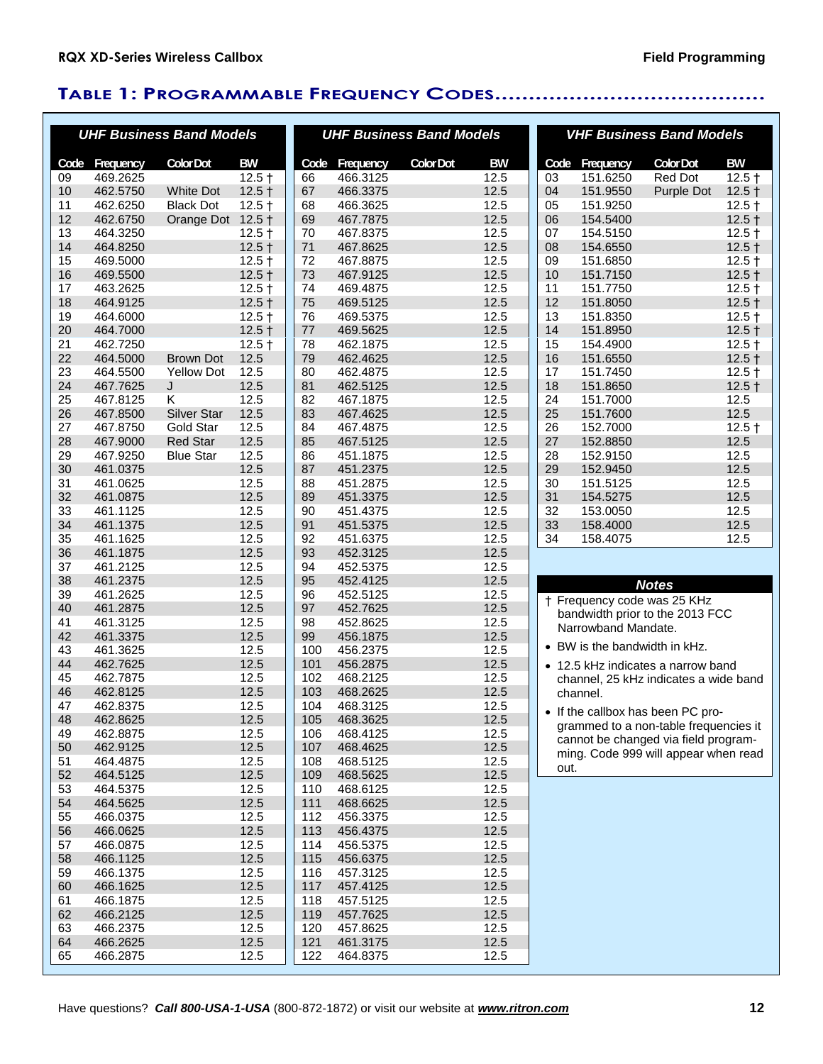## Table 1: Programmable Frequency Codes

### UHF Business Band Models

| Code | Frequency | Color Dot | BW |
|---|---|---|---|
| 09 | 469.2625 | | 12.5 † |
| 10 | 462.5750 | White Dot | 12.5 † |
| 11 | 462.6250 | Black Dot | 12.5 † |
| 12 | 462.6750 | Orange Dot | 12.5 † |
| 13 | 464.3250 | | 12.5 † |
| 14 | 464.8250 | | 12.5 † |
| 15 | 469.5000 | | 12.5 † |
| 16 | 469.5500 | | 12.5 † |
| 17 | 463.2625 | | 12.5 † |
| 18 | 464.9125 | | 12.5 † |
| 19 | 464.6000 | | 12.5 † |
| 20 | 464.7000 | | 12.5 † |
| 21 | 462.7250 | | 12.5 † |
| 22 | 464.5000 | Brown Dot | 12.5 |
| 23 | 464.5500 | Yellow Dot | 12.5 |
| 24 | 467.7625 | J | 12.5 |
| 25 | 467.8125 | K | 12.5 |
| 26 | 467.8500 | Silver Star | 12.5 |
| 27 | 467.8750 | Gold Star | 12.5 |
| 28 | 467.9000 | Red Star | 12.5 |
| 29 | 467.9250 | Blue Star | 12.5 |
| 30 | 461.0375 | | 12.5 |
| 31 | 461.0625 | | 12.5 |
| 32 | 461.0875 | | 12.5 |
| 33 | 461.1125 | | 12.5 |
| 34 | 461.1375 | | 12.5 |
| 35 | 461.1625 | | 12.5 |
| 36 | 461.1875 | | 12.5 |
| 37 | 461.2125 | | 12.5 |
| 38 | 461.2375 | | 12.5 |
| 39 | 461.2625 | | 12.5 |
| 40 | 461.2875 | | 12.5 |
| 41 | 461.3125 | | 12.5 |
| 42 | 461.3375 | | 12.5 |
| 43 | 461.3625 | | 12.5 |
| 44 | 462.7625 | | 12.5 |
| 45 | 462.7875 | | 12.5 |
| 46 | 462.8125 | | 12.5 |
| 47 | 462.8375 | | 12.5 |
| 48 | 462.8625 | | 12.5 |
| 49 | 462.8875 | | 12.5 |
| 50 | 462.9125 | | 12.5 |
| 51 | 464.4875 | | 12.5 |
| 52 | 464.5125 | | 12.5 |
| 53 | 464.5375 | | 12.5 |
| 54 | 464.5625 | | 12.5 |
| 55 | 466.0375 | | 12.5 |
| 56 | 466.0625 | | 12.5 |
| 57 | 466.0875 | | 12.5 |
| 58 | 466.1125 | | 12.5 |
| 59 | 466.1375 | | 12.5 |
| 60 | 466.1625 | | 12.5 |
| 61 | 466.1875 | | 12.5 |
| 62 | 466.2125 | | 12.5 |
| 63 | 466.2375 | | 12.5 |
| 64 | 466.2625 | | 12.5 |
| 65 | 466.2875 | | 12.5 |

### UHF Business Band Models

| Code | Frequency | Color Dot | BW |
|---|---|---|---|
| 66 | 466.3125 | | 12.5 |
| 67 | 466.3375 | | 12.5 |
| 68 | 466.3625 | | 12.5 |
| 69 | 467.7875 | | 12.5 |
| 70 | 467.8375 | | 12.5 |
| 71 | 467.8625 | | 12.5 |
| 72 | 467.8875 | | 12.5 |
| 73 | 467.9125 | | 12.5 |
| 74 | 469.4875 | | 12.5 |
| 75 | 469.5125 | | 12.5 |
| 76 | 469.5375 | | 12.5 |
| 77 | 469.5625 | | 12.5 |
| 78 | 462.1875 | | 12.5 |
| 79 | 462.4625 | | 12.5 |
| 80 | 462.4875 | | 12.5 |
| 81 | 462.5125 | | 12.5 |
| 82 | 467.1875 | | 12.5 |
| 83 | 467.4625 | | 12.5 |
| 84 | 467.4875 | | 12.5 |
| 85 | 467.5125 | | 12.5 |
| 86 | 451.1875 | | 12.5 |
| 87 | 451.2375 | | 12.5 |
| 88 | 451.2875 | | 12.5 |
| 89 | 451.3375 | | 12.5 |
| 90 | 451.4375 | | 12.5 |
| 91 | 451.5375 | | 12.5 |
| 92 | 451.6375 | | 12.5 |
| 93 | 452.3125 | | 12.5 |
| 94 | 452.5375 | | 12.5 |
| 95 | 452.4125 | | 12.5 |
| 96 | 452.5125 | | 12.5 |
| 97 | 452.7625 | | 12.5 |
| 98 | 452.8625 | | 12.5 |
| 99 | 456.1875 | | 12.5 |
| 100 | 456.2375 | | 12.5 |
| 101 | 456.2875 | | 12.5 |
| 102 | 468.2125 | | 12.5 |
| 103 | 468.2625 | | 12.5 |
| 104 | 468.3125 | | 12.5 |
| 105 | 468.3625 | | 12.5 |
| 106 | 468.4125 | | 12.5 |
| 107 | 468.4625 | | 12.5 |
| 108 | 468.5125 | | 12.5 |
| 109 | 468.5625 | | 12.5 |
| 110 | 468.6125 | | 12.5 |
| 111 | 468.6625 | | 12.5 |
| 112 | 456.3375 | | 12.5 |
| 113 | 456.4375 | | 12.5 |
| 114 | 456.5375 | | 12.5 |
| 115 | 456.6375 | | 12.5 |
| 116 | 457.3125 | | 12.5 |
| 117 | 457.4125 | | 12.5 |
| 118 | 457.5125 | | 12.5 |
| 119 | 457.7625 | | 12.5 |
| 120 | 457.8625 | | 12.5 |
| 121 | 461.3175 | | 12.5 |
| 122 | 464.8375 | | 12.5 |

### VHF Business Band Models

| Code | Frequency | Color Dot | BW |
|---|---|---|---|
| 03 | 151.6250 | Red Dot | 12.5 † |
| 04 | 151.9550 | Purple Dot | 12.5 † |
| 05 | 151.9250 | | 12.5 † |
| 06 | 154.5400 | | 12.5 † |
| 07 | 154.5150 | | 12.5 † |
| 08 | 154.6550 | | 12.5 † |
| 09 | 151.6850 | | 12.5 † |
| 10 | 151.7150 | | 12.5 † |
| 11 | 151.7750 | | 12.5 † |
| 12 | 151.8050 | | 12.5 † |
| 13 | 151.8350 | | 12.5 † |
| 14 | 151.8950 | | 12.5 † |
| 15 | 154.4900 | | 12.5 † |
| 16 | 151.6550 | | 12.5 † |
| 17 | 151.7450 | | 12.5 † |
| 18 | 151.8650 | | 12.5 † |
| 24 | 151.7000 | | 12.5 |
| 25 | 151.7600 | | 12.5 |
| 26 | 152.7000 | | 12.5 † |
| 27 | 152.8850 | | 12.5 |
| 28 | 152.9150 | | 12.5 |
| 29 | 152.9450 | | 12.5 |
| 30 | 151.5125 | | 12.5 |
| 31 | 154.5275 | | 12.5 |
| 32 | 153.0050 | | 12.5 |
| 33 | 158.4000 | | 12.5 |
| 34 | 158.4075 | | 12.5 |

### Notes

† Frequency code was 25 KHz bandwidth prior to the 2013 FCC Narrowband Mandate.

- BW is the bandwidth in kHz.
- 12.5 kHz indicates a narrow band channel, 25 kHz indicates a wide band channel.
- If the callbox has been PC programmed to a non-table frequencies it cannot be changed via field programming. Code 999 will appear when read out.

Have questions? ***Call 800-USA-1-USA*** (800-872-1872) or visit our website at ***www.ritron.com***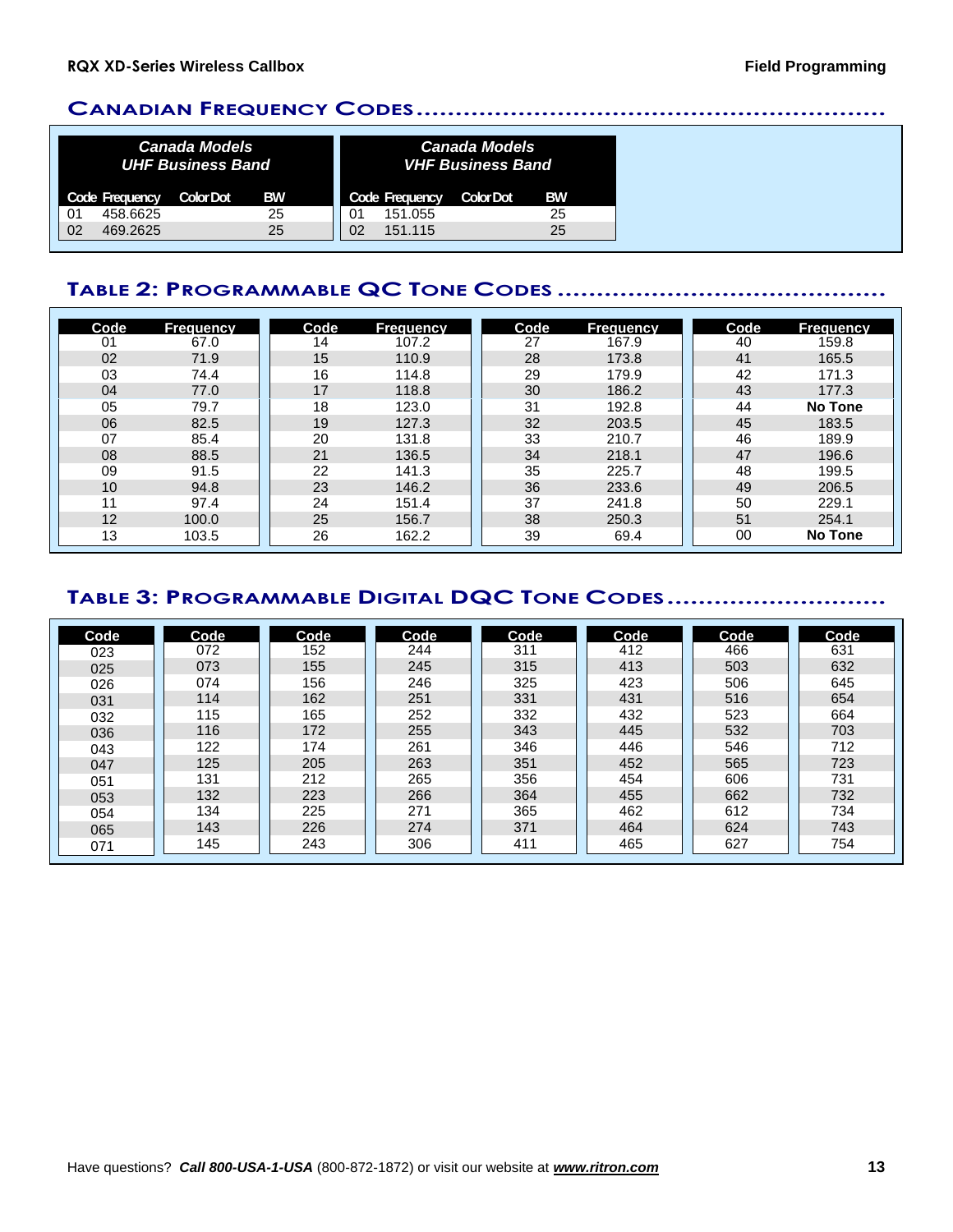## Canadian Frequency Codes

| Canada Models UHF Business Band | | | |
|---|---|---|---|
| Code | Frequency | Color Dot | BW |
| 01 | 458.6625 | | 25 |
| 02 | 469.2625 | | 25 |

| Canada Models VHF Business Band | | | |
|---|---|---|---|
| Code | Frequency | Color Dot | BW |
| 01 | 151.055 | | 25 |
| 02 | 151.115 | | 25 |

## Table 2: Programmable QC Tone Codes

| Code | Frequency | Code | Frequency | Code | Frequency | Code | Frequency |
|---|---|---|---|---|---|---|---|
| 01 | 67.0 | 14 | 107.2 | 27 | 167.9 | 40 | 159.8 |
| 02 | 71.9 | 15 | 110.9 | 28 | 173.8 | 41 | 165.5 |
| 03 | 74.4 | 16 | 114.8 | 29 | 179.9 | 42 | 171.3 |
| 04 | 77.0 | 17 | 118.8 | 30 | 186.2 | 43 | 177.3 |
| 05 | 79.7 | 18 | 123.0 | 31 | 192.8 | 44 | **No Tone** |
| 06 | 82.5 | 19 | 127.3 | 32 | 203.5 | 45 | 183.5 |
| 07 | 85.4 | 20 | 131.8 | 33 | 210.7 | 46 | 189.9 |
| 08 | 88.5 | 21 | 136.5 | 34 | 218.1 | 47 | 196.6 |
| 09 | 91.5 | 22 | 141.3 | 35 | 225.7 | 48 | 199.5 |
| 10 | 94.8 | 23 | 146.2 | 36 | 233.6 | 49 | 206.5 |
| 11 | 97.4 | 24 | 151.4 | 37 | 241.8 | 50 | 229.1 |
| 12 | 100.0 | 25 | 156.7 | 38 | 250.3 | 51 | 254.1 |
| 13 | 103.5 | 26 | 162.2 | 39 | 69.4 | 00 | **No Tone** |

## Table 3: Programmable Digital DQC Tone Codes

| Code | Code | Code | Code | Code | Code | Code | Code |
|---|---|---|---|---|---|---|---|
| 023 | 072 | 152 | 244 | 311 | 412 | 466 | 631 |
| 025 | 073 | 155 | 245 | 315 | 413 | 503 | 632 |
| 026 | 074 | 156 | 246 | 325 | 423 | 506 | 645 |
| 031 | 114 | 162 | 251 | 331 | 431 | 516 | 654 |
| 032 | 115 | 165 | 252 | 332 | 432 | 523 | 664 |
| 036 | 116 | 172 | 255 | 343 | 445 | 532 | 703 |
| 043 | 122 | 174 | 261 | 346 | 446 | 546 | 712 |
| 047 | 125 | 205 | 263 | 351 | 452 | 565 | 723 |
| 051 | 131 | 212 | 265 | 356 | 454 | 606 | 731 |
| 053 | 132 | 223 | 266 | 364 | 455 | 662 | 732 |
| 054 | 134 | 225 | 271 | 365 | 462 | 612 | 734 |
| 065 | 143 | 226 | 274 | 371 | 464 | 624 | 743 |
| 071 | 145 | 243 | 306 | 411 | 465 | 627 | 754 |

Have questions? ***Call 800-USA-1-USA*** (800-872-1872) or visit our website at ***www.ritron.com***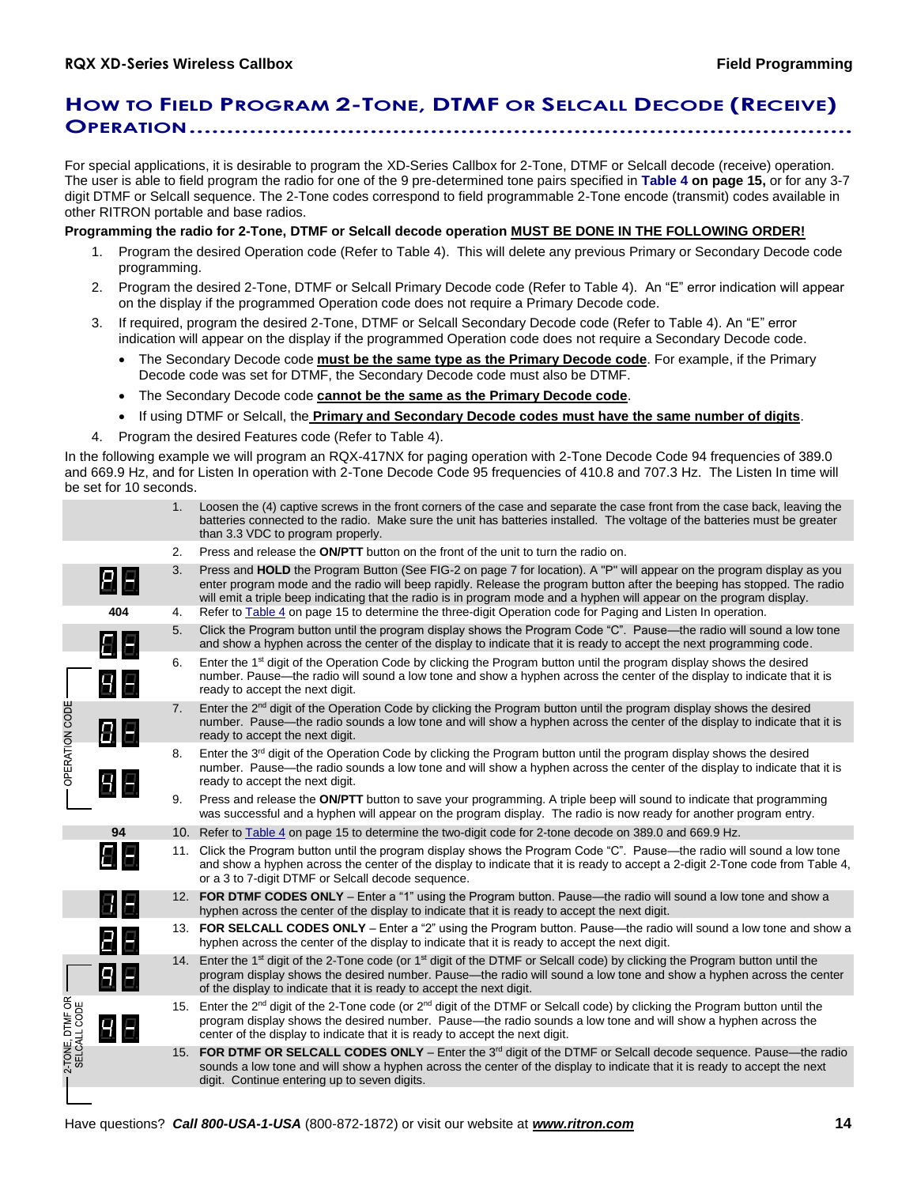# How to Field Program 2-Tone, DTMF or Selcall Decode (Receive) Operation

For special applications, it is desirable to program the XD-Series Callbox for 2-Tone, DTMF or Selcall decode (receive) operation. The user is able to field program the radio for one of the 9 pre-determined tone pairs specified in **Table 4 on page 15,** or for any 3-7 digit DTMF or Selcall sequence. The 2-Tone codes correspond to field programmable 2-Tone encode (transmit) codes available in other RITRON portable and base radios.

**Programming the radio for 2-Tone, DTMF or Selcall decode operation MUST BE DONE IN THE FOLLOWING ORDER!**

1. Program the desired Operation code (Refer to Table 4). This will delete any previous Primary or Secondary Decode code programming.
2. Program the desired 2-Tone, DTMF or Selcall Primary Decode code (Refer to Table 4). An "E" error indication will appear on the display if the programmed Operation code does not require a Primary Decode code.
3. If required, program the desired 2-Tone, DTMF or Selcall Secondary Decode code (Refer to Table 4). An "E" error indication will appear on the display if the programmed Operation code does not require a Secondary Decode code.
   - The Secondary Decode code **must be the same type as the Primary Decode code**. For example, if the Primary Decode code was set for DTMF, the Secondary Decode code must also be DTMF.
   - The Secondary Decode code **cannot be the same as the Primary Decode code**.
   - If using DTMF or Selcall, the **Primary and Secondary Decode codes must have the same number of digits**.
4. Program the desired Features code (Refer to Table 4).

In the following example we will program an RQX-417NX for paging operation with 2-Tone Decode Code 94 frequencies of 389.0 and 669.9 Hz, and for Listen In operation with 2-Tone Decode Code 95 frequencies of 410.8 and 707.3 Hz. The Listen In time will be set for 10 seconds.

| Display | Step | Instruction |
|---|---|---|
| | 1. | Loosen the (4) captive screws in the front corners of the case and separate the case front from the case back, leaving the batteries connected to the radio. Make sure the unit has batteries installed. The voltage of the batteries must be greater than 3.3 VDC to program properly. |
| | 2. | Press and release the **ON/PTT** button on the front of the unit to turn the radio on. |
| P - | 3. | Press and **HOLD** the Program Button (See FIG-2 on page 7 for location). A "P" will appear on the program display as you enter program mode and the radio will beep rapidly. Release the program button after the beeping has stopped. The radio will emit a triple beep indicating that the radio is in program mode and a hyphen will appear on the program display. |
| **404** | 4. | Refer to Table 4 on page 15 to determine the three-digit Operation code for Paging and Listen In operation. |
| C - | 5. | Click the Program button until the program display shows the Program Code "C". Pause—the radio will sound a low tone and show a hyphen across the center of the display to indicate that it is ready to accept the next programming code. |
| OPERATION CODE: 4 - | 6. | Enter the 1st digit of the Operation Code by clicking the Program button until the program display shows the desired number. Pause—the radio will sound a low tone and show a hyphen across the center of the display to indicate that it is ready to accept the next digit. |
| OPERATION CODE: 0 - | 7. | Enter the 2nd digit of the Operation Code by clicking the Program button until the program display shows the desired number. Pause—the radio sounds a low tone and will show a hyphen across the center of the display to indicate that it is ready to accept the next digit. |
| OPERATION CODE: 4 | 8. | Enter the 3rd digit of the Operation Code by clicking the Program button until the program display shows the desired number. Pause—the radio sounds a low tone and will show a hyphen across the center of the display to indicate that it is ready to accept the next digit. |
| | 9. | Press and release the **ON/PTT** button to save your programming. A triple beep will sound to indicate that programming was successful and a hyphen will appear on the program display. The radio is now ready for another program entry. |
| **94** | 10. | Refer to Table 4 on page 15 to determine the two-digit code for 2-tone decode on 389.0 and 669.9 Hz. |
| C - | 11. | Click the Program button until the program display shows the Program Code "C". Pause—the radio will sound a low tone and show a hyphen across the center of the display to indicate that it is ready to accept a 2-digit 2-Tone code from Table 4, or a 3 to 7-digit DTMF or Selcall decode sequence. |
| 1 - | 12. | **FOR DTMF CODES ONLY** – Enter a "1" using the Program button. Pause—the radio will sound a low tone and show a hyphen across the center of the display to indicate that it is ready to accept the next digit. |
| 2 - | 13. | **FOR SELCALL CODES ONLY** – Enter a "2" using the Program button. Pause—the radio will sound a low tone and show a hyphen across the center of the display to indicate that it is ready to accept the next digit. |
| 2-TONE, DTMF OR SELCALL CODE: 9 - | 14. | Enter the 1st digit of the 2-Tone code (or 1st digit of the DTMF or Selcall code) by clicking the Program button until the program display shows the desired number. Pause—the radio will sound a low tone and show a hyphen across the center of the display to indicate that it is ready to accept the next digit. |
| 2-TONE, DTMF OR SELCALL CODE: 4 | 15. | Enter the 2nd digit of the 2-Tone code (or 2nd digit of the DTMF or Selcall code) by clicking the Program button until the program display shows the desired number. Pause—the radio sounds a low tone and will show a hyphen across the center of the display to indicate that it is ready to accept the next digit. |
| | 15. | **FOR DTMF OR SELCALL CODES ONLY** – Enter the 3rd digit of the DTMF or Selcall decode sequence. Pause—the radio sounds a low tone and will show a hyphen across the center of the display to indicate that it is ready to accept the next digit. Continue entering up to seven digits. |

Have questions? ***Call 800-USA-1-USA*** (800-872-1872) or visit our website at ***www.ritron.com***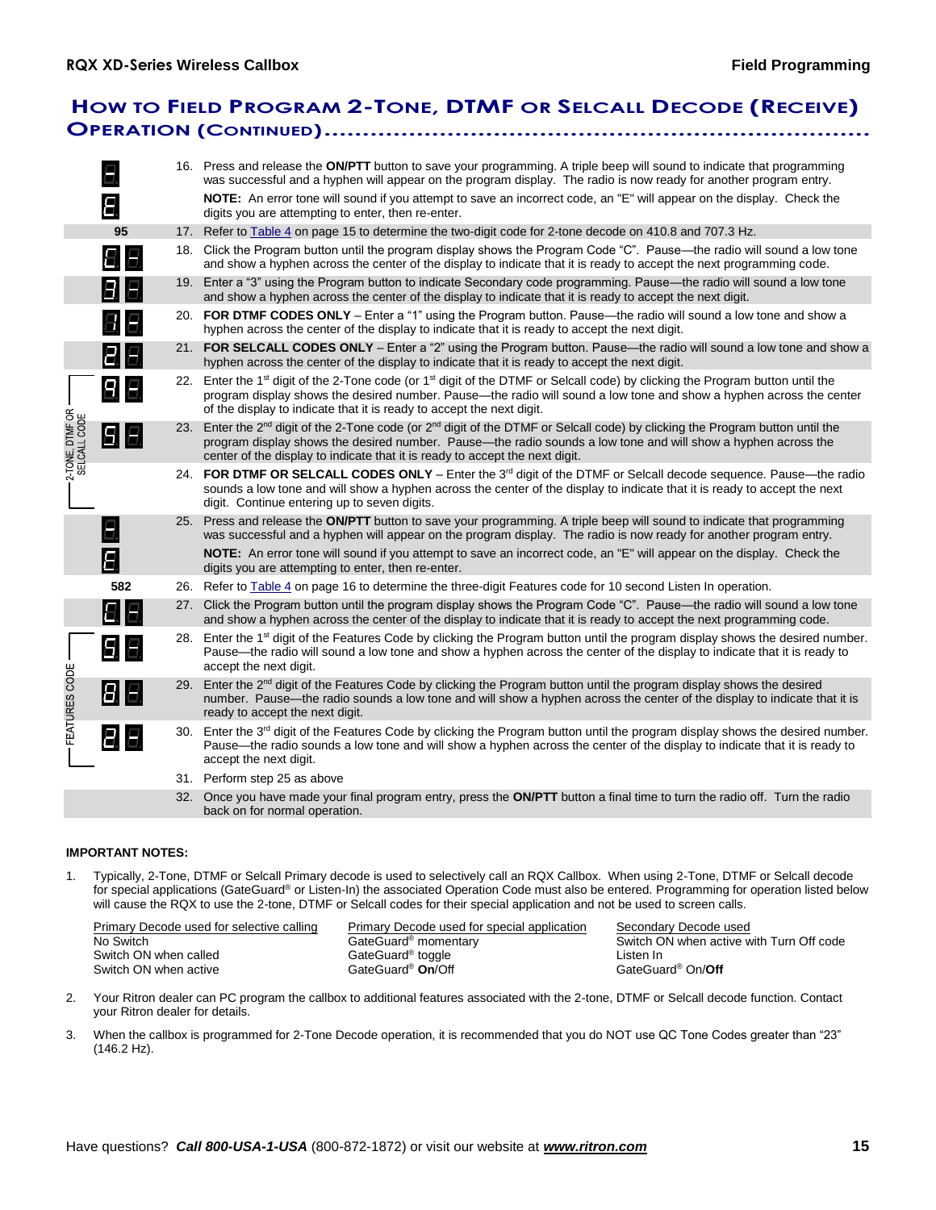## How to Field Program 2-Tone, DTMF or Selcall Decode (Receive) Operation (Continued)

| Display | Step |
|---|---|
| - / E | 16. Press and release the **ON/PTT** button to save your programming. A triple beep will sound to indicate that programming was successful and a hyphen will appear on the program display. The radio is now ready for another program entry. **NOTE:** An error tone will sound if you attempt to save an incorrect code, an "E" will appear on the display. Check the digits you are attempting to enter, then re-enter. |
| 95 | 17. Refer to Table 4 on page 15 to determine the two-digit code for 2-tone decode on 410.8 and 707.3 Hz. |
| C - | 18. Click the Program button until the program display shows the Program Code "C". Pause—the radio will sound a low tone and show a hyphen across the center of the display to indicate that it is ready to accept the next programming code. |
| 3 - | 19. Enter a "3" using the Program button to indicate Secondary code programming. Pause—the radio will sound a low tone and show a hyphen across the center of the display to indicate that it is ready to accept the next digit. |
| 1 - | 20. **FOR DTMF CODES ONLY** – Enter a "1" using the Program button. Pause—the radio will sound a low tone and show a hyphen across the center of the display to indicate that it is ready to accept the next digit. |
| 2 - | 21. **FOR SELCALL CODES ONLY** – Enter a "2" using the Program button. Pause—the radio will sound a low tone and show a hyphen across the center of the display to indicate that it is ready to accept the next digit. |
| 9 - (2-TONE, DTMF OR SELCALL CODE) | 22. Enter the 1st digit of the 2-Tone code (or 1st digit of the DTMF or Selcall code) by clicking the Program button until the program display shows the desired number. Pause—the radio will sound a low tone and show a hyphen across the center of the display to indicate that it is ready to accept the next digit. |
| 5 - (2-TONE, DTMF OR SELCALL CODE) | 23. Enter the 2nd digit of the 2-Tone code (or 2nd digit of the DTMF or Selcall code) by clicking the Program button until the program display shows the desired number. Pause—the radio sounds a low tone and will show a hyphen across the center of the display to indicate that it is ready to accept the next digit. |
| (2-TONE, DTMF OR SELCALL CODE) | 24. **FOR DTMF OR SELCALL CODES ONLY** – Enter the 3rd digit of the DTMF or Selcall decode sequence. Pause—the radio sounds a low tone and will show a hyphen across the center of the display to indicate that it is ready to accept the next digit. Continue entering up to seven digits. |
| - / E | 25. Press and release the **ON/PTT** button to save your programming. A triple beep will sound to indicate that programming was successful and a hyphen will appear on the program display. The radio is now ready for another program entry. **NOTE:** An error tone will sound if you attempt to save an incorrect code, an "E" will appear on the display. Check the digits you are attempting to enter, then re-enter. |
| 582 | 26. Refer to Table 4 on page 16 to determine the three-digit Features code for 10 second Listen In operation. |
| C - | 27. Click the Program button until the program display shows the Program Code "C". Pause—the radio will sound a low tone and show a hyphen across the center of the display to indicate that it is ready to accept the next programming code. |
| 5 - (FEATURES CODE) | 28. Enter the 1st digit of the Features Code by clicking the Program button until the program display shows the desired number. Pause—the radio will sound a low tone and show a hyphen across the center of the display to indicate that it is ready to accept the next digit. |
| 8 - (FEATURES CODE) | 29. Enter the 2nd digit of the Features Code by clicking the Program button until the program display shows the desired number. Pause—the radio sounds a low tone and will show a hyphen across the center of the display to indicate that it is ready to accept the next digit. |
| 2 - (FEATURES CODE) | 30. Enter the 3rd digit of the Features Code by clicking the Program button until the program display shows the desired number. Pause—the radio sounds a low tone and will show a hyphen across the center of the display to indicate that it is ready to accept the next digit. |
| | 31. Perform step 25 as above |
| | 32. Once you have made your final program entry, press the **ON/PTT** button a final time to turn the radio off. Turn the radio back on for normal operation. |

**IMPORTANT NOTES:**

1. Typically, 2-Tone, DTMF or Selcall Primary decode is used to selectively call an RQX Callbox. When using 2-Tone, DTMF or Selcall decode for special applications (GateGuard® or Listen-In) the associated Operation Code must also be entered. Programming for operation listed below will cause the RQX to use the 2-tone, DTMF or Selcall codes for their special application and not be used to screen calls.

| Primary Decode used for selective calling | Primary Decode used for special application | Secondary Decode used |
|---|---|---|
| No Switch | GateGuard® momentary | Switch ON when active with Turn Off code |
| Switch ON when called | GateGuard® toggle | Listen In |
| Switch ON when active | GateGuard® **On**/Off | GateGuard® On/**Off** |

2. Your Ritron dealer can PC program the callbox to additional features associated with the 2-tone, DTMF or Selcall decode function. Contact your Ritron dealer for details.
3. When the callbox is programmed for 2-Tone Decode operation, it is recommended that you do NOT use QC Tone Codes greater than "23" (146.2 Hz).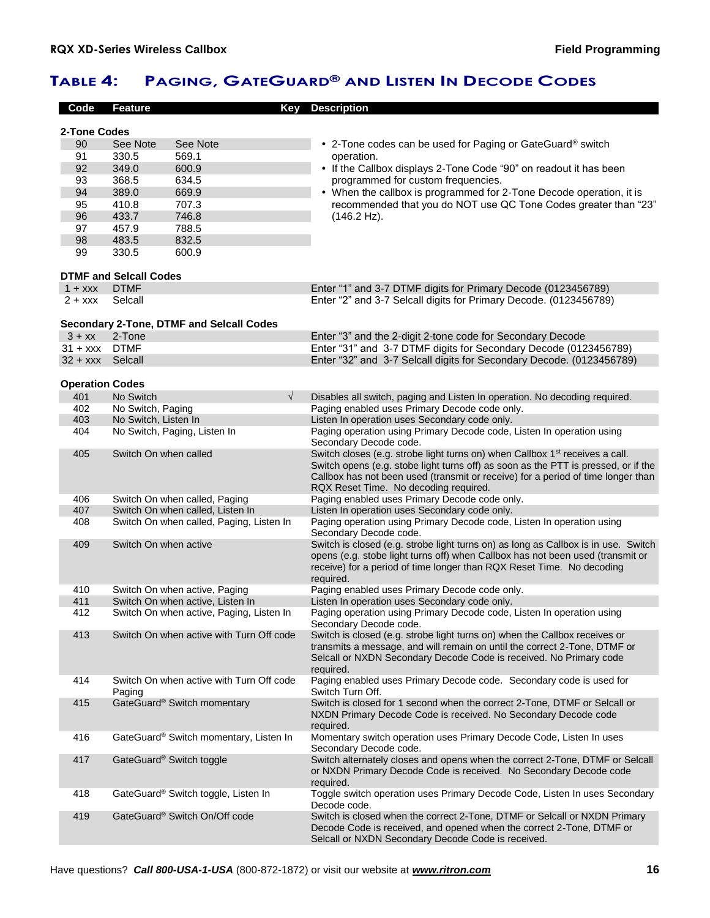## TABLE 4: PAGING, GATEGUARD® AND LISTEN IN DECODE CODES

| Code | Feature | | Key | Description |
|---|---|---|---|---|
| **2-Tone Codes** | | | | |
| 90 | See Note | See Note | | • 2-Tone codes can be used for Paging or GateGuard® switch operation. • If the Callbox displays 2-Tone Code "90" on readout it has been programmed for custom frequencies. • When the callbox is programmed for 2-Tone Decode operation, it is recommended that you do NOT use QC Tone Codes greater than "23" (146.2 Hz). |
| 91 | 330.5 | 569.1 | | |
| 92 | 349.0 | 600.9 | | |
| 93 | 368.5 | 634.5 | | |
| 94 | 389.0 | 669.9 | | |
| 95 | 410.8 | 707.3 | | |
| 96 | 433.7 | 746.8 | | |
| 97 | 457.9 | 788.5 | | |
| 98 | 483.5 | 832.5 | | |
| 99 | 330.5 | 600.9 | | |
| **DTMF and Selcall Codes** | | | | |
| 1 + xxx | DTMF | | | Enter "1" and 3-7 DTMF digits for Primary Decode (0123456789) |
| 2 + xxx | Selcall | | | Enter "2" and 3-7 Selcall digits for Primary Decode. (0123456789) |
| **Secondary 2-Tone, DTMF and Selcall Codes** | | | | |
| 3 + xx | 2-Tone | | | Enter "3" and the 2-digit 2-tone code for Secondary Decode |
| 31 + xxx | DTMF | | | Enter "31" and 3-7 DTMF digits for Secondary Decode (0123456789) |
| 32 + xxx | Selcall | | | Enter "32" and 3-7 Selcall digits for Secondary Decode. (0123456789) |
| **Operation Codes** | | | | |
| 401 | No Switch | | √ | Disables all switch, paging and Listen In operation. No decoding required. |
| 402 | No Switch, Paging | | | Paging enabled uses Primary Decode code only. |
| 403 | No Switch, Listen In | | | Listen In operation uses Secondary code only. |
| 404 | No Switch, Paging, Listen In | | | Paging operation using Primary Decode code, Listen In operation using Secondary Decode code. |
| 405 | Switch On when called | | | Switch closes (e.g. strobe light turns on) when Callbox 1st receives a call. Switch opens (e.g. stobe light turns off) as soon as the PTT is pressed, or if the Callbox has not been used (transmit or receive) for a period of time longer than RQX Reset Time. No decoding required. |
| 406 | Switch On when called, Paging | | | Paging enabled uses Primary Decode code only. |
| 407 | Switch On when called, Listen In | | | Listen In operation uses Secondary code only. |
| 408 | Switch On when called, Paging, Listen In | | | Paging operation using Primary Decode code, Listen In operation using Secondary Decode code. |
| 409 | Switch On when active | | | Switch is closed (e.g. strobe light turns on) as long as Callbox is in use. Switch opens (e.g. stobe light turns off) when Callbox has not been used (transmit or receive) for a period of time longer than RQX Reset Time. No decoding required. |
| 410 | Switch On when active, Paging | | | Paging enabled uses Primary Decode code only. |
| 411 | Switch On when active, Listen In | | | Listen In operation uses Secondary code only. |
| 412 | Switch On when active, Paging, Listen In | | | Paging operation using Primary Decode code, Listen In operation using Secondary Decode code. |
| 413 | Switch On when active with Turn Off code | | | Switch is closed (e.g. strobe light turns on) when the Callbox receives or transmits a message, and will remain on until the correct 2-Tone, DTMF or Selcall or NXDN Secondary Decode Code is received. No Primary code required. |
| 414 | Switch On when active with Turn Off code Paging | | | Paging enabled uses Primary Decode code. Secondary code is used for Switch Turn Off. |
| 415 | GateGuard® Switch momentary | | | Switch is closed for 1 second when the correct 2-Tone, DTMF or Selcall or NXDN Primary Decode Code is received. No Secondary Decode code required. |
| 416 | GateGuard® Switch momentary, Listen In | | | Momentary switch operation uses Primary Decode Code, Listen In uses Secondary Decode code. |
| 417 | GateGuard® Switch toggle | | | Switch alternately closes and opens when the correct 2-Tone, DTMF or Selcall or NXDN Primary Decode Code is received. No Secondary Decode code required. |
| 418 | GateGuard® Switch toggle, Listen In | | | Toggle switch operation uses Primary Decode Code, Listen In uses Secondary Decode code. |
| 419 | GateGuard® Switch On/Off code | | | Switch is closed when the correct 2-Tone, DTMF or Selcall or NXDN Primary Decode Code is received, and opened when the correct 2-Tone, DTMF or Selcall or NXDN Secondary Decode Code is received. |

Have questions? ***Call 800-USA-1-USA*** (800-872-1872) or visit our website at ***www.ritron.com***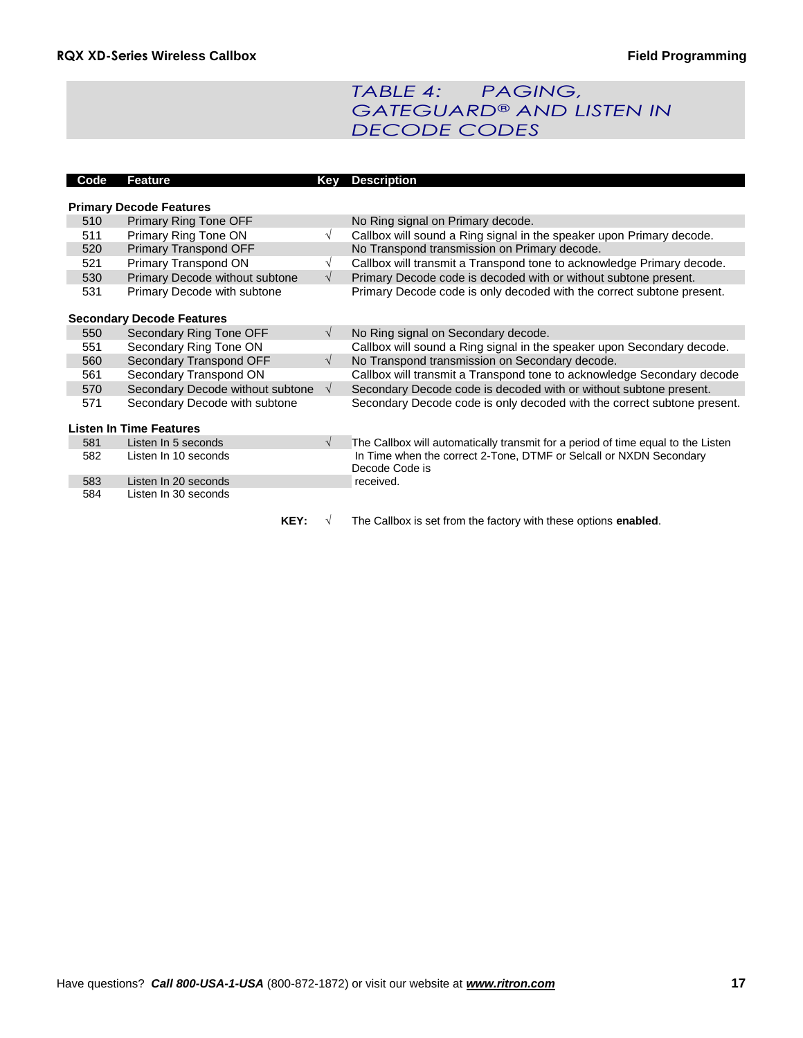## TABLE 4: PAGING, GATEGUARD® AND LISTEN IN DECODE CODES

| Code | Feature | Key | Description |
|---|---|---|---|
| **Primary Decode Features** | | | |
| 510 | Primary Ring Tone OFF | | No Ring signal on Primary decode. |
| 511 | Primary Ring Tone ON | √ | Callbox will sound a Ring signal in the speaker upon Primary decode. |
| 520 | Primary Transpond OFF | | No Transpond transmission on Primary decode. |
| 521 | Primary Transpond ON | √ | Callbox will transmit a Transpond tone to acknowledge Primary decode. |
| 530 | Primary Decode without subtone | √ | Primary Decode code is decoded with or without subtone present. |
| 531 | Primary Decode with subtone | | Primary Decode code is only decoded with the correct subtone present. |
| **Secondary Decode Features** | | | |
| 550 | Secondary Ring Tone OFF | √ | No Ring signal on Secondary decode. |
| 551 | Secondary Ring Tone ON | | Callbox will sound a Ring signal in the speaker upon Secondary decode. |
| 560 | Secondary Transpond OFF | √ | No Transpond transmission on Secondary decode. |
| 561 | Secondary Transpond ON | | Callbox will transmit a Transpond tone to acknowledge Secondary decode |
| 570 | Secondary Decode without subtone | √ | Secondary Decode code is decoded with or without subtone present. |
| 571 | Secondary Decode with subtone | | Secondary Decode code is only decoded with the correct subtone present. |
| **Listen In Time Features** | | | |
| 581 | Listen In 5 seconds | √ | The Callbox will automatically transmit for a period of time equal to the Listen In Time when the correct 2-Tone, DTMF or Selcall or NXDN Secondary Decode Code is received. |
| 582 | Listen In 10 seconds | | |
| 583 | Listen In 20 seconds | | |
| 584 | Listen In 30 seconds | | |

**KEY:** √ The Callbox is set from the factory with these options **enabled**.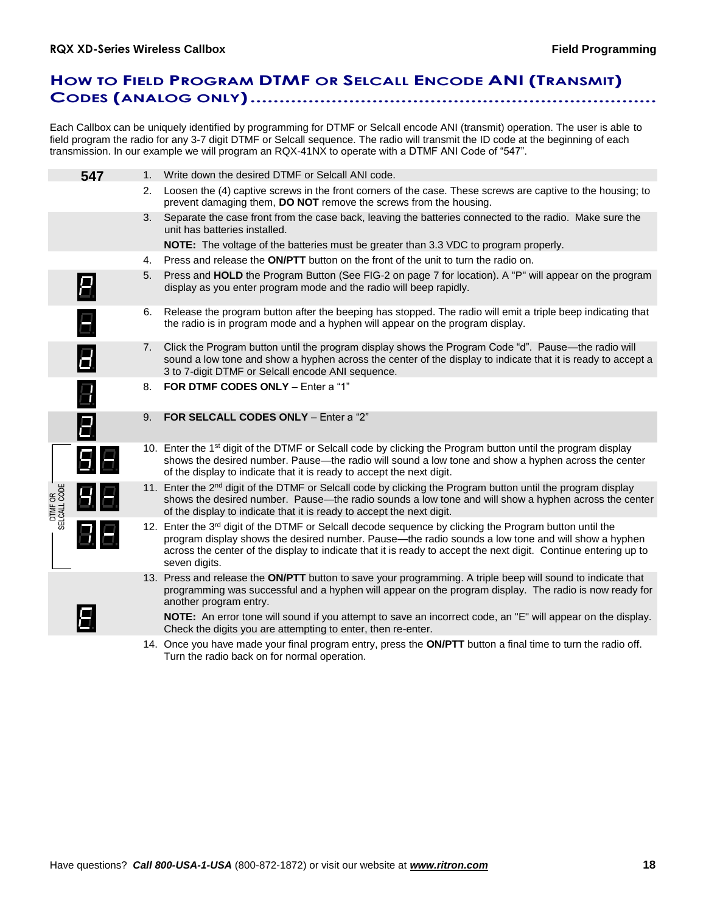## How to Field Program DTMF or Selcall Encode ANI (Transmit) Codes (Analog Only)

Each Callbox can be uniquely identified by programming for DTMF or Selcall encode ANI (transmit) operation. The user is able to field program the radio for any 3-7 digit DTMF or Selcall sequence. The radio will transmit the ID code at the beginning of each transmission. In our example we will program an RQX-41NX to operate with a DTMF ANI Code of “547”.

| Display | Step |
|---|---|
| **547** | 1. Write down the desired DTMF or Selcall ANI code. |
| | 2. Loosen the (4) captive screws in the front corners of the case. These screws are captive to the housing; to prevent damaging them, **DO NOT** remove the screws from the housing. |
| | 3. Separate the case front from the case back, leaving the batteries connected to the radio. Make sure the unit has batteries installed.<br>**NOTE:** The voltage of the batteries must be greater than 3.3 VDC to program properly. |
| | 4. Press and release the **ON/PTT** button on the front of the unit to turn the radio on. |
| P | 5. Press and **HOLD** the Program Button (See FIG-2 on page 7 for location). A "P" will appear on the program display as you enter program mode and the radio will beep rapidly. |
| - | 6. Release the program button after the beeping has stopped. The radio will emit a triple beep indicating that the radio is in program mode and a hyphen will appear on the program display. |
| d | 7. Click the Program button until the program display shows the Program Code “d”. Pause—the radio will sound a low tone and show a hyphen across the center of the display to indicate that it is ready to accept a 3 to 7-digit DTMF or Selcall encode ANI sequence. |
| 1 | 8. **FOR DTMF CODES ONLY** – Enter a “1” |
| 2 | 9. **FOR SELCALL CODES ONLY** – Enter a “2” |
| DTMF OR SELCALL CODE: 5 - | 10. Enter the 1st digit of the DTMF or Selcall code by clicking the Program button until the program display shows the desired number. Pause—the radio will sound a low tone and show a hyphen across the center of the display to indicate that it is ready to accept the next digit. |
| 4 - | 11. Enter the 2nd digit of the DTMF or Selcall code by clicking the Program button until the program display shows the desired number. Pause—the radio sounds a low tone and will show a hyphen across the center of the display to indicate that it is ready to accept the next digit. |
| 7 - | 12. Enter the 3rd digit of the DTMF or Selcall decode sequence by clicking the Program button until the program display shows the desired number. Pause—the radio sounds a low tone and will show a hyphen across the center of the display to indicate that it is ready to accept the next digit. Continue entering up to seven digits. |
| E | 13. Press and release the **ON/PTT** button to save your programming. A triple beep will sound to indicate that programming was successful and a hyphen will appear on the program display. The radio is now ready for another program entry.<br>**NOTE:** An error tone will sound if you attempt to save an incorrect code, an "E" will appear on the display. Check the digits you are attempting to enter, then re-enter. |
| | 14. Once you have made your final program entry, press the **ON/PTT** button a final time to turn the radio off. Turn the radio back on for normal operation. |

Have questions? ***Call 800-USA-1-USA*** (800-872-1872) or visit our website at ***www.ritron.com***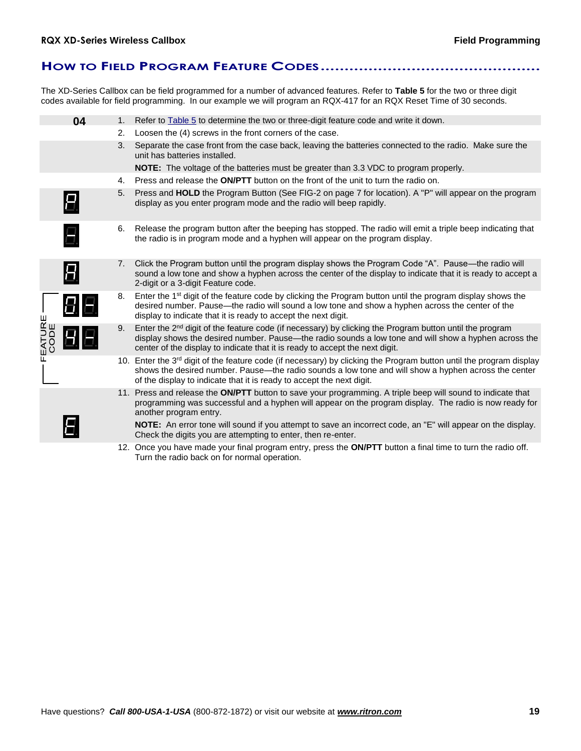## How to Field Program Feature Codes

The XD-Series Callbox can be field programmed for a number of advanced features. Refer to **Table 5** for the two or three digit codes available for field programming. In our example we will program an RQX-417 for an RQX Reset Time of 30 seconds.

**04**

1. Refer to Table 5 to determine the two or three-digit feature code and write it down.
2. Loosen the (4) screws in the front corners of the case.
3. Separate the case front from the case back, leaving the batteries connected to the radio. Make sure the unit has batteries installed.

   **NOTE:** The voltage of the batteries must be greater than 3.3 VDC to program properly.
4. Press and release the **ON/PTT** button on the front of the unit to turn the radio on.
5. Press and **HOLD** the Program Button (See FIG-2 on page 7 for location). A "P" will appear on the program display as you enter program mode and the radio will beep rapidly.
6. Release the program button after the beeping has stopped. The radio will emit a triple beep indicating that the radio is in program mode and a hyphen will appear on the program display.
7. Click the Program button until the program display shows the Program Code "A". Pause—the radio will sound a low tone and show a hyphen across the center of the display to indicate that it is ready to accept a 2-digit or a 3-digit Feature code.
8. Enter the 1st digit of the feature code by clicking the Program button until the program display shows the desired number. Pause—the radio will sound a low tone and show a hyphen across the center of the display to indicate that it is ready to accept the next digit.
9. Enter the 2nd digit of the feature code (if necessary) by clicking the Program button until the program display shows the desired number. Pause—the radio sounds a low tone and will show a hyphen across the center of the display to indicate that it is ready to accept the next digit.
10. Enter the 3rd digit of the feature code (if necessary) by clicking the Program button until the program display shows the desired number. Pause—the radio sounds a low tone and will show a hyphen across the center of the display to indicate that it is ready to accept the next digit.
11. Press and release the **ON/PTT** button to save your programming. A triple beep will sound to indicate that programming was successful and a hyphen will appear on the program display. The radio is now ready for another program entry.

    **NOTE:** An error tone will sound if you attempt to save an incorrect code, an "E" will appear on the display. Check the digits you are attempting to enter, then re-enter.
12. Once you have made your final program entry, press the **ON/PTT** button a final time to turn the radio off. Turn the radio back on for normal operation.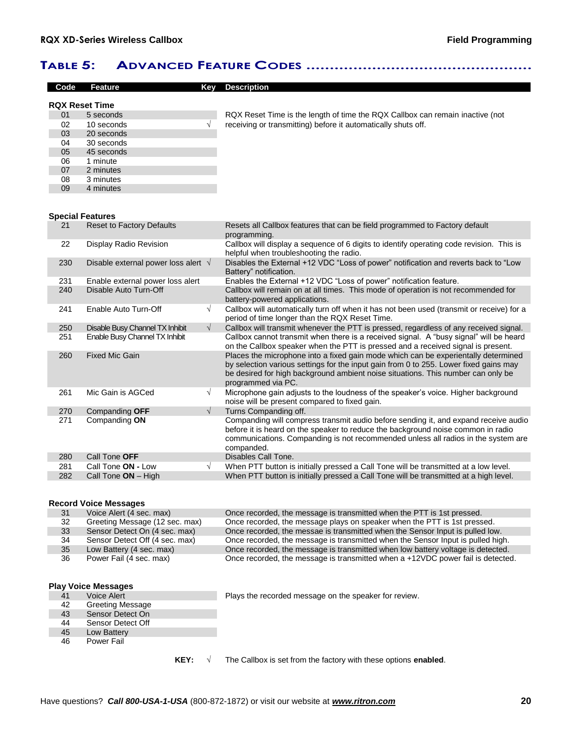## Table 5: Advanced Feature Codes

| Code | Feature | Key | Description |
|---|---|---|---|
| **RQX Reset Time** | | | |
| 01 | 5 seconds | | RQX Reset Time is the length of time the RQX Callbox can remain inactive (not receiving or transmitting) before it automatically shuts off. |
| 02 | 10 seconds | √ | |
| 03 | 20 seconds | | |
| 04 | 30 seconds | | |
| 05 | 45 seconds | | |
| 06 | 1 minute | | |
| 07 | 2 minutes | | |
| 08 | 3 minutes | | |
| 09 | 4 minutes | | |
| **Special Features** | | | |
| 21 | Reset to Factory Defaults | | Resets all Callbox features that can be field programmed to Factory default programming. |
| 22 | Display Radio Revision | | Callbox will display a sequence of 6 digits to identify operating code revision. This is helpful when troubleshooting the radio. |
| 230 | Disable external power loss alert | √ | Disables the External +12 VDC "Loss of power" notification and reverts back to "Low Battery" notification. |
| 231 | Enable external power loss alert | | Enables the External +12 VDC "Loss of power" notification feature. |
| 240 | Disable Auto Turn-Off | | Callbox will remain on at all times. This mode of operation is not recommended for battery-powered applications. |
| 241 | Enable Auto Turn-Off | √ | Callbox will automatically turn off when it has not been used (transmit or receive) for a period of time longer than the RQX Reset Time. |
| 250 | Disable Busy Channel TX Inhibit | √ | Callbox will transmit whenever the PTT is pressed, regardless of any received signal. |
| 251 | Enable Busy Channel TX Inhibit | | Callbox cannot transmit when there is a received signal. A "busy signal" will be heard on the Callbox speaker when the PTT is pressed and a received signal is present. |
| 260 | Fixed Mic Gain | | Places the microphone into a fixed gain mode which can be experientally determined by selection various settings for the input gain from 0 to 255. Lower fixed gains may be desired for high background ambient noise situations. This number can only be programmed via PC. |
| 261 | Mic Gain is AGCed | √ | Microphone gain adjusts to the loudness of the speaker's voice. Higher background noise will be present compared to fixed gain. |
| 270 | Companding **OFF** | √ | Turns Companding off. |
| 271 | Companding **ON** | | Companding will compress transmit audio before sending it, and expand receive audio before it is heard on the speaker to reduce the background noise common in radio communications. Companding is not recommended unless all radios in the system are companded. |
| 280 | Call Tone **OFF** | | Disables Call Tone. |
| 281 | Call Tone **ON -** Low | √ | When PTT button is initially pressed a Call Tone will be transmitted at a low level. |
| 282 | Call Tone **ON** – High | | When PTT button is initially pressed a Call Tone will be transmitted at a high level. |
| **Record Voice Messages** | | | |
| 31 | Voice Alert (4 sec. max) | | Once recorded, the message is transmitted when the PTT is 1st pressed. |
| 32 | Greeting Message (12 sec. max) | | Once recorded, the message plays on speaker when the PTT is 1st pressed. |
| 33 | Sensor Detect On (4 sec. max) | | Once recorded, the messae is transmitted when the Sensor Input is pulled low. |
| 34 | Sensor Detect Off (4 sec. max) | | Once recorded, the message is transmitted when the Sensor Input is pulled high. |
| 35 | Low Battery (4 sec. max) | | Once recorded, the message is transmitted when low battery voltage is detected. |
| 36 | Power Fail (4 sec. max) | | Once recorded, the message is transmitted when a +12VDC power fail is detected. |
| **Play Voice Messages** | | | |
| 41 | Voice Alert | | Plays the recorded message on the speaker for review. |
| 42 | Greeting Message | | |
| 43 | Sensor Detect On | | |
| 44 | Sensor Detect Off | | |
| 45 | Low Battery | | |
| 46 | Power Fail | | |

**KEY:** √ The Callbox is set from the factory with these options **enabled**.

Have questions? ***Call 800-USA-1-USA*** (800-872-1872) or visit our website at ***www.ritron.com***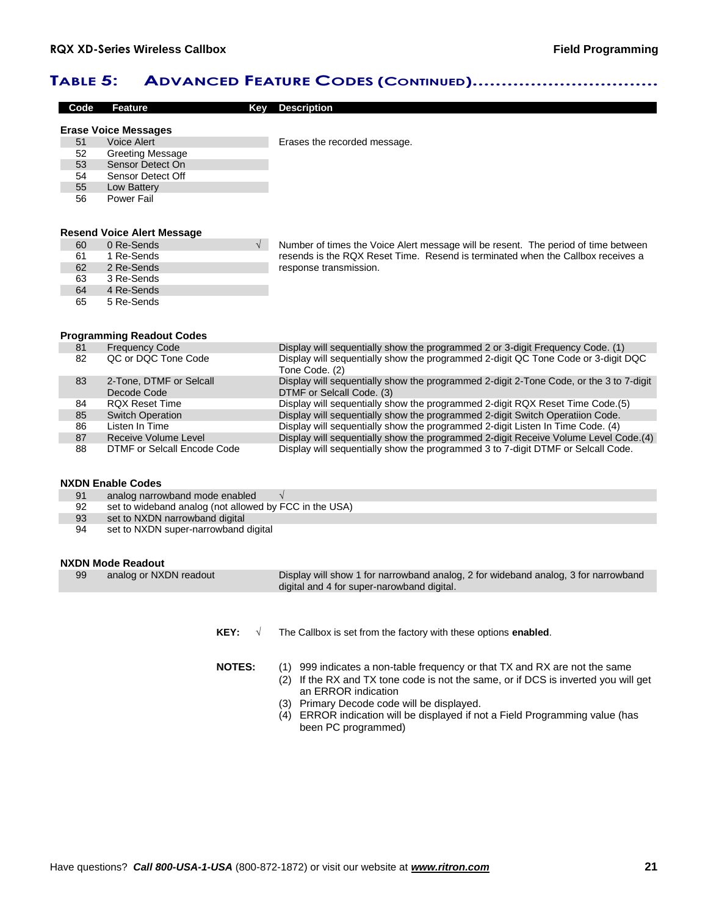## Table 5: Advanced Feature Codes (Continued)

| Code | Feature | Key | Description |
|---|---|---|---|
| **Erase Voice Messages** | | | |
| 51 | Voice Alert | | Erases the recorded message. |
| 52 | Greeting Message | | |
| 53 | Sensor Detect On | | |
| 54 | Sensor Detect Off | | |
| 55 | Low Battery | | |
| 56 | Power Fail | | |
| **Resend Voice Alert Message** | | | |
| 60 | 0 Re-Sends | √ | Number of times the Voice Alert message will be resent. The period of time between resends is the RQX Reset Time. Resend is terminated when the Callbox receives a response transmission. |
| 61 | 1 Re-Sends | | |
| 62 | 2 Re-Sends | | |
| 63 | 3 Re-Sends | | |
| 64 | 4 Re-Sends | | |
| 65 | 5 Re-Sends | | |
| **Programming Readout Codes** | | | |
| 81 | Frequency Code | | Display will sequentially show the programmed 2 or 3-digit Frequency Code. (1) |
| 82 | QC or DQC Tone Code | | Display will sequentially show the programmed 2-digit QC Tone Code or 3-digit DQC Tone Code. (2) |
| 83 | 2-Tone, DTMF or Selcall Decode Code | | Display will sequentially show the programmed 2-digit 2-Tone Code, or the 3 to 7-digit DTMF or Selcall Code. (3) |
| 84 | RQX Reset Time | | Display will sequentially show the programmed 2-digit RQX Reset Time Code.(5) |
| 85 | Switch Operation | | Display will sequentially show the programmed 2-digit Switch Operatiion Code. |
| 86 | Listen In Time | | Display will sequentially show the programmed 2-digit Listen In Time Code. (4) |
| 87 | Receive Volume Level | | Display will sequentially show the programmed 2-digit Receive Volume Level Code.(4) |
| 88 | DTMF or Selcall Encode Code | | Display will sequentially show the programmed 3 to 7-digit DTMF or Selcall Code. |
| **NXDN Enable Codes** | | | |
| 91 | analog narrowband mode enabled | √ | |
| 92 | set to wideband analog (not allowed by FCC in the USA) | | |
| 93 | set to NXDN narrowband digital | | |
| 94 | set to NXDN super-narrowband digital | | |
| **NXDN Mode Readout** | | | |
| 99 | analog or NXDN readout | | Display will show 1 for narrowband analog, 2 for wideband analog, 3 for narrowband digital and 4 for super-narowband digital. |

**KEY:** √ The Callbox is set from the factory with these options **enabled**.

**NOTES:**
1. 999 indicates a non-table frequency or that TX and RX are not the same
2. If the RX and TX tone code is not the same, or if DCS is inverted you will get an ERROR indication
3. Primary Decode code will be displayed.
4. ERROR indication will be displayed if not a Field Programming value (has been PC programmed)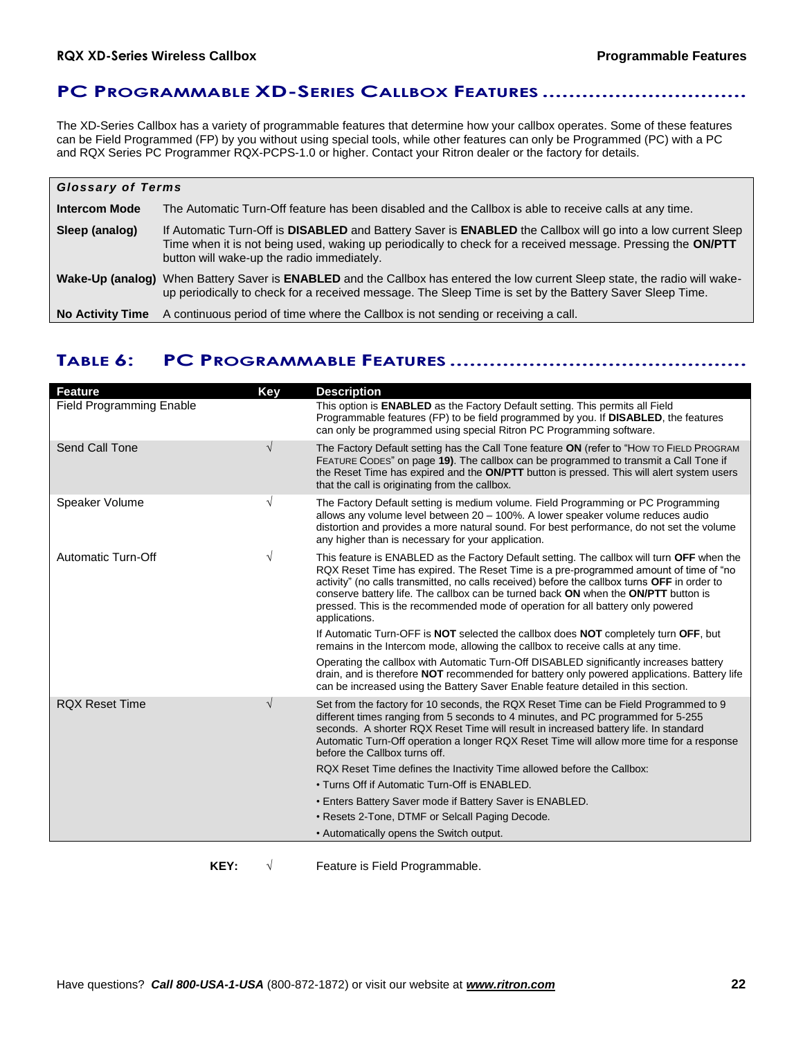## PC Programmable XD-Series Callbox Features

The XD-Series Callbox has a variety of programmable features that determine how your callbox operates. Some of these features can be Field Programmed (FP) by you without using special tools, while other features can only be Programmed (PC) with a PC and RQX Series PC Programmer RQX-PCPS-1.0 or higher. Contact your Ritron dealer or the factory for details.

| ***Glossary of Terms*** | |
|---|---|
| **Intercom Mode** | The Automatic Turn-Off feature has been disabled and the Callbox is able to receive calls at any time. |
| **Sleep (analog)** | If Automatic Turn-Off is **DISABLED** and Battery Saver is **ENABLED** the Callbox will go into a low current Sleep Time when it is not being used, waking up periodically to check for a received message. Pressing the **ON/PTT** button will wake-up the radio immediately. |
| **Wake-Up (analog)** | When Battery Saver is **ENABLED** and the Callbox has entered the low current Sleep state, the radio will wake-up periodically to check for a received message. The Sleep Time is set by the Battery Saver Sleep Time. |
| **No Activity Time** | A continuous period of time where the Callbox is not sending or receiving a call. |

## Table 6: PC Programmable Features

| Feature | Key | Description |
|---|---|---|
| Field Programming Enable | | This option is **ENABLED** as the Factory Default setting. This permits all Field Programmable features (FP) to be field programmed by you. If **DISABLED**, the features can only be programmed using special Ritron PC Programming software. |
| Send Call Tone | √ | The Factory Default setting has the Call Tone feature **ON** (refer to "How to Field Program Feature Codes" on page **19)**. The callbox can be programmed to transmit a Call Tone if the Reset Time has expired and the **ON/PTT** button is pressed. This will alert system users that the call is originating from the callbox. |
| Speaker Volume | √ | The Factory Default setting is medium volume. Field Programming or PC Programming allows any volume level between 20 – 100%. A lower speaker volume reduces audio distortion and provides a more natural sound. For best performance, do not set the volume any higher than is necessary for your application. |
| Automatic Turn-Off | √ | This feature is ENABLED as the Factory Default setting. The callbox will turn **OFF** when the RQX Reset Time has expired. The Reset Time is a pre-programmed amount of time of "no activity" (no calls transmitted, no calls received) before the callbox turns **OFF** in order to conserve battery life. The callbox can be turned back **ON** when the **ON/PTT** button is pressed. This is the recommended mode of operation for all battery only powered applications.<br><br>If Automatic Turn-OFF is **NOT** selected the callbox does **NOT** completely turn **OFF**, but remains in the Intercom mode, allowing the callbox to receive calls at any time.<br><br>Operating the callbox with Automatic Turn-Off DISABLED significantly increases battery drain, and is therefore **NOT** recommended for battery only powered applications. Battery life can be increased using the Battery Saver Enable feature detailed in this section. |
| RQX Reset Time | √ | Set from the factory for 10 seconds, the RQX Reset Time can be Field Programmed to 9 different times ranging from 5 seconds to 4 minutes, and PC programmed for 5-255 seconds. A shorter RQX Reset Time will result in increased battery life. In standard Automatic Turn-Off operation a longer RQX Reset Time will allow more time for a response before the Callbox turns off.<br><br>RQX Reset Time defines the Inactivity Time allowed before the Callbox:<br>• Turns Off if Automatic Turn-Off is ENABLED.<br>• Enters Battery Saver mode if Battery Saver is ENABLED.<br>• Resets 2-Tone, DTMF or Selcall Paging Decode.<br>• Automatically opens the Switch output. |

**KEY:** √ Feature is Field Programmable.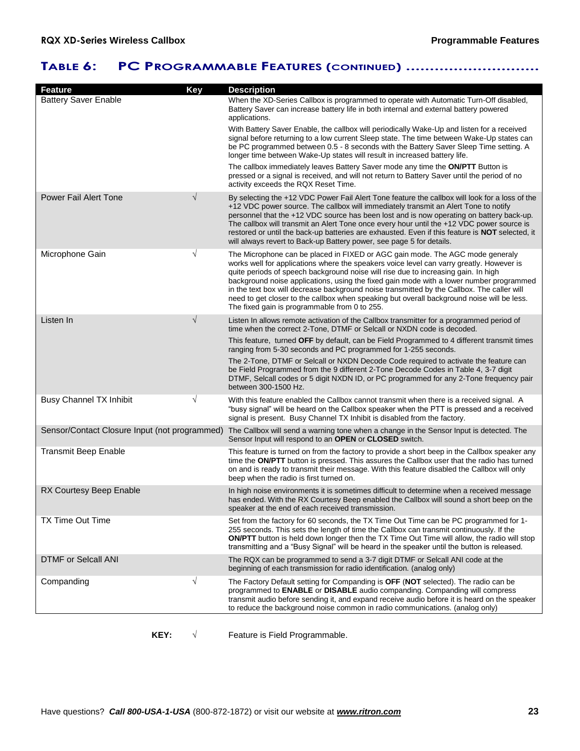## TABLE 6: PC PROGRAMMABLE FEATURES (CONTINUED)

| Feature | Key | Description |
|---|---|---|
| Battery Saver Enable | | When the XD-Series Callbox is programmed to operate with Automatic Turn-Off disabled, Battery Saver can increase battery life in both internal and external battery powered applications.<br><br>With Battery Saver Enable, the callbox will periodically Wake-Up and listen for a received signal before returning to a low current Sleep state. The time between Wake-Up states can be PC programmed between 0.5 - 8 seconds with the Battery Saver Sleep Time setting. A longer time between Wake-Up states will result in increased battery life.<br><br>The callbox immediately leaves Battery Saver mode any time the **ON/PTT** Button is pressed or a signal is received, and will not return to Battery Saver until the period of no activity exceeds the RQX Reset Time. |
| Power Fail Alert Tone | √ | By selecting the +12 VDC Power Fail Alert Tone feature the callbox will look for a loss of the +12 VDC power source. The callbox will immediately transmit an Alert Tone to notify personnel that the +12 VDC source has been lost and is now operating on battery back-up. The callbox will transmit an Alert Tone once every hour until the +12 VDC power source is restored or until the back-up batteries are exhausted. Even if this feature is **NOT** selected, it will always revert to Back-up Battery power, see page 5 for details. |
| Microphone Gain | √ | The Microphone can be placed in FIXED or AGC gain mode. The AGC mode generaly works well for applications where the speakers voice level can varry greatly. However is quite periods of speech background noise will rise due to increasing gain. In high background noise applications, using the fixed gain mode with a lower number programmed in the text box will decrease background noise transmitted by the Callbox. The caller will need to get closer to the callbox when speaking but overall background noise will be less. The fixed gain is programmable from 0 to 255. |
| Listen In | √ | Listen In allows remote activation of the Callbox transmitter for a programmed period of time when the correct 2-Tone, DTMF or Selcall or NXDN code is decoded.<br><br>This feature, turned **OFF** by default, can be Field Programmed to 4 different transmit times ranging from 5-30 seconds and PC programmed for 1-255 seconds.<br><br>The 2-Tone, DTMF or Selcall or NXDN Decode Code required to activate the feature can be Field Programmed from the 9 different 2-Tone Decode Codes in Table 4, 3-7 digit DTMF, Selcall codes or 5 digit NXDN ID, or PC programmed for any 2-Tone frequency pair between 300-1500 Hz. |
| Busy Channel TX Inhibit | √ | With this feature enabled the Callbox cannot transmit when there is a received signal. A "busy signal" will be heard on the Callbox speaker when the PTT is pressed and a received signal is present. Busy Channel TX Inhibit is disabled from the factory. |
| Sensor/Contact Closure Input (not programmed) | | The Callbox will send a warning tone when a change in the Sensor Input is detected. The Sensor Input will respond to an **OPEN** or **CLOSED** switch. |
| Transmit Beep Enable | | This feature is turned on from the factory to provide a short beep in the Callbox speaker any time the **ON/PTT** button is pressed. This assures the Callbox user that the radio has turned on and is ready to transmit their message. With this feature disabled the Callbox will only beep when the radio is first turned on. |
| RX Courtesy Beep Enable | | In high noise environments it is sometimes difficult to determine when a received message has ended. With the RX Courtesy Beep enabled the Callbox will sound a short beep on the speaker at the end of each received transmission. |
| TX Time Out Time | | Set from the factory for 60 seconds, the TX Time Out Time can be PC programmed for 1-255 seconds. This sets the length of time the Callbox can transmit continuously. If the **ON/PTT** button is held down longer then the TX Time Out Time will allow, the radio will stop transmitting and a "Busy Signal" will be heard in the speaker until the button is released. |
| DTMF or Selcall ANI | | The RQX can be programmed to send a 3-7 digit DTMF or Selcall ANI code at the beginning of each transmission for radio identification. (analog only) |
| Companding | √ | The Factory Default setting for Companding is **OFF** (**NOT** selected). The radio can be programmed to **ENABLE** or **DISABLE** audio companding. Companding will compress transmit audio before sending it, and expand receive audio before it is heard on the speaker to reduce the background noise common in radio communications. (analog only) |

**KEY:** √ Feature is Field Programmable.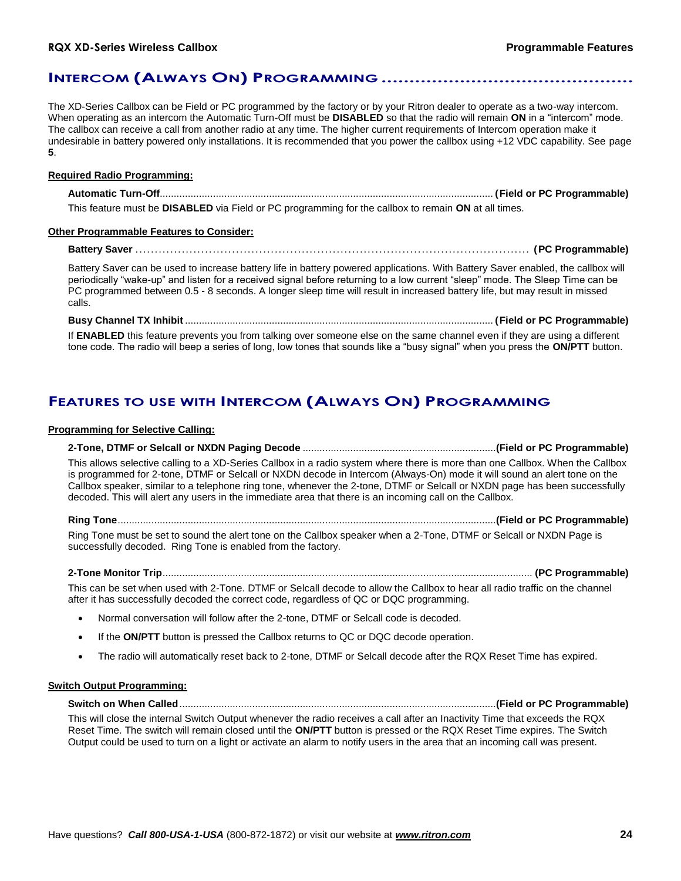## Intercom (Always On) Programming

The XD-Series Callbox can be Field or PC programmed by the factory or by your Ritron dealer to operate as a two-way intercom. When operating as an intercom the Automatic Turn-Off must be **DISABLED** so that the radio will remain **ON** in a "intercom" mode. The callbox can receive a call from another radio at any time. The higher current requirements of Intercom operation make it undesirable in battery powered only installations. It is recommended that you power the callbox using +12 VDC capability. See page **5**.

**Required Radio Programming:**

**Automatic Turn-Off**........................................................................................ **(Field or PC Programmable)**

This feature must be **DISABLED** via Field or PC programming for the callbox to remain **ON** at all times.

**Other Programmable Features to Consider:**

**Battery Saver** ........................................................................................ **(PC Programmable)**

Battery Saver can be used to increase battery life in battery powered applications. With Battery Saver enabled, the callbox will periodically "wake-up" and listen for a received signal before returning to a low current "sleep" mode. The Sleep Time can be PC programmed between 0.5 - 8 seconds. A longer sleep time will result in increased battery life, but may result in missed calls.

**Busy Channel TX Inhibit**........................................................................................ **(Field or PC Programmable)**

If **ENABLED** this feature prevents you from talking over someone else on the same channel even if they are using a different tone code. The radio will beep a series of long, low tones that sounds like a "busy signal" when you press the **ON/PTT** button.

## Features to use with Intercom (Always On) Programming

**Programming for Selective Calling:**

**2-Tone, DTMF or Selcall or NXDN Paging Decode** ........................................................................................ **(Field or PC Programmable)**

This allows selective calling to a XD-Series Callbox in a radio system where there is more than one Callbox. When the Callbox is programmed for 2-tone, DTMF or Selcall or NXDN decode in Intercom (Always-On) mode it will sound an alert tone on the Callbox speaker, similar to a telephone ring tone, whenever the 2-tone, DTMF or Selcall or NXDN page has been successfully decoded. This will alert any users in the immediate area that there is an incoming call on the Callbox.

**Ring Tone**........................................................................................ **(Field or PC Programmable)**

Ring Tone must be set to sound the alert tone on the Callbox speaker when a 2-Tone, DTMF or Selcall or NXDN Page is successfully decoded. Ring Tone is enabled from the factory.

**2-Tone Monitor Trip**........................................................................................ **(PC Programmable)**

This can be set when used with 2-Tone. DTMF or Selcall decode to allow the Callbox to hear all radio traffic on the channel after it has successfully decoded the correct code, regardless of QC or DQC programming.

- Normal conversation will follow after the 2-tone, DTMF or Selcall code is decoded.
- If the **ON/PTT** button is pressed the Callbox returns to QC or DQC decode operation.
- The radio will automatically reset back to 2-tone, DTMF or Selcall decode after the RQX Reset Time has expired.

**Switch Output Programming:**

**Switch on When Called**........................................................................................ **(Field or PC Programmable)**

This will close the internal Switch Output whenever the radio receives a call after an Inactivity Time that exceeds the RQX Reset Time. The switch will remain closed until the **ON/PTT** button is pressed or the RQX Reset Time expires. The Switch Output could be used to turn on a light or activate an alarm to notify users in the area that an incoming call was present.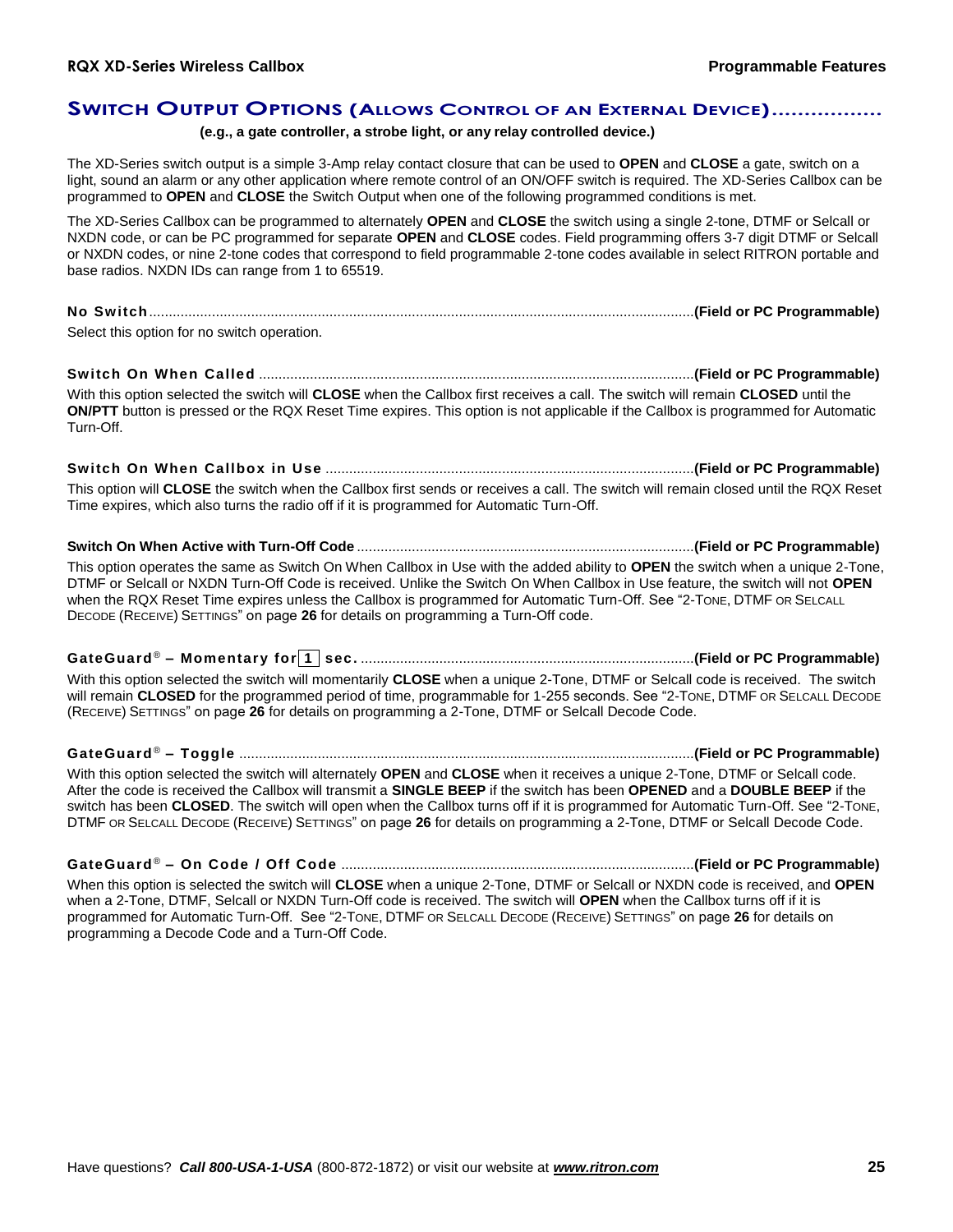## SWITCH OUTPUT OPTIONS (ALLOWS CONTROL OF AN EXTERNAL DEVICE)

**(e.g., a gate controller, a strobe light, or any relay controlled device.)**

The XD-Series switch output is a simple 3-Amp relay contact closure that can be used to **OPEN** and **CLOSE** a gate, switch on a light, sound an alarm or any other application where remote control of an ON/OFF switch is required. The XD-Series Callbox can be programmed to **OPEN** and **CLOSE** the Switch Output when one of the following programmed conditions is met.

The XD-Series Callbox can be programmed to alternately **OPEN** and **CLOSE** the switch using a single 2-tone, DTMF or Selcall or NXDN code, or can be PC programmed for separate **OPEN** and **CLOSE** codes. Field programming offers 3-7 digit DTMF or Selcall or NXDN codes, or nine 2-tone codes that correspond to field programmable 2-tone codes available in select RITRON portable and base radios. NXDN IDs can range from 1 to 65519.

**No Switch** ........ **(Field or PC Programmable)**

Select this option for no switch operation.

**Switch On When Called** ........ **(Field or PC Programmable)**

With this option selected the switch will **CLOSE** when the Callbox first receives a call. The switch will remain **CLOSED** until the **ON/PTT** button is pressed or the RQX Reset Time expires. This option is not applicable if the Callbox is programmed for Automatic Turn-Off.

**Switch On When Callbox in Use** ........ **(Field or PC Programmable)**

This option will **CLOSE** the switch when the Callbox first sends or receives a call. The switch will remain closed until the RQX Reset Time expires, which also turns the radio off if it is programmed for Automatic Turn-Off.

**Switch On When Active with Turn-Off Code** ........ **(Field or PC Programmable)**

This option operates the same as Switch On When Callbox in Use with the added ability to **OPEN** the switch when a unique 2-Tone, DTMF or Selcall or NXDN Turn-Off Code is received. Unlike the Switch On When Callbox in Use feature, the switch will not **OPEN** when the RQX Reset Time expires unless the Callbox is programmed for Automatic Turn-Off. See "2-TONE, DTMF OR SELCALL DECODE (RECEIVE) SETTINGS" on page **26** for details on programming a Turn-Off code.

**GateGuard® – Momentary for 1 sec.** ........ **(Field or PC Programmable)**

With this option selected the switch will momentarily **CLOSE** when a unique 2-Tone, DTMF or Selcall code is received. The switch will remain **CLOSED** for the programmed period of time, programmable for 1-255 seconds. See "2-TONE, DTMF OR SELCALL DECODE (RECEIVE) SETTINGS" on page **26** for details on programming a 2-Tone, DTMF or Selcall Decode Code.

**GateGuard® – Toggle** ........ **(Field or PC Programmable)**

With this option selected the switch will alternately **OPEN** and **CLOSE** when it receives a unique 2-Tone, DTMF or Selcall code. After the code is received the Callbox will transmit a **SINGLE BEEP** if the switch has been **OPENED** and a **DOUBLE BEEP** if the switch has been **CLOSED**. The switch will open when the Callbox turns off if it is programmed for Automatic Turn-Off. See "2-TONE, DTMF OR SELCALL DECODE (RECEIVE) SETTINGS" on page **26** for details on programming a 2-Tone, DTMF or Selcall Decode Code.

**GateGuard® – On Code / Off Code** ........ **(Field or PC Programmable)**

When this option is selected the switch will **CLOSE** when a unique 2-Tone, DTMF or Selcall or NXDN code is received, and **OPEN** when a 2-Tone, DTMF, Selcall or NXDN Turn-Off code is received. The switch will **OPEN** when the Callbox turns off if it is programmed for Automatic Turn-Off. See "2-TONE, DTMF OR SELCALL DECODE (RECEIVE) SETTINGS" on page **26** for details on programming a Decode Code and a Turn-Off Code.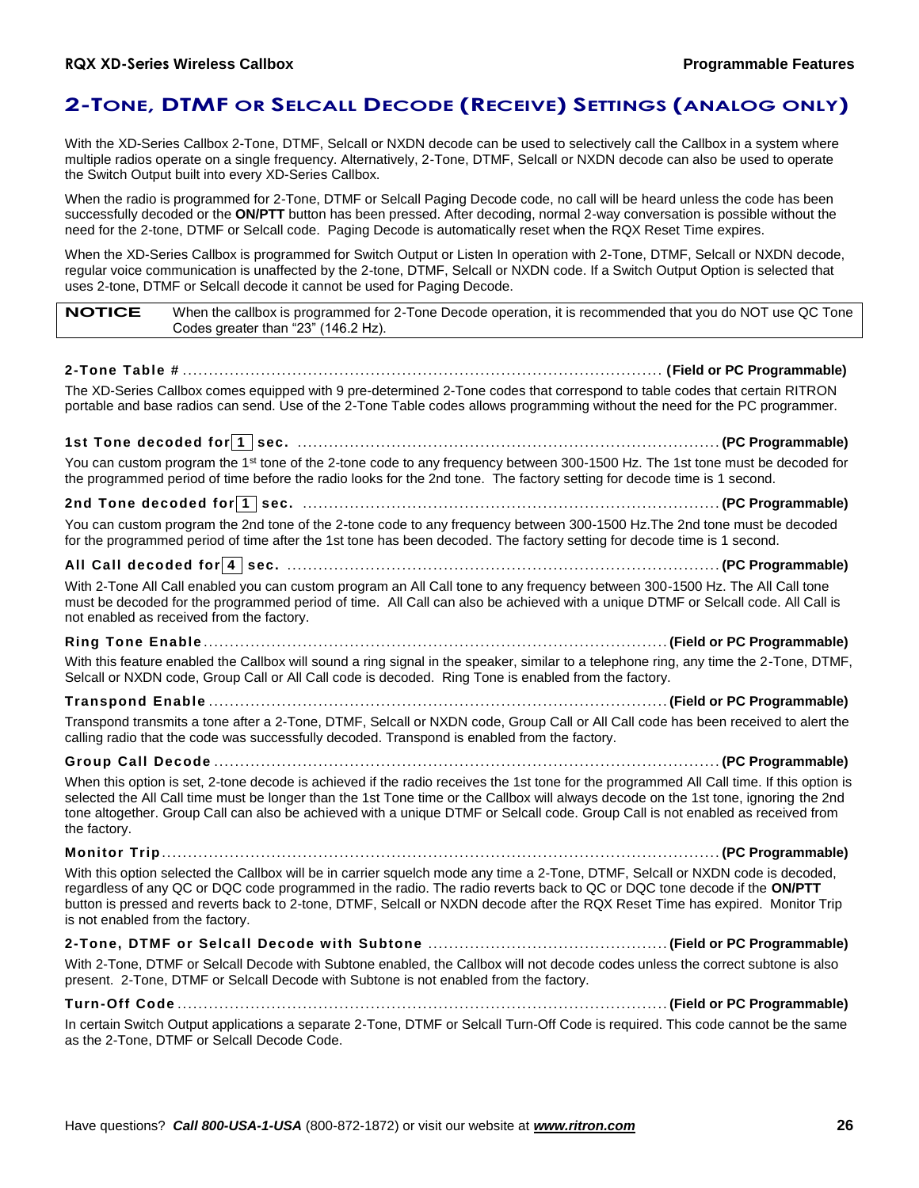## 2-Tone, DTMF or Selcall Decode (Receive) Settings (analog only)

With the XD-Series Callbox 2-Tone, DTMF, Selcall or NXDN decode can be used to selectively call the Callbox in a system where multiple radios operate on a single frequency. Alternatively, 2-Tone, DTMF, Selcall or NXDN decode can also be used to operate the Switch Output built into every XD-Series Callbox.

When the radio is programmed for 2-Tone, DTMF or Selcall Paging Decode code, no call will be heard unless the code has been successfully decoded or the **ON/PTT** button has been pressed. After decoding, normal 2-way conversation is possible without the need for the 2-tone, DTMF or Selcall code. Paging Decode is automatically reset when the RQX Reset Time expires.

When the XD-Series Callbox is programmed for Switch Output or Listen In operation with 2-Tone, DTMF, Selcall or NXDN decode, regular voice communication is unaffected by the 2-tone, DTMF, Selcall or NXDN code. If a Switch Output Option is selected that uses 2-tone, DTMF or Selcall decode it cannot be used for Paging Decode.

| NOTICE | When the callbox is programmed for 2-Tone Decode operation, it is recommended that you do NOT use QC Tone Codes greater than “23” (146.2 Hz). |
|---|---|

**2-Tone Table #** ........ **(Field or PC Programmable)**

The XD-Series Callbox comes equipped with 9 pre-determined 2-Tone codes that correspond to table codes that certain RITRON portable and base radios can send. Use of the 2-Tone Table codes allows programming without the need for the PC programmer.

**1st Tone decoded for [1] sec.** ........ **(PC Programmable)**

You can custom program the 1st tone of the 2-tone code to any frequency between 300-1500 Hz. The 1st tone must be decoded for the programmed period of time before the radio looks for the 2nd tone. The factory setting for decode time is 1 second.

**2nd Tone decoded for [1] sec.** ........ **(PC Programmable)**

You can custom program the 2nd tone of the 2-tone code to any frequency between 300-1500 Hz.The 2nd tone must be decoded for the programmed period of time after the 1st tone has been decoded. The factory setting for decode time is 1 second.

**All Call decoded for [4] sec.** ........ **(PC Programmable)**

With 2-Tone All Call enabled you can custom program an All Call tone to any frequency between 300-1500 Hz. The All Call tone must be decoded for the programmed period of time. All Call can also be achieved with a unique DTMF or Selcall code. All Call is not enabled as received from the factory.

**Ring Tone Enable** ........ **(Field or PC Programmable)**

With this feature enabled the Callbox will sound a ring signal in the speaker, similar to a telephone ring, any time the 2-Tone, DTMF, Selcall or NXDN code, Group Call or All Call code is decoded. Ring Tone is enabled from the factory.

**Transpond Enable** ........ **(Field or PC Programmable)**

Transpond transmits a tone after a 2-Tone, DTMF, Selcall or NXDN code, Group Call or All Call code has been received to alert the calling radio that the code was successfully decoded. Transpond is enabled from the factory.

**Group Call Decode** ........ **(PC Programmable)**

When this option is set, 2-tone decode is achieved if the radio receives the 1st tone for the programmed All Call time. If this option is selected the All Call time must be longer than the 1st Tone time or the Callbox will always decode on the 1st tone, ignoring the 2nd tone altogether. Group Call can also be achieved with a unique DTMF or Selcall code. Group Call is not enabled as received from the factory.

**Monitor Trip** ........ **(PC Programmable)**

With this option selected the Callbox will be in carrier squelch mode any time a 2-Tone, DTMF, Selcall or NXDN code is decoded, regardless of any QC or DQC code programmed in the radio. The radio reverts back to QC or DQC tone decode if the **ON/PTT** button is pressed and reverts back to 2-tone, DTMF, Selcall or NXDN decode after the RQX Reset Time has expired. Monitor Trip is not enabled from the factory.

**2-Tone, DTMF or Selcall Decode with Subtone** ........ **(Field or PC Programmable)**

With 2-Tone, DTMF or Selcall Decode with Subtone enabled, the Callbox will not decode codes unless the correct subtone is also present. 2-Tone, DTMF or Selcall Decode with Subtone is not enabled from the factory.

**Turn-Off Code** ........ **(Field or PC Programmable)**

In certain Switch Output applications a separate 2-Tone, DTMF or Selcall Turn-Off Code is required. This code cannot be the same as the 2-Tone, DTMF or Selcall Decode Code.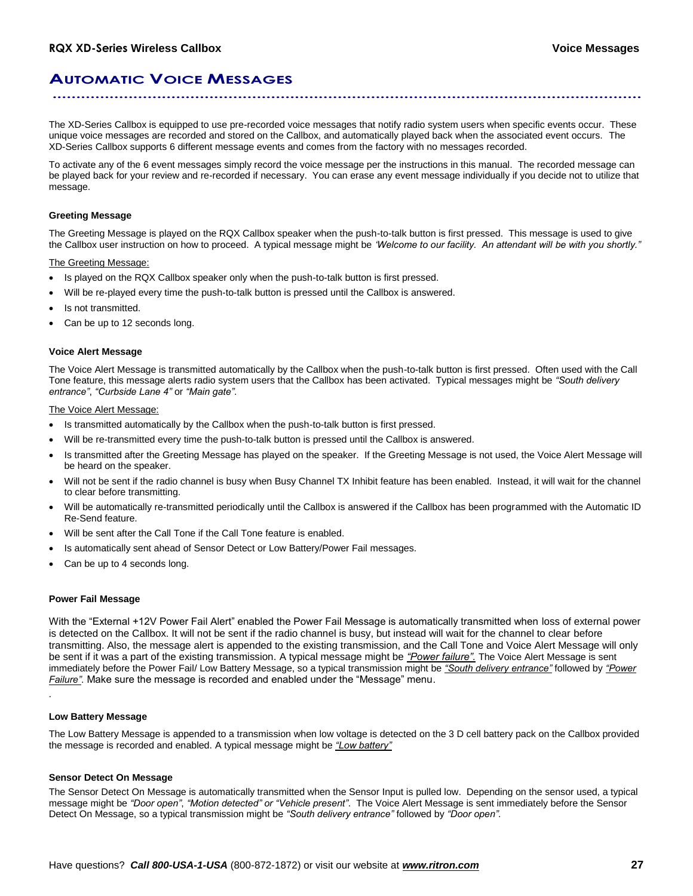# Automatic Voice Messages

The XD-Series Callbox is equipped to use pre-recorded voice messages that notify radio system users when specific events occur. These unique voice messages are recorded and stored on the Callbox, and automatically played back when the associated event occurs. The XD-Series Callbox supports 6 different message events and comes from the factory with no messages recorded.

To activate any of the 6 event messages simply record the voice message per the instructions in this manual. The recorded message can be played back for your review and re-recorded if necessary. You can erase any event message individually if you decide not to utilize that message.

#### Greeting Message

The Greeting Message is played on the RQX Callbox speaker when the push-to-talk button is first pressed. This message is used to give the Callbox user instruction on how to proceed. A typical message might be *'Welcome to our facility. An attendant will be with you shortly."*

<u>The Greeting Message:</u>

- Is played on the RQX Callbox speaker only when the push-to-talk button is first pressed.
- Will be re-played every time the push-to-talk button is pressed until the Callbox is answered.
- Is not transmitted.
- Can be up to 12 seconds long.

#### Voice Alert Message

The Voice Alert Message is transmitted automatically by the Callbox when the push-to-talk button is first pressed. Often used with the Call Tone feature, this message alerts radio system users that the Callbox has been activated. Typical messages might be *"South delivery entrance"*, *"Curbside Lane 4"* or *"Main gate"*.

<u>The Voice Alert Message:</u>

- Is transmitted automatically by the Callbox when the push-to-talk button is first pressed.
- Will be re-transmitted every time the push-to-talk button is pressed until the Callbox is answered.
- Is transmitted after the Greeting Message has played on the speaker. If the Greeting Message is not used, the Voice Alert Message will be heard on the speaker.
- Will not be sent if the radio channel is busy when Busy Channel TX Inhibit feature has been enabled. Instead, it will wait for the channel to clear before transmitting.
- Will be automatically re-transmitted periodically until the Callbox is answered if the Callbox has been programmed with the Automatic ID Re-Send feature.
- Will be sent after the Call Tone if the Call Tone feature is enabled.
- Is automatically sent ahead of Sensor Detect or Low Battery/Power Fail messages.
- Can be up to 4 seconds long.

#### Power Fail Message

With the "External +12V Power Fail Alert" enabled the Power Fail Message is automatically transmitted when loss of external power is detected on the Callbox. It will not be sent if the radio channel is busy, but instead will wait for the channel to clear before transmitting. Also, the message alert is appended to the existing transmission, and the Call Tone and Voice Alert Message will only be sent if it was a part of the existing transmission. A typical message might be <u>*"Power failure"*</u>. The Voice Alert Message is sent immediately before the Power Fail/ Low Battery Message, so a typical transmission might be <u>*"South delivery entrance"*</u> followed by <u>*"Power Failure"*</u>. Make sure the message is recorded and enabled under the "Message" menu.

#### Low Battery Message

The Low Battery Message is appended to a transmission when low voltage is detected on the 3 D cell battery pack on the Callbox provided the message is recorded and enabled. A typical message might be <u>*"Low battery"*</u>

#### Sensor Detect On Message

The Sensor Detect On Message is automatically transmitted when the Sensor Input is pulled low. Depending on the sensor used, a typical message might be *"Door open"*, *"Motion detected" or "Vehicle present"*. The Voice Alert Message is sent immediately before the Sensor Detect On Message, so a typical transmission might be *"South delivery entrance"* followed by *"Door open"*.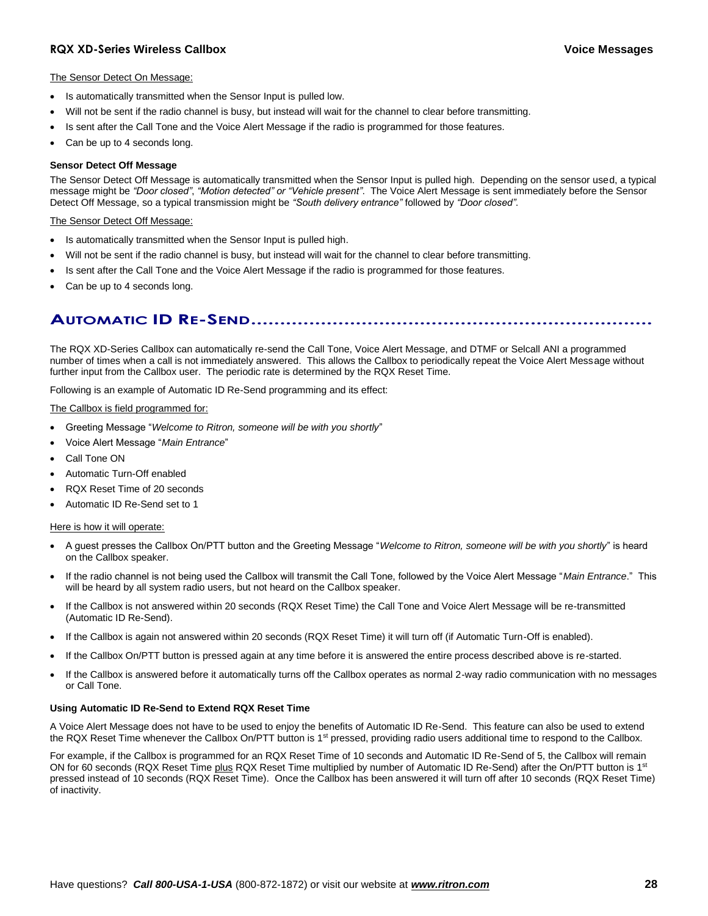The Sensor Detect On Message:

- Is automatically transmitted when the Sensor Input is pulled low.
- Will not be sent if the radio channel is busy, but instead will wait for the channel to clear before transmitting.
- Is sent after the Call Tone and the Voice Alert Message if the radio is programmed for those features.
- Can be up to 4 seconds long.

**Sensor Detect Off Message**

The Sensor Detect Off Message is automatically transmitted when the Sensor Input is pulled high. Depending on the sensor used, a typical message might be *"Door closed"*, *"Motion detected" or "Vehicle present"*. The Voice Alert Message is sent immediately before the Sensor Detect Off Message, so a typical transmission might be *"South delivery entrance"* followed by *"Door closed"*.

The Sensor Detect Off Message:

- Is automatically transmitted when the Sensor Input is pulled high.
- Will not be sent if the radio channel is busy, but instead will wait for the channel to clear before transmitting.
- Is sent after the Call Tone and the Voice Alert Message if the radio is programmed for those features.
- Can be up to 4 seconds long.

## Automatic ID Re-Send

The RQX XD-Series Callbox can automatically re-send the Call Tone, Voice Alert Message, and DTMF or Selcall ANI a programmed number of times when a call is not immediately answered. This allows the Callbox to periodically repeat the Voice Alert Message without further input from the Callbox user. The periodic rate is determined by the RQX Reset Time.

Following is an example of Automatic ID Re-Send programming and its effect:

The Callbox is field programmed for:

- Greeting Message "*Welcome to Ritron, someone will be with you shortly*"
- Voice Alert Message "*Main Entrance*"
- Call Tone ON
- Automatic Turn-Off enabled
- RQX Reset Time of 20 seconds
- Automatic ID Re-Send set to 1

Here is how it will operate:

- A guest presses the Callbox On/PTT button and the Greeting Message "*Welcome to Ritron, someone will be with you shortly*" is heard on the Callbox speaker.
- If the radio channel is not being used the Callbox will transmit the Call Tone, followed by the Voice Alert Message "*Main Entrance*." This will be heard by all system radio users, but not heard on the Callbox speaker.
- If the Callbox is not answered within 20 seconds (RQX Reset Time) the Call Tone and Voice Alert Message will be re-transmitted (Automatic ID Re-Send).
- If the Callbox is again not answered within 20 seconds (RQX Reset Time) it will turn off (if Automatic Turn-Off is enabled).
- If the Callbox On/PTT button is pressed again at any time before it is answered the entire process described above is re-started.
- If the Callbox is answered before it automatically turns off the Callbox operates as normal 2-way radio communication with no messages or Call Tone.

**Using Automatic ID Re-Send to Extend RQX Reset Time**

A Voice Alert Message does not have to be used to enjoy the benefits of Automatic ID Re-Send. This feature can also be used to extend the RQX Reset Time whenever the Callbox On/PTT button is 1st pressed, providing radio users additional time to respond to the Callbox.

For example, if the Callbox is programmed for an RQX Reset Time of 10 seconds and Automatic ID Re-Send of 5, the Callbox will remain ON for 60 seconds (RQX Reset Time plus RQX Reset Time multiplied by number of Automatic ID Re-Send) after the On/PTT button is 1st pressed instead of 10 seconds (RQX Reset Time). Once the Callbox has been answered it will turn off after 10 seconds (RQX Reset Time) of inactivity.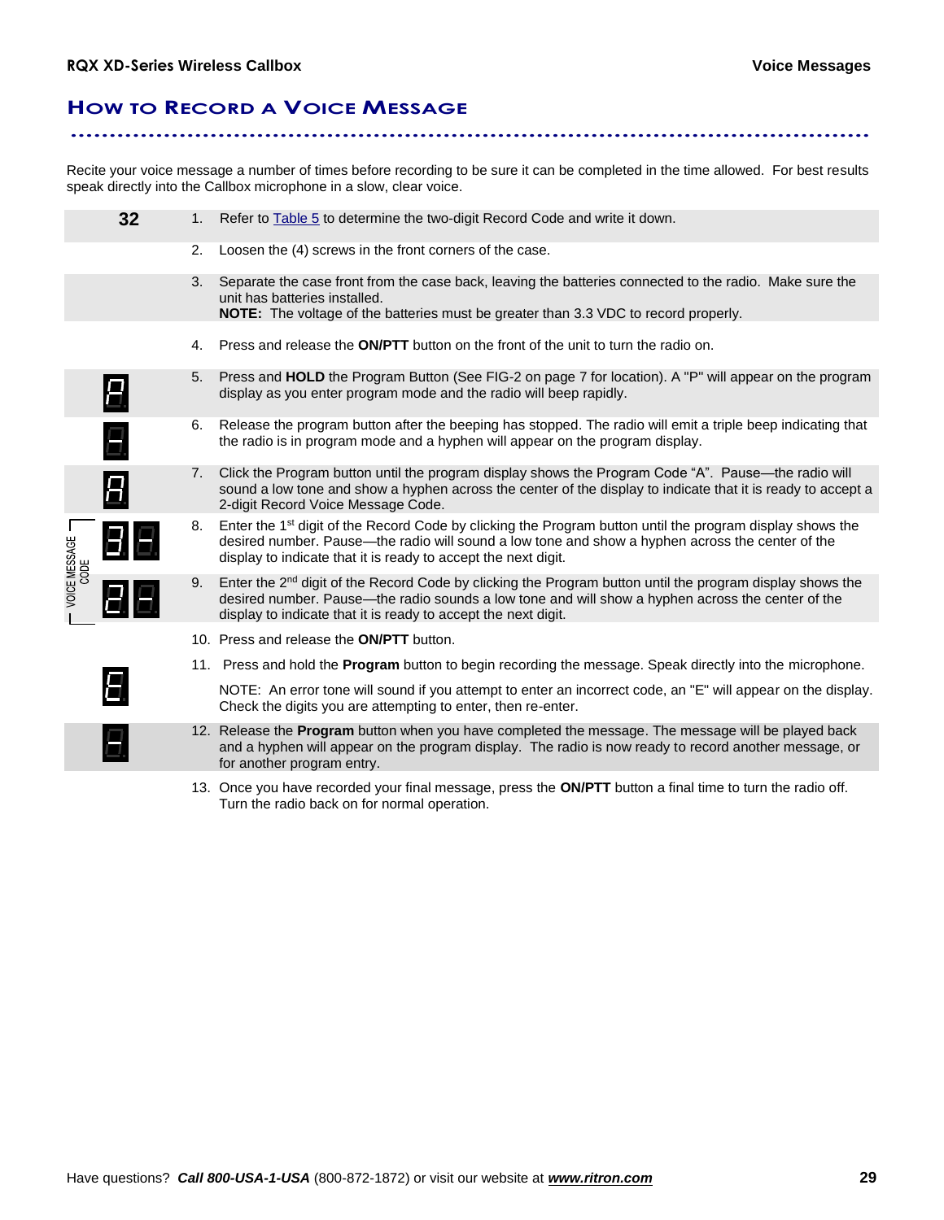## How to Record a Voice Message

Recite your voice message a number of times before recording to be sure it can be completed in the time allowed. For best results speak directly into the Callbox microphone in a slow, clear voice.

| | |
|---|---|
| **32** | 1. Refer to Table 5 to determine the two-digit Record Code and write it down. |
| | 2. Loosen the (4) screws in the front corners of the case. |
| | 3. Separate the case front from the case back, leaving the batteries connected to the radio. Make sure the unit has batteries installed. **NOTE:** The voltage of the batteries must be greater than 3.3 VDC to record properly. |
| | 4. Press and release the **ON/PTT** button on the front of the unit to turn the radio on. |
| P | 5. Press and **HOLD** the Program Button (See FIG-2 on page 7 for location). A "P" will appear on the program display as you enter program mode and the radio will beep rapidly. |
| - | 6. Release the program button after the beeping has stopped. The radio will emit a triple beep indicating that the radio is in program mode and a hyphen will appear on the program display. |
| A | 7. Click the Program button until the program display shows the Program Code "A". Pause—the radio will sound a low tone and show a hyphen across the center of the display to indicate that it is ready to accept a 2-digit Record Voice Message Code. |
| VOICE MESSAGE CODE: 3 - | 8. Enter the 1st digit of the Record Code by clicking the Program button until the program display shows the desired number. Pause—the radio will sound a low tone and show a hyphen across the center of the display to indicate that it is ready to accept the next digit. |
| 2 - | 9. Enter the 2nd digit of the Record Code by clicking the Program button until the program display shows the desired number. Pause—the radio sounds a low tone and will show a hyphen across the center of the display to indicate that it is ready to accept the next digit. |
| | 10. Press and release the **ON/PTT** button. |
| E | 11. Press and hold the **Program** button to begin recording the message. Speak directly into the microphone. NOTE: An error tone will sound if you attempt to enter an incorrect code, an "E" will appear on the display. Check the digits you are attempting to enter, then re-enter. |
| - | 12. Release the **Program** button when you have completed the message. The message will be played back and a hyphen will appear on the program display. The radio is now ready to record another message, or for another program entry. |
| | 13. Once you have recorded your final message, press the **ON/PTT** button a final time to turn the radio off. Turn the radio back on for normal operation. |

Have questions? ***Call 800-USA-1-USA*** (800-872-1872) or visit our website at ***www.ritron.com***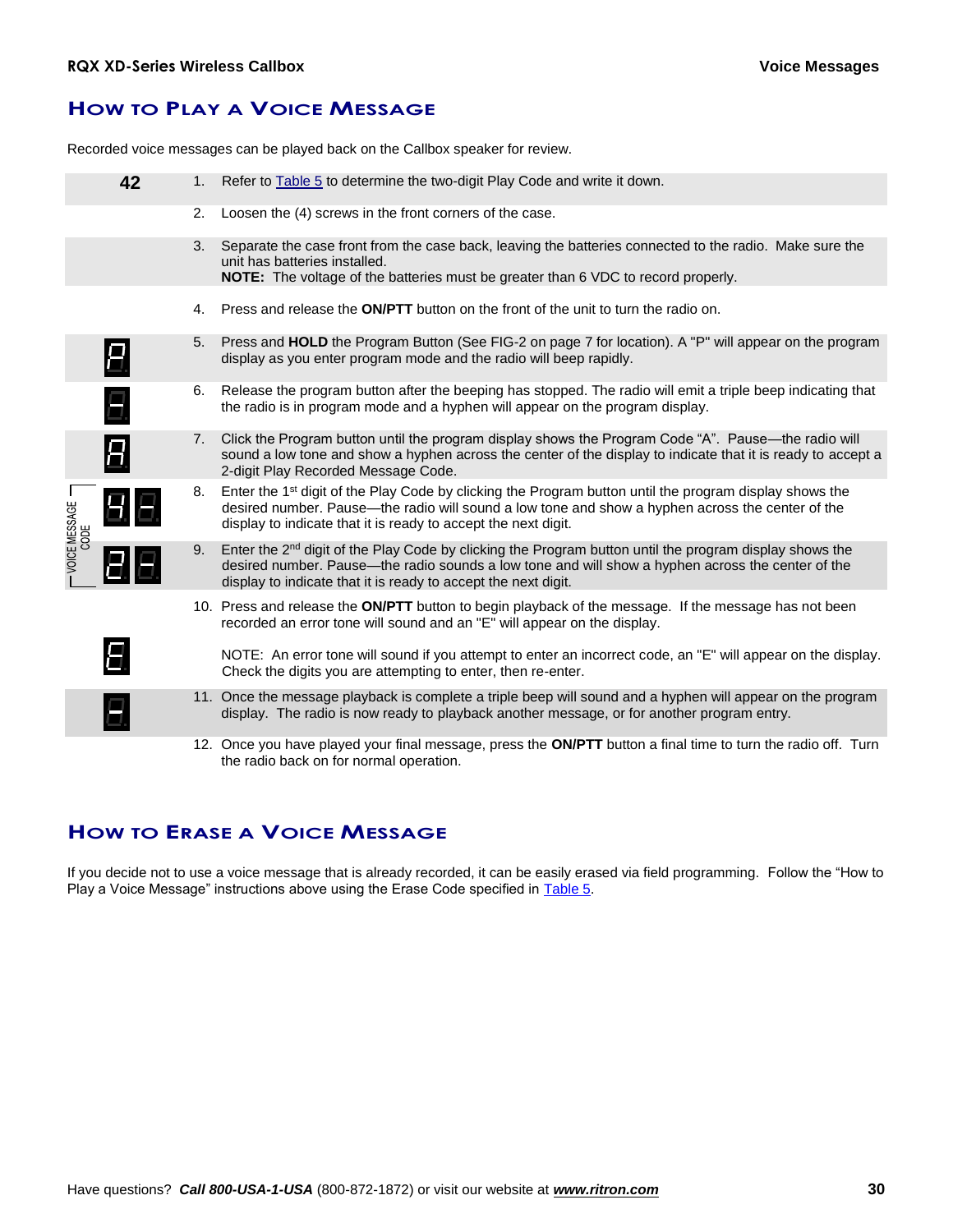## How to Play a Voice Message

Recorded voice messages can be played back on the Callbox speaker for review.

| | |
|---|---|
| 42 | 1. Refer to Table 5 to determine the two-digit Play Code and write it down. |
| | 2. Loosen the (4) screws in the front corners of the case. |
| | 3. Separate the case front from the case back, leaving the batteries connected to the radio. Make sure the unit has batteries installed. **NOTE:** The voltage of the batteries must be greater than 6 VDC to record properly. |
| | 4. Press and release the **ON/PTT** button on the front of the unit to turn the radio on. |
| P | 5. Press and **HOLD** the Program Button (See FIG-2 on page 7 for location). A "P" will appear on the program display as you enter program mode and the radio will beep rapidly. |
| - | 6. Release the program button after the beeping has stopped. The radio will emit a triple beep indicating that the radio is in program mode and a hyphen will appear on the program display. |
| A | 7. Click the Program button until the program display shows the Program Code "A". Pause—the radio will sound a low tone and show a hyphen across the center of the display to indicate that it is ready to accept a 2-digit Play Recorded Message Code. |
| VOICE MESSAGE CODE: 4 - | 8. Enter the 1st digit of the Play Code by clicking the Program button until the program display shows the desired number. Pause—the radio will sound a low tone and show a hyphen across the center of the display to indicate that it is ready to accept the next digit. |
| 2 - | 9. Enter the 2nd digit of the Play Code by clicking the Program button until the program display shows the desired number. Pause—the radio sounds a low tone and will show a hyphen across the center of the display to indicate that it is ready to accept the next digit. |
| | 10. Press and release the **ON/PTT** button to begin playback of the message. If the message has not been recorded an error tone will sound and an "E" will appear on the display. |
| E | NOTE: An error tone will sound if you attempt to enter an incorrect code, an "E" will appear on the display. Check the digits you are attempting to enter, then re-enter. |
| - | 11. Once the message playback is complete a triple beep will sound and a hyphen will appear on the program display. The radio is now ready to playback another message, or for another program entry. |
| | 12. Once you have played your final message, press the **ON/PTT** button a final time to turn the radio off. Turn the radio back on for normal operation. |

## How to Erase a Voice Message

If you decide not to use a voice message that is already recorded, it can be easily erased via field programming. Follow the "How to Play a Voice Message" instructions above using the Erase Code specified in Table 5.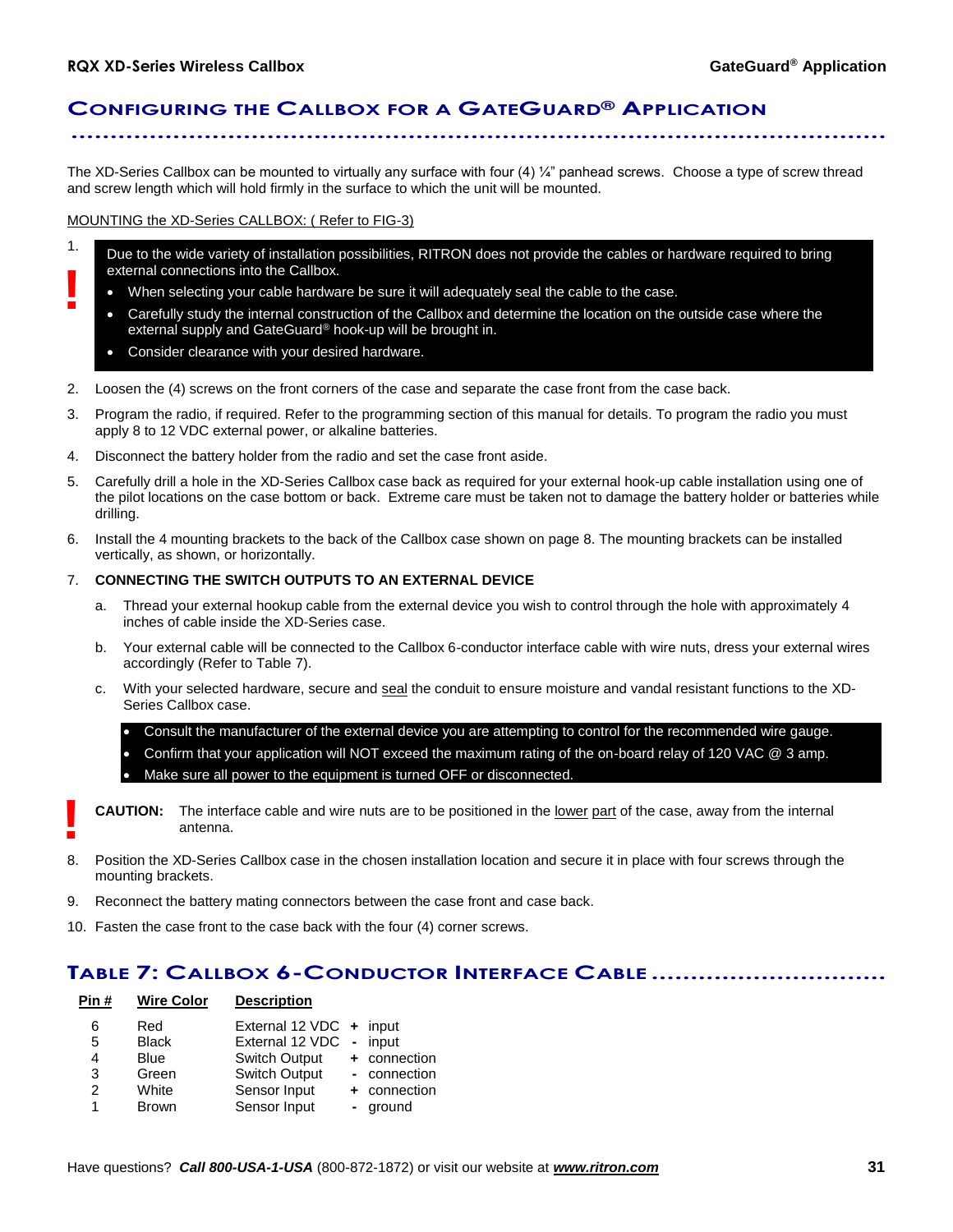## CONFIGURING THE CALLBOX FOR A GATEGUARD® APPLICATION

The XD-Series Callbox can be mounted to virtually any surface with four (4) ¼" panhead screws. Choose a type of screw thread and screw length which will hold firmly in the surface to which the unit will be mounted.

MOUNTING the XD-Series CALLBOX: ( Refer to FIG-3)

1. **!** Due to the wide variety of installation possibilities, RITRON does not provide the cables or hardware required to bring external connections into the Callbox.
   - When selecting your cable hardware be sure it will adequately seal the cable to the case.
   - Carefully study the internal construction of the Callbox and determine the location on the outside case where the external supply and GateGuard® hook-up will be brought in.
   - Consider clearance with your desired hardware.
2. Loosen the (4) screws on the front corners of the case and separate the case front from the case back.
3. Program the radio, if required. Refer to the programming section of this manual for details. To program the radio you must apply 8 to 12 VDC external power, or alkaline batteries.
4. Disconnect the battery holder from the radio and set the case front aside.
5. Carefully drill a hole in the XD-Series Callbox case back as required for your external hook-up cable installation using one of the pilot locations on the case bottom or back. Extreme care must be taken not to damage the battery holder or batteries while drilling.
6. Install the 4 mounting brackets to the back of the Callbox case shown on page 8. The mounting brackets can be installed vertically, as shown, or horizontally.
7. **CONNECTING THE SWITCH OUTPUTS TO AN EXTERNAL DEVICE**
   a. Thread your external hookup cable from the external device you wish to control through the hole with approximately 4 inches of cable inside the XD-Series case.
   b. Your external cable will be connected to the Callbox 6-conductor interface cable with wire nuts, dress your external wires accordingly (Refer to Table 7).
   c. With your selected hardware, secure and seal the conduit to ensure moisture and vandal resistant functions to the XD-Series Callbox case.
      - Consult the manufacturer of the external device you are attempting to control for the recommended wire gauge.
      - Confirm that your application will NOT exceed the maximum rating of the on-board relay of 120 VAC @ 3 amp.
      - Make sure all power to the equipment is turned OFF or disconnected.

   **!** **CAUTION:** The interface cable and wire nuts are to be positioned in the lower part of the case, away from the internal antenna.
8. Position the XD-Series Callbox case in the chosen installation location and secure it in place with four screws through the mounting brackets.
9. Reconnect the battery mating connectors between the case front and case back.
10. Fasten the case front to the case back with the four (4) corner screws.

## TABLE 7: CALLBOX 6-CONDUCTOR INTERFACE CABLE

| Pin # | Wire Color | Description | | |
|---|---|---|---|---|
| 6 | Red | External 12 VDC | + | input |
| 5 | Black | External 12 VDC | - | input |
| 4 | Blue | Switch Output | + | connection |
| 3 | Green | Switch Output | - | connection |
| 2 | White | Sensor Input | + | connection |
| 1 | Brown | Sensor Input | - | ground |

Have questions? ***Call 800-USA-1-USA*** (800-872-1872) or visit our website at ***www.ritron.com***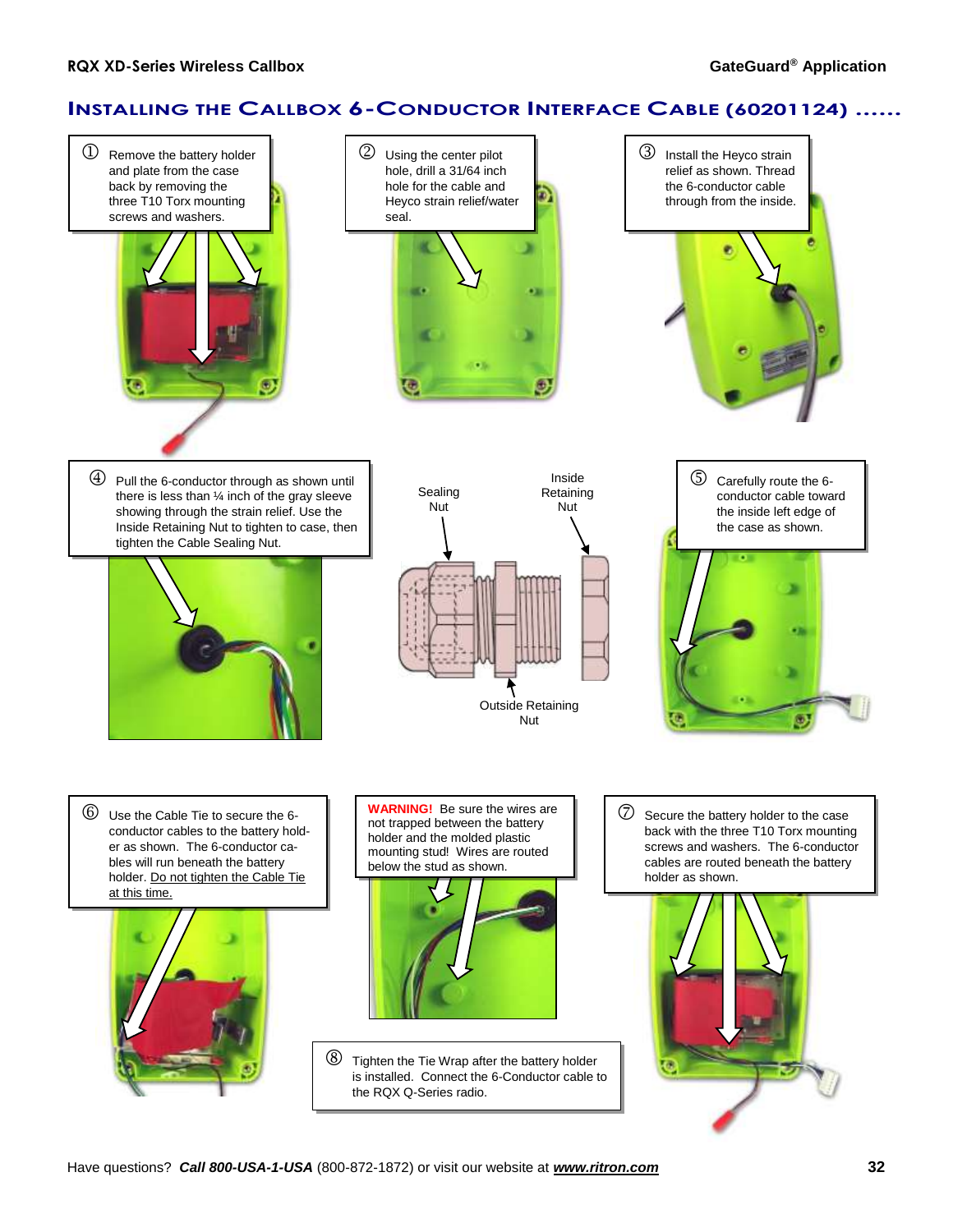## INSTALLING THE CALLBOX 6-CONDUCTOR INTERFACE CABLE (60201124) ......

① Remove the battery holder and plate from the case back by removing the three T10 Torx mounting screws and washers.

② Using the center pilot hole, drill a 31/64 inch hole for the cable and Heyco strain relief/water seal.

③ Install the Heyco strain relief as shown. Thread the 6-conductor cable through from the inside.

④ Pull the 6-conductor through as shown until there is less than ¼ inch of the gray sleeve showing through the strain relief. Use the Inside Retaining Nut to tighten to case, then tighten the Cable Sealing Nut.

Sealing Nut

Inside Retaining Nut

Outside Retaining Nut

⑤ Carefully route the 6-conductor cable toward the inside left edge of the case as shown.

⑥ Use the Cable Tie to secure the 6-conductor cables to the battery holder as shown. The 6-conductor cables will run beneath the battery holder. Do not tighten the Cable Tie at this time.

**WARNING!** Be sure the wires are not trapped between the battery holder and the molded plastic mounting stud! Wires are routed below the stud as shown.

⑦ Secure the battery holder to the case back with the three T10 Torx mounting screws and washers. The 6-conductor cables are routed beneath the battery holder as shown.

⑧ Tighten the Tie Wrap after the battery holder is installed. Connect the 6-Conductor cable to the RQX Q-Series radio.

Have questions? ***Call 800-USA-1-USA*** (800-872-1872) or visit our website at ***www.ritron.com***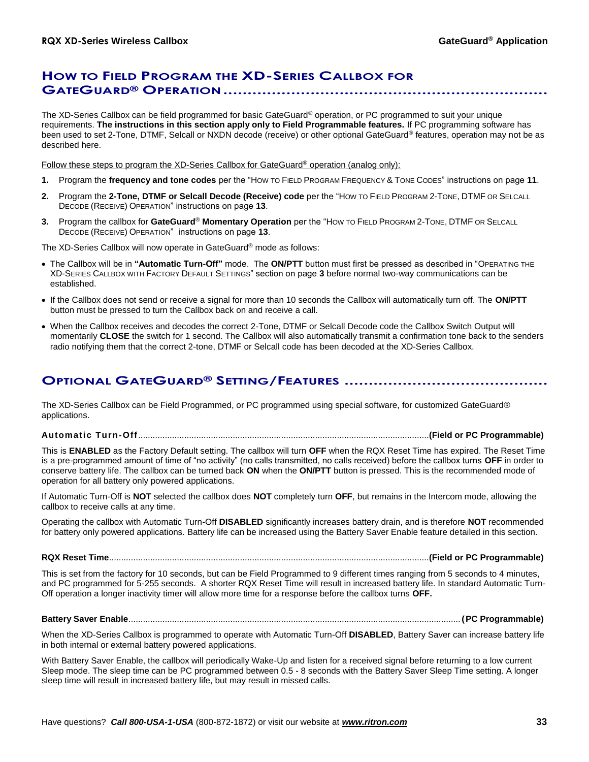## How to Field Program the XD-Series Callbox for GateGuard® Operation

The XD-Series Callbox can be field programmed for basic GateGuard® operation, or PC programmed to suit your unique requirements. **The instructions in this section apply only to Field Programmable features.** If PC programming software has been used to set 2-Tone, DTMF, Selcall or NXDN decode (receive) or other optional GateGuard® features, operation may not be as described here.

Follow these steps to program the XD-Series Callbox for GateGuard® operation (analog only):

1. Program the **frequency and tone codes** per the "How to Field Program Frequency & Tone Codes" instructions on page **11**.
2. Program the **2-Tone, DTMF or Selcall Decode (Receive) code** per the "How to Field Program 2-Tone, DTMF or Selcall Decode (Receive) Operation" instructions on page **13**.
3. Program the callbox for **GateGuard® Momentary Operation** per the "How to Field Program 2-Tone, DTMF or Selcall Decode (Receive) Operation" instructions on page **13**.

The XD-Series Callbox will now operate in GateGuard® mode as follows:

- The Callbox will be in **"Automatic Turn-Off"** mode. The **ON/PTT** button must first be pressed as described in "Operating the XD-Series Callbox with Factory Default Settings" section on page **3** before normal two-way communications can be established.
- If the Callbox does not send or receive a signal for more than 10 seconds the Callbox will automatically turn off. The **ON/PTT** button must be pressed to turn the Callbox back on and receive a call.
- When the Callbox receives and decodes the correct 2-Tone, DTMF or Selcall Decode code the Callbox Switch Output will momentarily **CLOSE** the switch for 1 second. The Callbox will also automatically transmit a confirmation tone back to the senders radio notifying them that the correct 2-tone, DTMF or Selcall code has been decoded at the XD-Series Callbox.

## Optional GateGuard® Setting/Features

The XD-Series Callbox can be Field Programmed, or PC programmed using special software, for customized GateGuard® applications.

**Automatic Turn-Off**......**(Field or PC Programmable)**

This is **ENABLED** as the Factory Default setting. The callbox will turn **OFF** when the RQX Reset Time has expired. The Reset Time is a pre-programmed amount of time of "no activity" (no calls transmitted, no calls received) before the callbox turns **OFF** in order to conserve battery life. The callbox can be turned back **ON** when the **ON/PTT** button is pressed. This is the recommended mode of operation for all battery only powered applications.

If Automatic Turn-Off is **NOT** selected the callbox does **NOT** completely turn **OFF**, but remains in the Intercom mode, allowing the callbox to receive calls at any time.

Operating the callbox with Automatic Turn-Off **DISABLED** significantly increases battery drain, and is therefore **NOT** recommended for battery only powered applications. Battery life can be increased using the Battery Saver Enable feature detailed in this section.

**RQX Reset Time**......**(Field or PC Programmable)**

This is set from the factory for 10 seconds, but can be Field Programmed to 9 different times ranging from 5 seconds to 4 minutes, and PC programmed for 5-255 seconds. A shorter RQX Reset Time will result in increased battery life. In standard Automatic Turn-Off operation a longer inactivity timer will allow more time for a response before the callbox turns **OFF.**

**Battery Saver Enable**......**(PC Programmable)**

When the XD-Series Callbox is programmed to operate with Automatic Turn-Off **DISABLED**, Battery Saver can increase battery life in both internal or external battery powered applications.

With Battery Saver Enable, the callbox will periodically Wake-Up and listen for a received signal before returning to a low current Sleep mode. The sleep time can be PC programmed between 0.5 - 8 seconds with the Battery Saver Sleep Time setting. A longer sleep time will result in increased battery life, but may result in missed calls.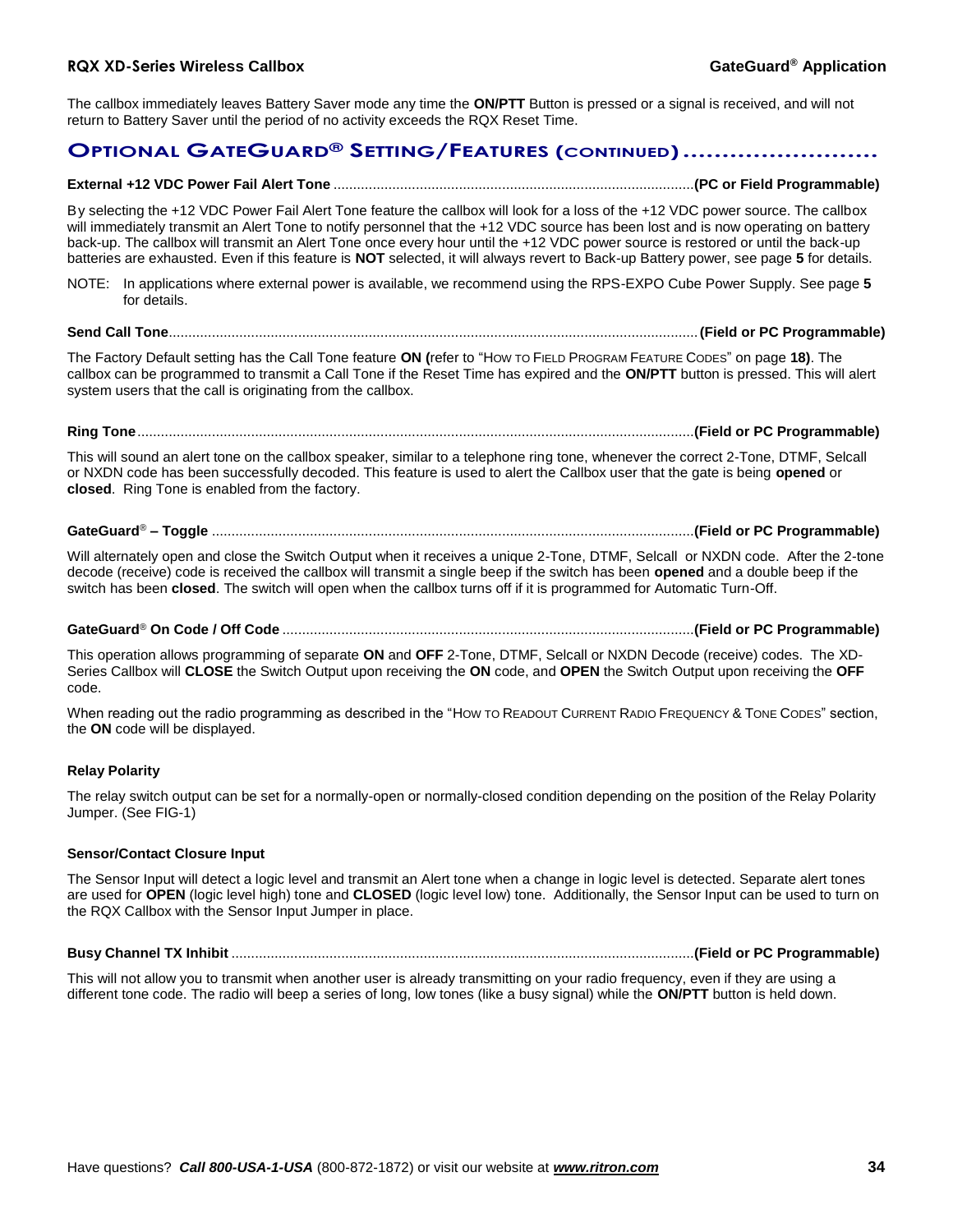The callbox immediately leaves Battery Saver mode any time the **ON/PTT** Button is pressed or a signal is received, and will not return to Battery Saver until the period of no activity exceeds the RQX Reset Time.

## OPTIONAL GATEGUARD® SETTING/FEATURES (CONTINUED)

**External +12 VDC Power Fail Alert Tone** ............ **(PC or Field Programmable)**

By selecting the +12 VDC Power Fail Alert Tone feature the callbox will look for a loss of the +12 VDC power source. The callbox will immediately transmit an Alert Tone to notify personnel that the +12 VDC source has been lost and is now operating on battery back-up. The callbox will transmit an Alert Tone once every hour until the +12 VDC power source is restored or until the back-up batteries are exhausted. Even if this feature is **NOT** selected, it will always revert to Back-up Battery power, see page **5** for details.

NOTE: In applications where external power is available, we recommend using the RPS-EXPO Cube Power Supply. See page **5** for details.

**Send Call Tone**............ **(Field or PC Programmable)**

The Factory Default setting has the Call Tone feature **ON (**refer to "HOW TO FIELD PROGRAM FEATURE CODES" on page **18)**. The callbox can be programmed to transmit a Call Tone if the Reset Time has expired and the **ON/PTT** button is pressed. This will alert system users that the call is originating from the callbox.

**Ring Tone**............ **(Field or PC Programmable)**

This will sound an alert tone on the callbox speaker, similar to a telephone ring tone, whenever the correct 2-Tone, DTMF, Selcall or NXDN code has been successfully decoded. This feature is used to alert the Callbox user that the gate is being **opened** or **closed**. Ring Tone is enabled from the factory.

**GateGuard® – Toggle** ............ **(Field or PC Programmable)**

Will alternately open and close the Switch Output when it receives a unique 2-Tone, DTMF, Selcall or NXDN code. After the 2-tone decode (receive) code is received the callbox will transmit a single beep if the switch has been **opened** and a double beep if the switch has been **closed**. The switch will open when the callbox turns off if it is programmed for Automatic Turn-Off.

**GateGuard® On Code / Off Code** ............ **(Field or PC Programmable)**

This operation allows programming of separate **ON** and **OFF** 2-Tone, DTMF, Selcall or NXDN Decode (receive) codes. The XD-Series Callbox will **CLOSE** the Switch Output upon receiving the **ON** code, and **OPEN** the Switch Output upon receiving the **OFF** code.

When reading out the radio programming as described in the "HOW TO READOUT CURRENT RADIO FREQUENCY & TONE CODES" section, the **ON** code will be displayed.

**Relay Polarity**

The relay switch output can be set for a normally-open or normally-closed condition depending on the position of the Relay Polarity Jumper. (See FIG-1)

**Sensor/Contact Closure Input**

The Sensor Input will detect a logic level and transmit an Alert tone when a change in logic level is detected. Separate alert tones are used for **OPEN** (logic level high) tone and **CLOSED** (logic level low) tone. Additionally, the Sensor Input can be used to turn on the RQX Callbox with the Sensor Input Jumper in place.

**Busy Channel TX Inhibit** ............ **(Field or PC Programmable)**

This will not allow you to transmit when another user is already transmitting on your radio frequency, even if they are using a different tone code. The radio will beep a series of long, low tones (like a busy signal) while the **ON/PTT** button is held down.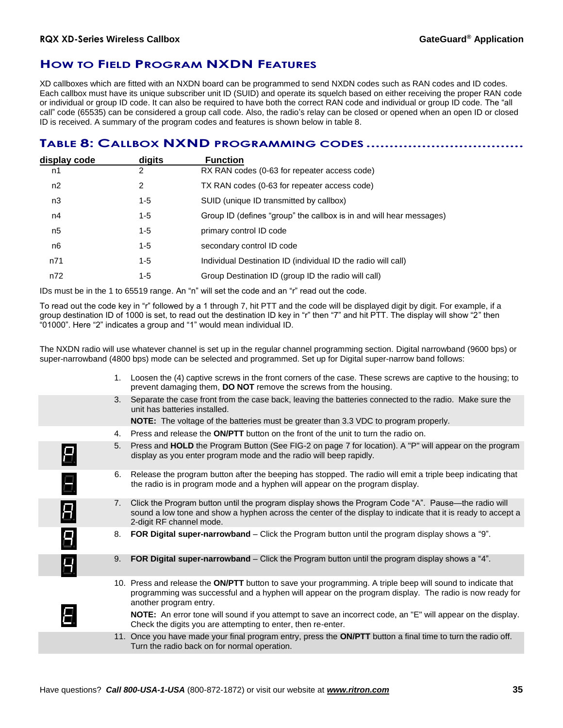## How to Field Program NXDN Features

XD callboxes which are fitted with an NXDN board can be programmed to send NXDN codes such as RAN codes and ID codes. Each callbox must have its unique subscriber unit ID (SUID) and operate its squelch based on either receiving the proper RAN code or individual or group ID code. It can also be required to have both the correct RAN code and individual or group ID code. The "all call" code (65535) can be considered a group call code. Also, the radio's relay can be closed or opened when an open ID or closed ID is received. A summary of the program codes and features is shown below in table 8.

### Table 8: Callbox NXND programming codes

| display code | digits | Function |
|---|---|---|
| n1 | 2 | RX RAN codes (0-63 for repeater access code) |
| n2 | 2 | TX RAN codes (0-63 for repeater access code) |
| n3 | 1-5 | SUID (unique ID transmitted by callbox) |
| n4 | 1-5 | Group ID (defines "group" the callbox is in and will hear messages) |
| n5 | 1-5 | primary control ID code |
| n6 | 1-5 | secondary control ID code |
| n71 | 1-5 | Individual Destination ID (individual ID the radio will call) |
| n72 | 1-5 | Group Destination ID (group ID the radio will call) |

IDs must be in the 1 to 65519 range. An "n" will set the code and an "r" read out the code.

To read out the code key in "r" followed by a 1 through 7, hit PTT and the code will be displayed digit by digit. For example, if a group destination ID of 1000 is set, to read out the destination ID key in "r" then "7" and hit PTT. The display will show "2" then "01000". Here "2" indicates a group and "1" would mean individual ID.

The NXDN radio will use whatever channel is set up in the regular channel programming section. Digital narrowband (9600 bps) or super-narrowband (4800 bps) mode can be selected and programmed. Set up for Digital super-narrow band follows:

1. Loosen the (4) captive screws in the front corners of the case. These screws are captive to the housing; to prevent damaging them, **DO NOT** remove the screws from the housing.
2. Separate the case front from the case back, leaving the batteries connected to the radio. Make sure the unit has batteries installed.

   **NOTE:** The voltage of the batteries must be greater than 3.3 VDC to program properly.
3. Press and release the **ON/PTT** button on the front of the unit to turn the radio on.
4. Press and **HOLD** the Program Button (See FIG-2 on page 7 for location). A "P" will appear on the program display as you enter program mode and the radio will beep rapidly.
5. Release the program button after the beeping has stopped. The radio will emit a triple beep indicating that the radio is in program mode and a hyphen will appear on the program display.
6. Click the Program button until the program display shows the Program Code "A". Pause—the radio will sound a low tone and show a hyphen across the center of the display to indicate that it is ready to accept a 2-digit RF channel mode.
7. **FOR Digital super-narrowband** – Click the Program button until the program display shows a "9".
8. **FOR Digital super-narrowband** – Click the Program button until the program display shows a "4".
9. Press and release the **ON/PTT** button to save your programming. A triple beep will sound to indicate that programming was successful and a hyphen will appear on the program display. The radio is now ready for another program entry.

   **NOTE:** An error tone will sound if you attempt to save an incorrect code, an "E" will appear on the display. Check the digits you are attempting to enter, then re-enter.
10. Once you have made your final program entry, press the **ON/PTT** button a final time to turn the radio off. Turn the radio back on for normal operation.

Have questions? ***Call 800-USA-1-USA*** (800-872-1872) or visit our website at ***www.ritron.com***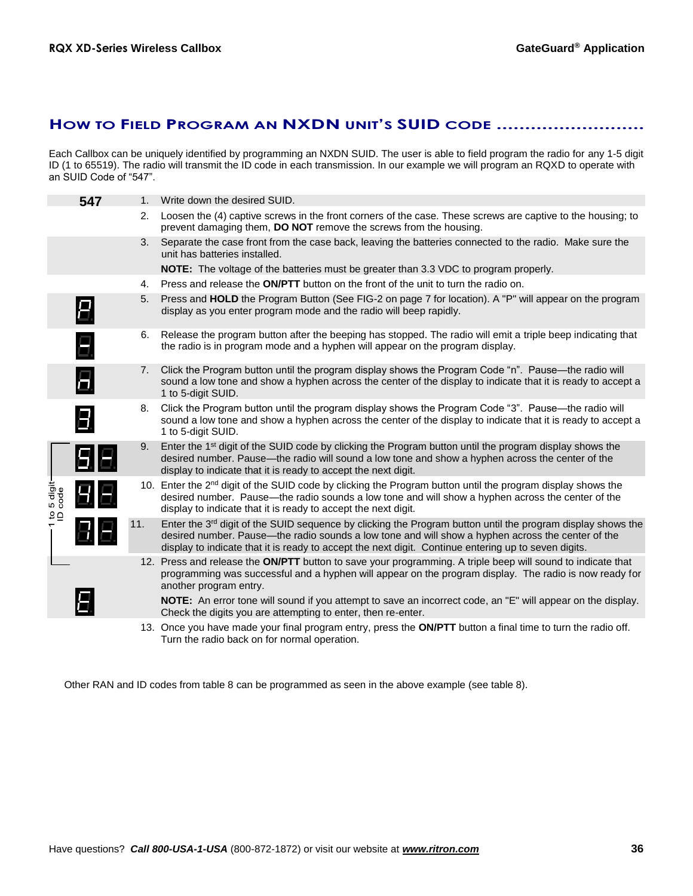## HOW TO FIELD PROGRAM AN NXDN UNIT'S SUID CODE

Each Callbox can be uniquely identified by programming an NXDN SUID. The user is able to field program the radio for any 1-5 digit ID (1 to 65519). The radio will transmit the ID code in each transmission. In our example we will program an RQXD to operate with an SUID Code of "547".

| Display | Step |
|---|---|
| **547** | 1. Write down the desired SUID. |
| | 2. Loosen the (4) captive screws in the front corners of the case. These screws are captive to the housing; to prevent damaging them, **DO NOT** remove the screws from the housing. |
| | 3. Separate the case front from the case back, leaving the batteries connected to the radio. Make sure the unit has batteries installed. **NOTE:** The voltage of the batteries must be greater than 3.3 VDC to program properly. |
| | 4. Press and release the **ON/PTT** button on the front of the unit to turn the radio on. |
| P | 5. Press and **HOLD** the Program Button (See FIG-2 on page 7 for location). A "P" will appear on the program display as you enter program mode and the radio will beep rapidly. |
| - | 6. Release the program button after the beeping has stopped. The radio will emit a triple beep indicating that the radio is in program mode and a hyphen will appear on the program display. |
| n | 7. Click the Program button until the program display shows the Program Code "n". Pause—the radio will sound a low tone and show a hyphen across the center of the display to indicate that it is ready to accept a 1 to 5-digit SUID. |
| 3 | 8. Click the Program button until the program display shows the Program Code "3". Pause—the radio will sound a low tone and show a hyphen across the center of the display to indicate that it is ready to accept a 1 to 5-digit SUID. |
| 5 - (1 to 5 digit ID code) | 9. Enter the 1st digit of the SUID code by clicking the Program button until the program display shows the desired number. Pause—the radio will sound a low tone and show a hyphen across the center of the display to indicate that it is ready to accept the next digit. |
| 4 - (1 to 5 digit ID code) | 10. Enter the 2nd digit of the SUID code by clicking the Program button until the program display shows the desired number. Pause—the radio sounds a low tone and will show a hyphen across the center of the display to indicate that it is ready to accept the next digit. |
| 7 - (1 to 5 digit ID code) | 11. Enter the 3rd digit of the SUID sequence by clicking the Program button until the program display shows the desired number. Pause—the radio sounds a low tone and will show a hyphen across the center of the display to indicate that it is ready to accept the next digit. Continue entering up to seven digits. |
| E | 12. Press and release the **ON/PTT** button to save your programming. A triple beep will sound to indicate that programming was successful and a hyphen will appear on the program display. The radio is now ready for another program entry. **NOTE:** An error tone will sound if you attempt to save an incorrect code, an "E" will appear on the display. Check the digits you are attempting to enter, then re-enter. |
| | 13. Once you have made your final program entry, press the **ON/PTT** button a final time to turn the radio off. Turn the radio back on for normal operation. |

Other RAN and ID codes from table 8 can be programmed as seen in the above example (see table 8).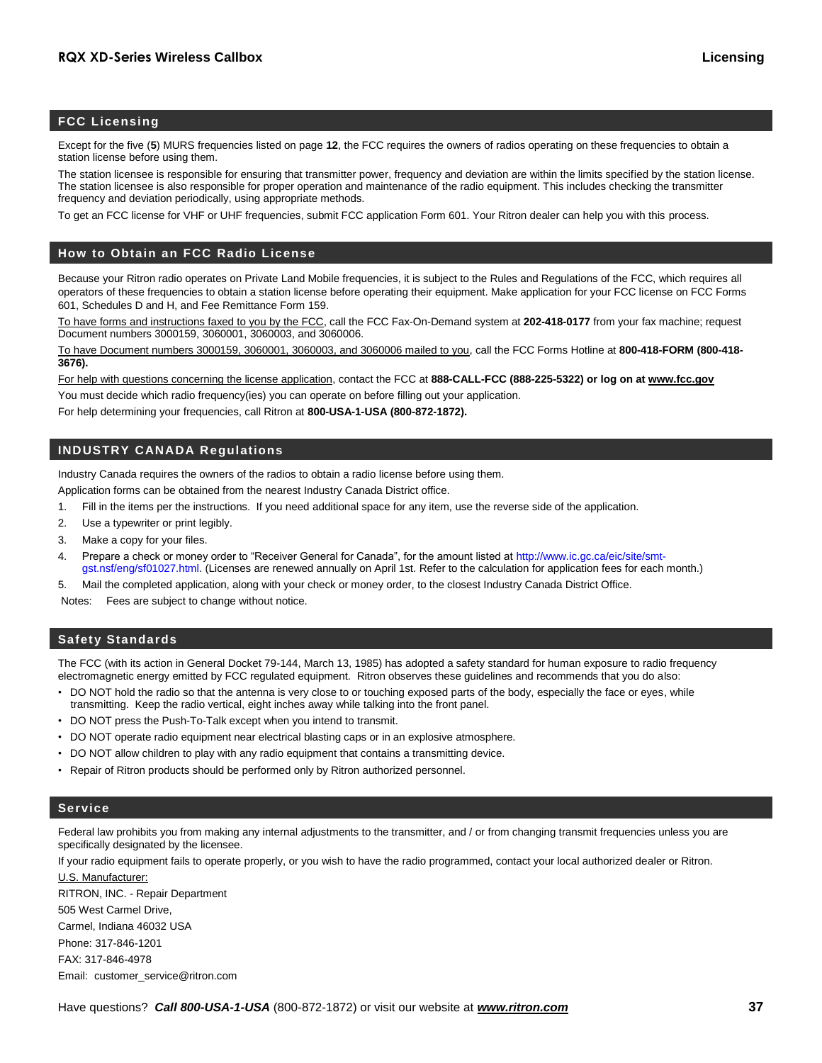## FCC Licensing

Except for the five (**5**) MURS frequencies listed on page **12**, the FCC requires the owners of radios operating on these frequencies to obtain a station license before using them.

The station licensee is responsible for ensuring that transmitter power, frequency and deviation are within the limits specified by the station license. The station licensee is also responsible for proper operation and maintenance of the radio equipment. This includes checking the transmitter frequency and deviation periodically, using appropriate methods.

To get an FCC license for VHF or UHF frequencies, submit FCC application Form 601. Your Ritron dealer can help you with this process.

## How to Obtain an FCC Radio License

Because your Ritron radio operates on Private Land Mobile frequencies, it is subject to the Rules and Regulations of the FCC, which requires all operators of these frequencies to obtain a station license before operating their equipment. Make application for your FCC license on FCC Forms 601, Schedules D and H, and Fee Remittance Form 159.

To have forms and instructions faxed to you by the FCC, call the FCC Fax-On-Demand system at **202-418-0177** from your fax machine; request Document numbers 3000159, 3060001, 3060003, and 3060006.

To have Document numbers 3000159, 3060001, 3060003, and 3060006 mailed to you, call the FCC Forms Hotline at **800-418-FORM (800-418-3676).**

For help with questions concerning the license application, contact the FCC at **888-CALL-FCC (888-225-5322) or log on at www.fcc.gov**

You must decide which radio frequency(ies) you can operate on before filling out your application.

For help determining your frequencies, call Ritron at **800-USA-1-USA (800-872-1872).**

## INDUSTRY CANADA Regulations

Industry Canada requires the owners of the radios to obtain a radio license before using them.

Application forms can be obtained from the nearest Industry Canada District office.

1. Fill in the items per the instructions. If you need additional space for any item, use the reverse side of the application.
2. Use a typewriter or print legibly.
3. Make a copy for your files.
4. Prepare a check or money order to "Receiver General for Canada", for the amount listed at http://www.ic.gc.ca/eic/site/smt-gst.nsf/eng/sf01027.html. (Licenses are renewed annually on April 1st. Refer to the calculation for application fees for each month.)
5. Mail the completed application, along with your check or money order, to the closest Industry Canada District Office.

Notes: Fees are subject to change without notice.

## Safety Standards

The FCC (with its action in General Docket 79-144, March 13, 1985) has adopted a safety standard for human exposure to radio frequency electromagnetic energy emitted by FCC regulated equipment. Ritron observes these guidelines and recommends that you do also:

- DO NOT hold the radio so that the antenna is very close to or touching exposed parts of the body, especially the face or eyes, while transmitting. Keep the radio vertical, eight inches away while talking into the front panel.
- DO NOT press the Push-To-Talk except when you intend to transmit.
- DO NOT operate radio equipment near electrical blasting caps or in an explosive atmosphere.
- DO NOT allow children to play with any radio equipment that contains a transmitting device.
- Repair of Ritron products should be performed only by Ritron authorized personnel.

## Service

Federal law prohibits you from making any internal adjustments to the transmitter, and / or from changing transmit frequencies unless you are specifically designated by the licensee.

If your radio equipment fails to operate properly, or you wish to have the radio programmed, contact your local authorized dealer or Ritron.

U.S. Manufacturer:

RITRON, INC. - Repair Department

505 West Carmel Drive,

Carmel, Indiana 46032 USA

Phone: 317-846-1201

FAX: 317-846-4978

Email: customer_service@ritron.com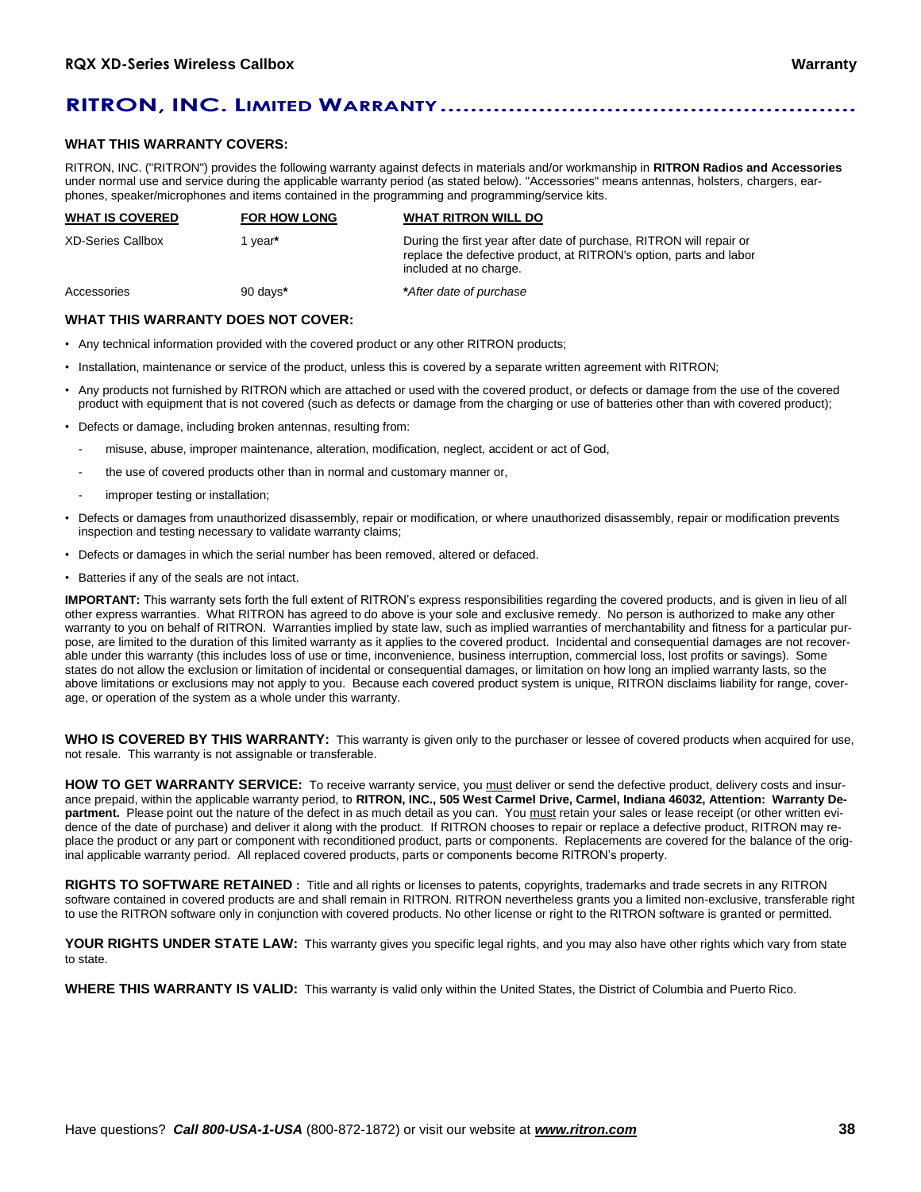# RITRON, INC. LIMITED WARRANTY

### WHAT THIS WARRANTY COVERS:

RITRON, INC. ("RITRON") provides the following warranty against defects in materials and/or workmanship in **RITRON Radios and Accessories** under normal use and service during the applicable warranty period (as stated below). "Accessories" means antennas, holsters, chargers, earphones, speaker/microphones and items contained in the programming and programming/service kits.

| WHAT IS COVERED | FOR HOW LONG | WHAT RITRON WILL DO |
|---|---|---|
| XD-Series Callbox | 1 year* | During the first year after date of purchase, RITRON will repair or replace the defective product, at RITRON's option, parts and labor included at no charge. |
| Accessories | 90 days* | **\****After date of purchase* |

### WHAT THIS WARRANTY DOES NOT COVER:

- Any technical information provided with the covered product or any other RITRON products;
- Installation, maintenance or service of the product, unless this is covered by a separate written agreement with RITRON;
- Any products not furnished by RITRON which are attached or used with the covered product, or defects or damage from the use of the covered product with equipment that is not covered (such as defects or damage from the charging or use of batteries other than with covered product);
- Defects or damage, including broken antennas, resulting from:
  - misuse, abuse, improper maintenance, alteration, modification, neglect, accident or act of God,
  - the use of covered products other than in normal and customary manner or,
  - improper testing or installation;
- Defects or damages from unauthorized disassembly, repair or modification, or where unauthorized disassembly, repair or modification prevents inspection and testing necessary to validate warranty claims;
- Defects or damages in which the serial number has been removed, altered or defaced.
- Batteries if any of the seals are not intact.

**IMPORTANT:** This warranty sets forth the full extent of RITRON's express responsibilities regarding the covered products, and is given in lieu of all other express warranties. What RITRON has agreed to do above is your sole and exclusive remedy. No person is authorized to make any other warranty to you on behalf of RITRON. Warranties implied by state law, such as implied warranties of merchantability and fitness for a particular purpose, are limited to the duration of this limited warranty as it applies to the covered product. Incidental and consequential damages are not recoverable under this warranty (this includes loss of use or time, inconvenience, business interruption, commercial loss, lost profits or savings). Some states do not allow the exclusion or limitation of incidental or consequential damages, or limitation on how long an implied warranty lasts, so the above limitations or exclusions may not apply to you. Because each covered product system is unique, RITRON disclaims liability for range, coverage, or operation of the system as a whole under this warranty.

**WHO IS COVERED BY THIS WARRANTY:** This warranty is given only to the purchaser or lessee of covered products when acquired for use, not resale. This warranty is not assignable or transferable.

**HOW TO GET WARRANTY SERVICE:** To receive warranty service, you <u>must</u> deliver or send the defective product, delivery costs and insurance prepaid, within the applicable warranty period, to **RITRON, INC., 505 West Carmel Drive, Carmel, Indiana 46032, Attention: Warranty Department.** Please point out the nature of the defect in as much detail as you can. You <u>must</u> retain your sales or lease receipt (or other written evidence of the date of purchase) and deliver it along with the product. If RITRON chooses to repair or replace a defective product, RITRON may replace the product or any part or component with reconditioned product, parts or components. Replacements are covered for the balance of the original applicable warranty period. All replaced covered products, parts or components become RITRON's property.

**RIGHTS TO SOFTWARE RETAINED :** Title and all rights or licenses to patents, copyrights, trademarks and trade secrets in any RITRON software contained in covered products are and shall remain in RITRON. RITRON nevertheless grants you a limited non-exclusive, transferable right to use the RITRON software only in conjunction with covered products. No other license or right to the RITRON software is granted or permitted.

**YOUR RIGHTS UNDER STATE LAW:** This warranty gives you specific legal rights, and you may also have other rights which vary from state to state.

**WHERE THIS WARRANTY IS VALID:** This warranty is valid only within the United States, the District of Columbia and Puerto Rico.

Have questions? ***Call 800-USA-1-USA*** (800-872-1872) or visit our website at ***www.ritron.com***